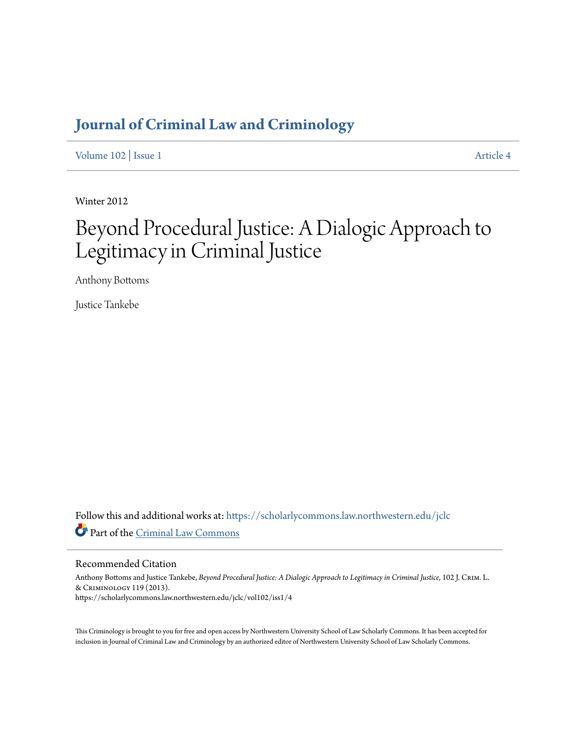# Journal of Criminal Law and Criminology

Volume 102 | Issue 1 Article 4

Winter 2012

# Beyond Procedural Justice: A Dialogic Approach to Legitimacy in Criminal Justice

Anthony Bottoms

Justice Tankebe

Follow this and additional works at: https://scholarlycommons.law.northwestern.edu/jclc

Part of the Criminal Law Commons

## Recommended Citation

Anthony Bottoms and Justice Tankebe, *Beyond Procedural Justice: A Dialogic Approach to Legitimacy in Criminal Justice*, 102 J. Crim. L. & Criminology 119 (2013).
https://scholarlycommons.law.northwestern.edu/jclc/vol102/iss1/4

This Criminology is brought to you for free and open access by Northwestern University School of Law Scholarly Commons. It has been accepted for inclusion in Journal of Criminal Law and Criminology by an authorized editor of Northwestern University School of Law Scholarly Commons.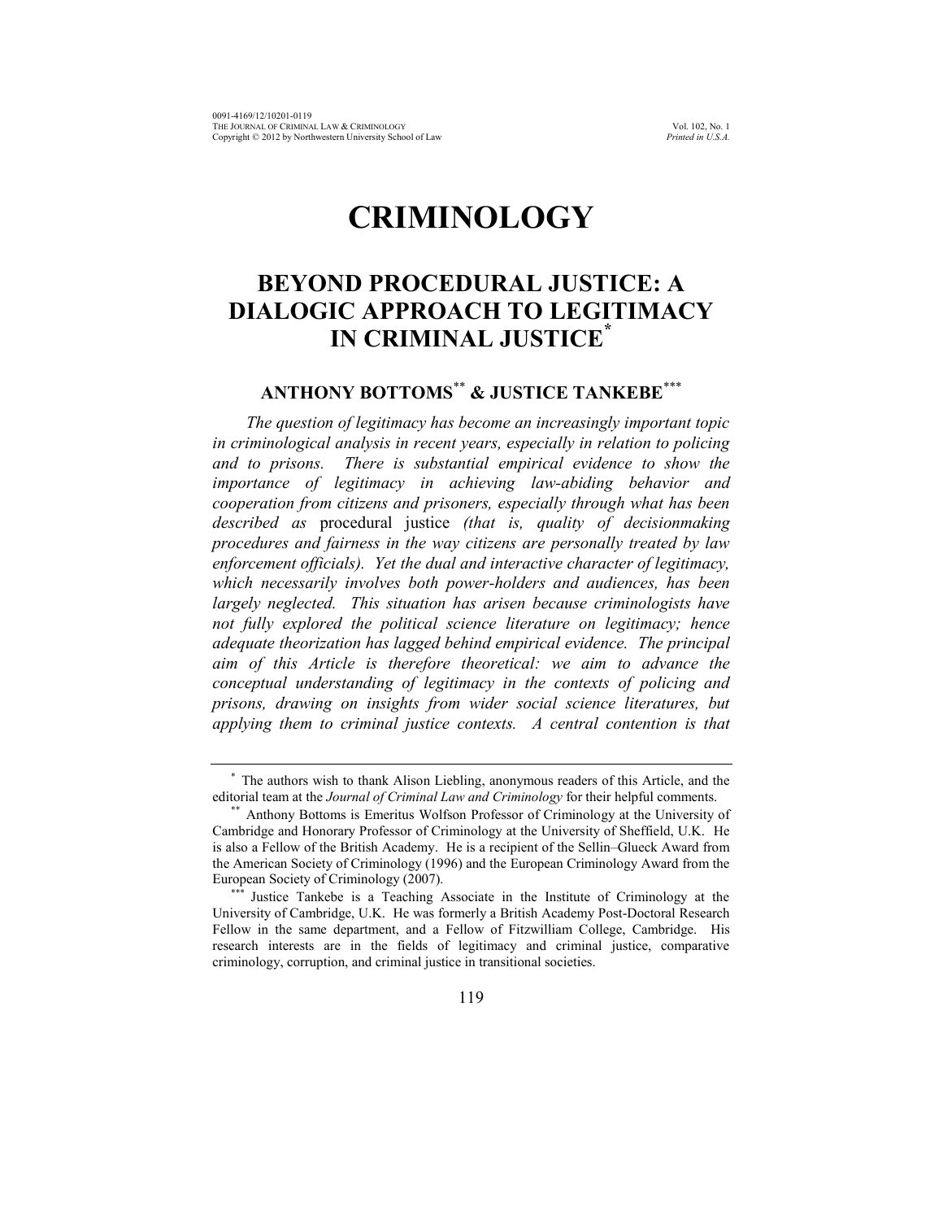# CRIMINOLOGY

## BEYOND PROCEDURAL JUSTICE: A DIALOGIC APPROACH TO LEGITIMACY IN CRIMINAL JUSTICE[*]

### ANTHONY BOTTOMS[**] & JUSTICE TANKEBE[***]

*The question of legitimacy has become an increasingly important topic in criminological analysis in recent years, especially in relation to policing and to prisons. There is substantial empirical evidence to show the importance of legitimacy in achieving law-abiding behavior and cooperation from citizens and prisoners, especially through what has been described as* procedural justice *(that is, quality of decisionmaking procedures and fairness in the way citizens are personally treated by law enforcement officials). Yet the dual and interactive character of legitimacy, which necessarily involves both power-holders and audiences, has been largely neglected. This situation has arisen because criminologists have not fully explored the political science literature on legitimacy; hence adequate theorization has lagged behind empirical evidence. The principal aim of this Article is therefore theoretical: we aim to advance the conceptual understanding of legitimacy in the contexts of policing and prisons, drawing on insights from wider social science literatures, but applying them to criminal justice contexts. A central contention is that*

---

[*] The authors wish to thank Alison Liebling, anonymous readers of this Article, and the editorial team at the *Journal of Criminal Law and Criminology* for their helpful comments.

[**] Anthony Bottoms is Emeritus Wolfson Professor of Criminology at the University of Cambridge and Honorary Professor of Criminology at the University of Sheffield, U.K. He is also a Fellow of the British Academy. He is a recipient of the Sellin–Glueck Award from the American Society of Criminology (1996) and the European Criminology Award from the European Society of Criminology (2007).

[***] Justice Tankebe is a Teaching Associate in the Institute of Criminology at the University of Cambridge, U.K. He was formerly a British Academy Post-Doctoral Research Fellow in the same department, and a Fellow of Fitzwilliam College, Cambridge. His research interests are in the fields of legitimacy and criminal justice, comparative criminology, corruption, and criminal justice in transitional societies.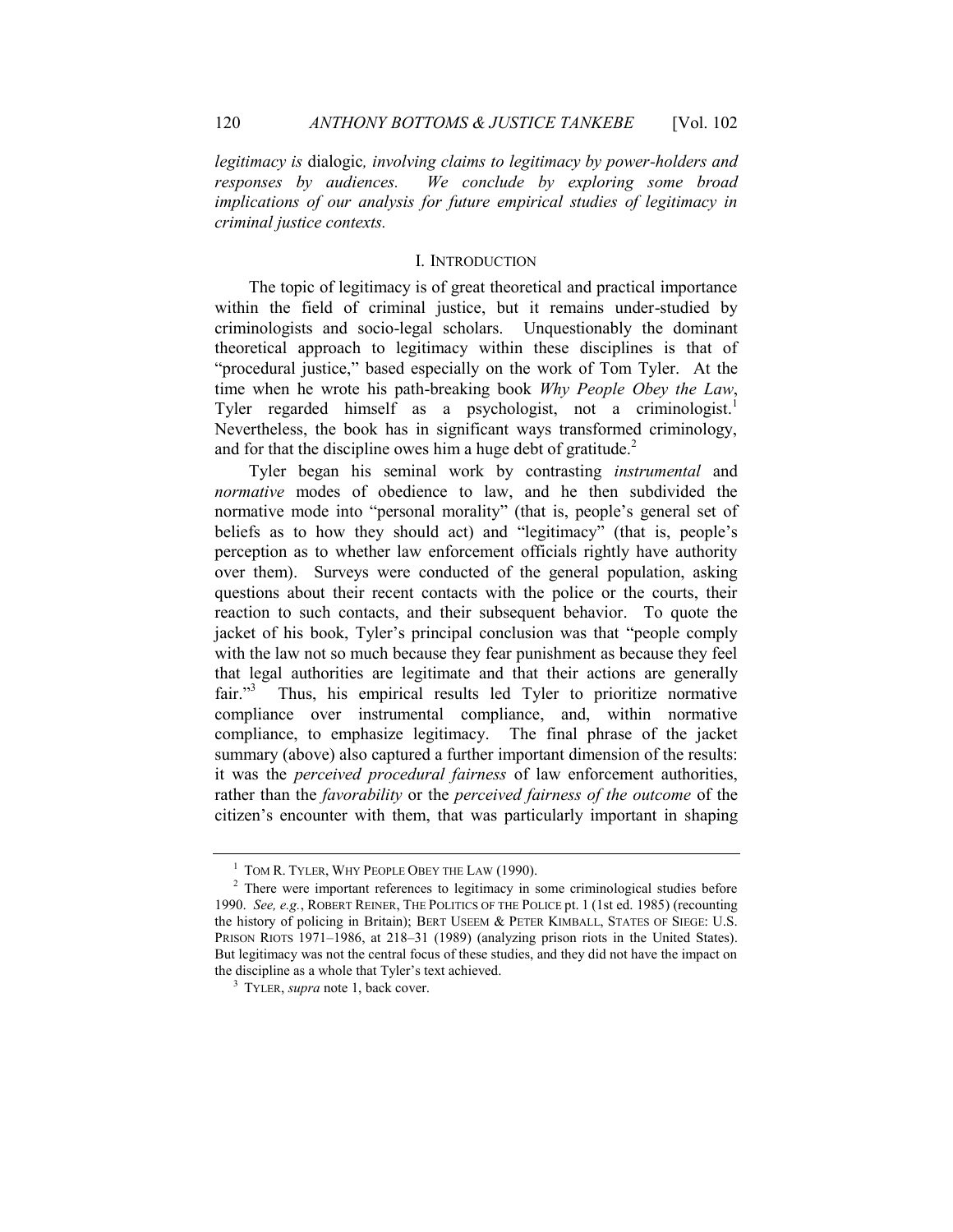*legitimacy is* dialogic*, involving claims to legitimacy by power-holders and responses by audiences. We conclude by exploring some broad implications of our analysis for future empirical studies of legitimacy in criminal justice contexts.*

## I. INTRODUCTION

The topic of legitimacy is of great theoretical and practical importance within the field of criminal justice, but it remains under-studied by criminologists and socio-legal scholars. Unquestionably the dominant theoretical approach to legitimacy within these disciplines is that of "procedural justice," based especially on the work of Tom Tyler. At the time when he wrote his path-breaking book *Why People Obey the Law*, Tyler regarded himself as a psychologist, not a criminologist.[1] Nevertheless, the book has in significant ways transformed criminology, and for that the discipline owes him a huge debt of gratitude.[2]

Tyler began his seminal work by contrasting *instrumental* and *normative* modes of obedience to law, and he then subdivided the normative mode into "personal morality" (that is, people's general set of beliefs as to how they should act) and "legitimacy" (that is, people's perception as to whether law enforcement officials rightly have authority over them). Surveys were conducted of the general population, asking questions about their recent contacts with the police or the courts, their reaction to such contacts, and their subsequent behavior. To quote the jacket of his book, Tyler's principal conclusion was that "people comply with the law not so much because they fear punishment as because they feel that legal authorities are legitimate and that their actions are generally fair."[3] Thus, his empirical results led Tyler to prioritize normative compliance over instrumental compliance, and, within normative compliance, to emphasize legitimacy. The final phrase of the jacket summary (above) also captured a further important dimension of the results: it was the *perceived procedural fairness* of law enforcement authorities, rather than the *favorability* or the *perceived fairness of the outcome* of the citizen's encounter with them, that was particularly important in shaping

---

[1] TOM R. TYLER, WHY PEOPLE OBEY THE LAW (1990).

[2] There were important references to legitimacy in some criminological studies before 1990. *See, e.g.*, ROBERT REINER, THE POLITICS OF THE POLICE pt. 1 (1st ed. 1985) (recounting the history of policing in Britain); BERT USEEM & PETER KIMBALL, STATES OF SIEGE: U.S. PRISON RIOTS 1971–1986, at 218–31 (1989) (analyzing prison riots in the United States). But legitimacy was not the central focus of these studies, and they did not have the impact on the discipline as a whole that Tyler's text achieved.

[3] TYLER, *supra* note 1, back cover.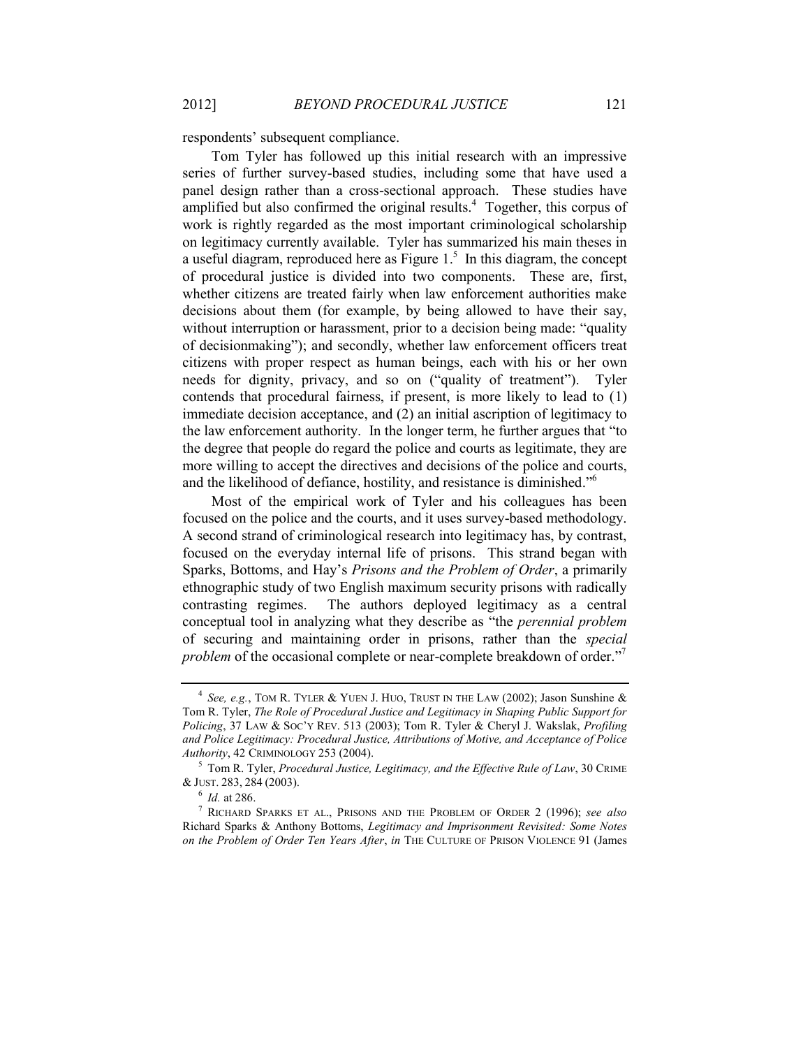respondents' subsequent compliance.

Tom Tyler has followed up this initial research with an impressive series of further survey-based studies, including some that have used a panel design rather than a cross-sectional approach. These studies have amplified but also confirmed the original results.[4] Together, this corpus of work is rightly regarded as the most important criminological scholarship on legitimacy currently available. Tyler has summarized his main theses in a useful diagram, reproduced here as Figure 1.[5] In this diagram, the concept of procedural justice is divided into two components. These are, first, whether citizens are treated fairly when law enforcement authorities make decisions about them (for example, by being allowed to have their say, without interruption or harassment, prior to a decision being made: "quality of decisionmaking"); and secondly, whether law enforcement officers treat citizens with proper respect as human beings, each with his or her own needs for dignity, privacy, and so on ("quality of treatment"). Tyler contends that procedural fairness, if present, is more likely to lead to (1) immediate decision acceptance, and (2) an initial ascription of legitimacy to the law enforcement authority. In the longer term, he further argues that "to the degree that people do regard the police and courts as legitimate, they are more willing to accept the directives and decisions of the police and courts, and the likelihood of defiance, hostility, and resistance is diminished."[6]

Most of the empirical work of Tyler and his colleagues has been focused on the police and the courts, and it uses survey-based methodology. A second strand of criminological research into legitimacy has, by contrast, focused on the everyday internal life of prisons. This strand began with Sparks, Bottoms, and Hay's *Prisons and the Problem of Order*, a primarily ethnographic study of two English maximum security prisons with radically contrasting regimes. The authors deployed legitimacy as a central conceptual tool in analyzing what they describe as "the *perennial problem* of securing and maintaining order in prisons, rather than the *special problem* of the occasional complete or near-complete breakdown of order."[7]

---

[4] *See, e.g.*, TOM R. TYLER & YUEN J. HUO, TRUST IN THE LAW (2002); Jason Sunshine & Tom R. Tyler, *The Role of Procedural Justice and Legitimacy in Shaping Public Support for Policing*, 37 LAW & SOC'Y REV. 513 (2003); Tom R. Tyler & Cheryl J. Wakslak, *Profiling and Police Legitimacy: Procedural Justice, Attributions of Motive, and Acceptance of Police Authority*, 42 CRIMINOLOGY 253 (2004).

[5] Tom R. Tyler, *Procedural Justice, Legitimacy, and the Effective Rule of Law*, 30 CRIME & JUST. 283, 284 (2003).

[6] *Id.* at 286.

[7] RICHARD SPARKS ET AL., PRISONS AND THE PROBLEM OF ORDER 2 (1996); *see also* Richard Sparks & Anthony Bottoms, *Legitimacy and Imprisonment Revisited: Some Notes on the Problem of Order Ten Years After*, *in* THE CULTURE OF PRISON VIOLENCE 91 (James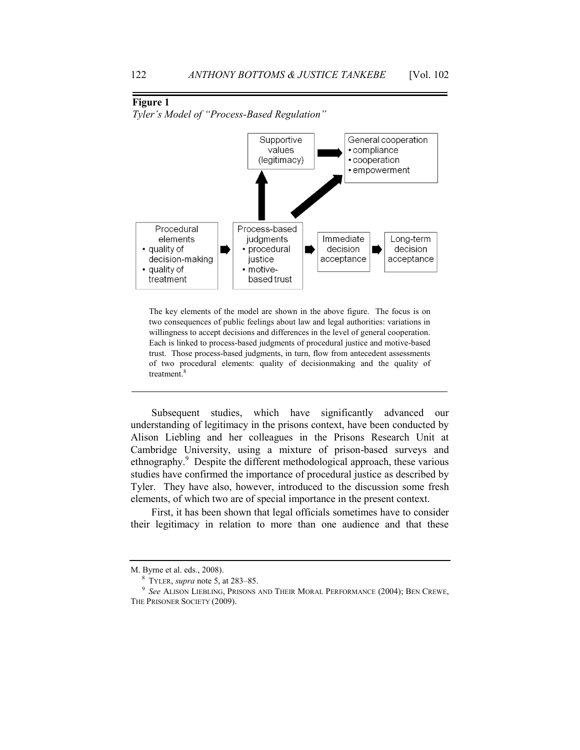**Figure 1**

*Tyler's Model of "Process-Based Regulation"*

Supportive values (legitimacy)

General cooperation
- compliance
- cooperation
- empowerment

Procedural elements
- quality of decision-making
- quality of treatment

Process-based judgments
- procedural justice
- motive-based trust

Immediate decision acceptance

Long-term decision acceptance

The key elements of the model are shown in the above figure. The focus is on two consequences of public feelings about law and legal authorities: variations in willingness to accept decisions and differences in the level of general cooperation. Each is linked to process-based judgments of procedural justice and motive-based trust. Those process-based judgments, in turn, flow from antecedent assessments of two procedural elements: quality of decisionmaking and the quality of treatment.[8]

---

Subsequent studies, which have significantly advanced our understanding of legitimacy in the prisons context, have been conducted by Alison Liebling and her colleagues in the Prisons Research Unit at Cambridge University, using a mixture of prison-based surveys and ethnography.[9] Despite the different methodological approach, these various studies have confirmed the importance of procedural justice as described by Tyler. They have also, however, introduced to the discussion some fresh elements, of which two are of special importance in the present context.

First, it has been shown that legal officials sometimes have to consider their legitimacy in relation to more than one audience and that these

---

M. Byrne et al. eds., 2008).

[8] TYLER, *supra* note 5, at 283–85.

[9] *See* ALISON LIEBLING, PRISONS AND THEIR MORAL PERFORMANCE (2004); BEN CREWE, THE PRISONER SOCIETY (2009).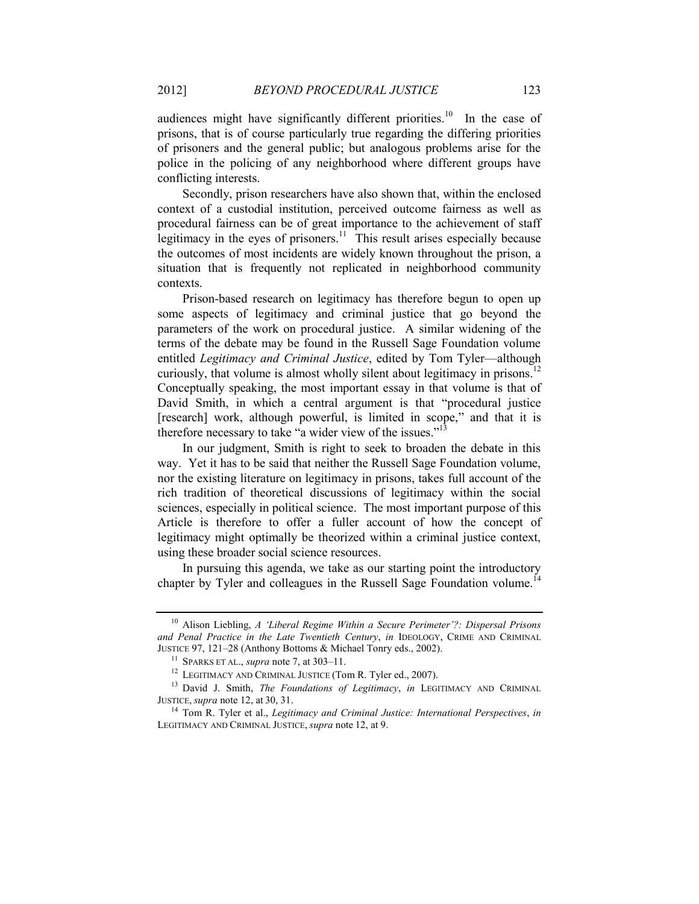audiences might have significantly different priorities.[10] In the case of prisons, that is of course particularly true regarding the differing priorities of prisoners and the general public; but analogous problems arise for the police in the policing of any neighborhood where different groups have conflicting interests.

Secondly, prison researchers have also shown that, within the enclosed context of a custodial institution, perceived outcome fairness as well as procedural fairness can be of great importance to the achievement of staff legitimacy in the eyes of prisoners.[11] This result arises especially because the outcomes of most incidents are widely known throughout the prison, a situation that is frequently not replicated in neighborhood community contexts.

Prison-based research on legitimacy has therefore begun to open up some aspects of legitimacy and criminal justice that go beyond the parameters of the work on procedural justice. A similar widening of the terms of the debate may be found in the Russell Sage Foundation volume entitled *Legitimacy and Criminal Justice*, edited by Tom Tyler—although curiously, that volume is almost wholly silent about legitimacy in prisons.[12] Conceptually speaking, the most important essay in that volume is that of David Smith, in which a central argument is that "procedural justice [research] work, although powerful, is limited in scope," and that it is therefore necessary to take "a wider view of the issues."[13]

In our judgment, Smith is right to seek to broaden the debate in this way. Yet it has to be said that neither the Russell Sage Foundation volume, nor the existing literature on legitimacy in prisons, takes full account of the rich tradition of theoretical discussions of legitimacy within the social sciences, especially in political science. The most important purpose of this Article is therefore to offer a fuller account of how the concept of legitimacy might optimally be theorized within a criminal justice context, using these broader social science resources.

In pursuing this agenda, we take as our starting point the introductory chapter by Tyler and colleagues in the Russell Sage Foundation volume.[14]

---

[10] Alison Liebling, *A 'Liberal Regime Within a Secure Perimeter'?: Dispersal Prisons and Penal Practice in the Late Twentieth Century*, *in* IDEOLOGY, CRIME AND CRIMINAL JUSTICE 97, 121–28 (Anthony Bottoms & Michael Tonry eds., 2002).

[11] SPARKS ET AL., *supra* note 7, at 303–11.

[12] LEGITIMACY AND CRIMINAL JUSTICE (Tom R. Tyler ed., 2007).

[13] David J. Smith, *The Foundations of Legitimacy*, *in* LEGITIMACY AND CRIMINAL JUSTICE, *supra* note 12, at 30, 31.

[14] Tom R. Tyler et al., *Legitimacy and Criminal Justice: International Perspectives*, *in* LEGITIMACY AND CRIMINAL JUSTICE, *supra* note 12, at 9.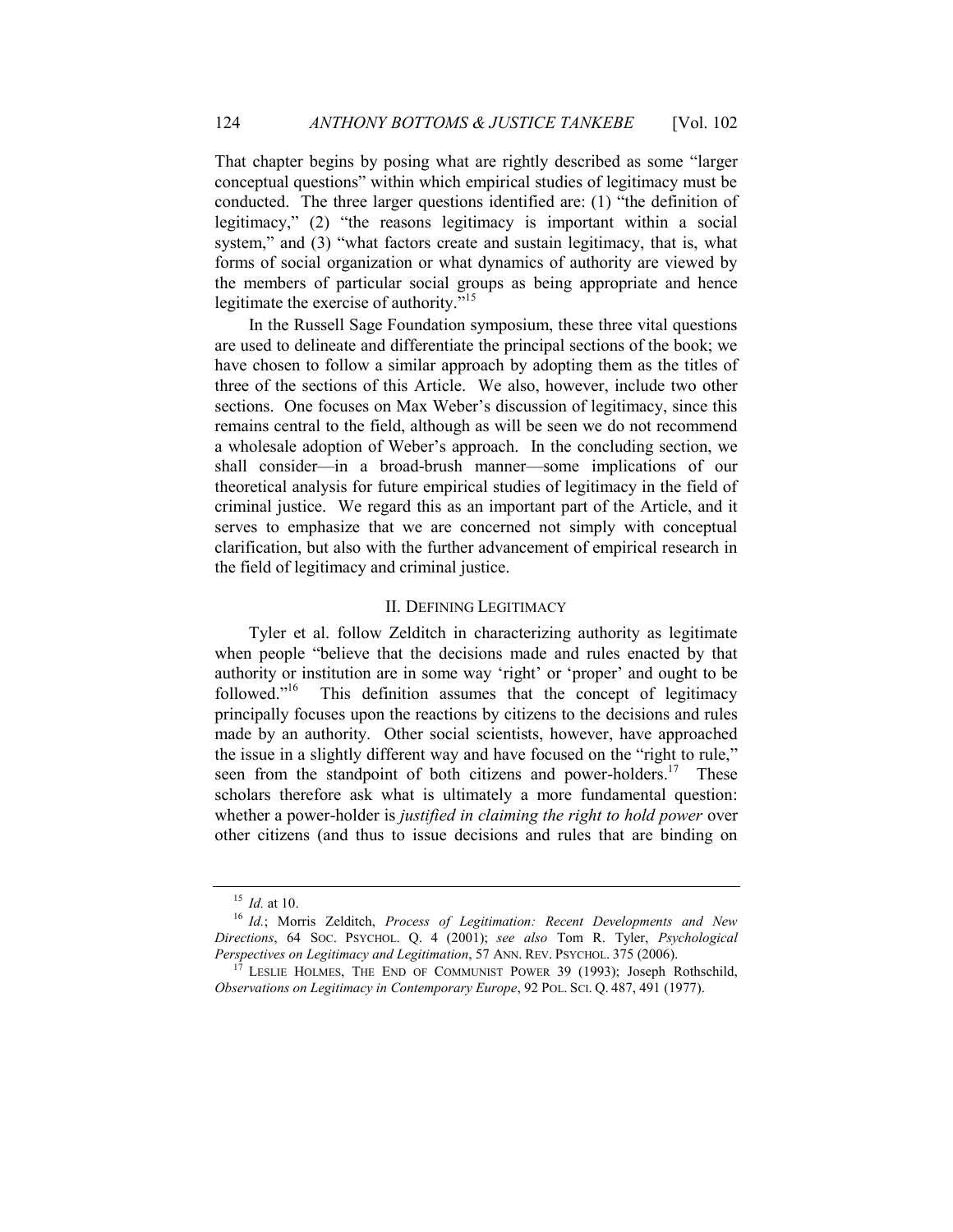That chapter begins by posing what are rightly described as some "larger conceptual questions" within which empirical studies of legitimacy must be conducted. The three larger questions identified are: (1) "the definition of legitimacy," (2) "the reasons legitimacy is important within a social system," and (3) "what factors create and sustain legitimacy, that is, what forms of social organization or what dynamics of authority are viewed by the members of particular social groups as being appropriate and hence legitimate the exercise of authority."[15]

In the Russell Sage Foundation symposium, these three vital questions are used to delineate and differentiate the principal sections of the book; we have chosen to follow a similar approach by adopting them as the titles of three of the sections of this Article. We also, however, include two other sections. One focuses on Max Weber's discussion of legitimacy, since this remains central to the field, although as will be seen we do not recommend a wholesale adoption of Weber's approach. In the concluding section, we shall consider—in a broad-brush manner—some implications of our theoretical analysis for future empirical studies of legitimacy in the field of criminal justice. We regard this as an important part of the Article, and it serves to emphasize that we are concerned not simply with conceptual clarification, but also with the further advancement of empirical research in the field of legitimacy and criminal justice.

## II. DEFINING LEGITIMACY

Tyler et al. follow Zelditch in characterizing authority as legitimate when people "believe that the decisions made and rules enacted by that authority or institution are in some way 'right' or 'proper' and ought to be followed."[16] This definition assumes that the concept of legitimacy principally focuses upon the reactions by citizens to the decisions and rules made by an authority. Other social scientists, however, have approached the issue in a slightly different way and have focused on the "right to rule," seen from the standpoint of both citizens and power-holders.[17] These scholars therefore ask what is ultimately a more fundamental question: whether a power-holder is *justified in claiming the right to hold power* over other citizens (and thus to issue decisions and rules that are binding on

---

[15] *Id.* at 10.

[16] *Id.*; Morris Zelditch, *Process of Legitimation: Recent Developments and New Directions*, 64 SOC. PSYCHOL. Q. 4 (2001); *see also* Tom R. Tyler, *Psychological Perspectives on Legitimacy and Legitimation*, 57 ANN. REV. PSYCHOL. 375 (2006).

[17] LESLIE HOLMES, THE END OF COMMUNIST POWER 39 (1993); Joseph Rothschild, *Observations on Legitimacy in Contemporary Europe*, 92 POL. SCI. Q. 487, 491 (1977).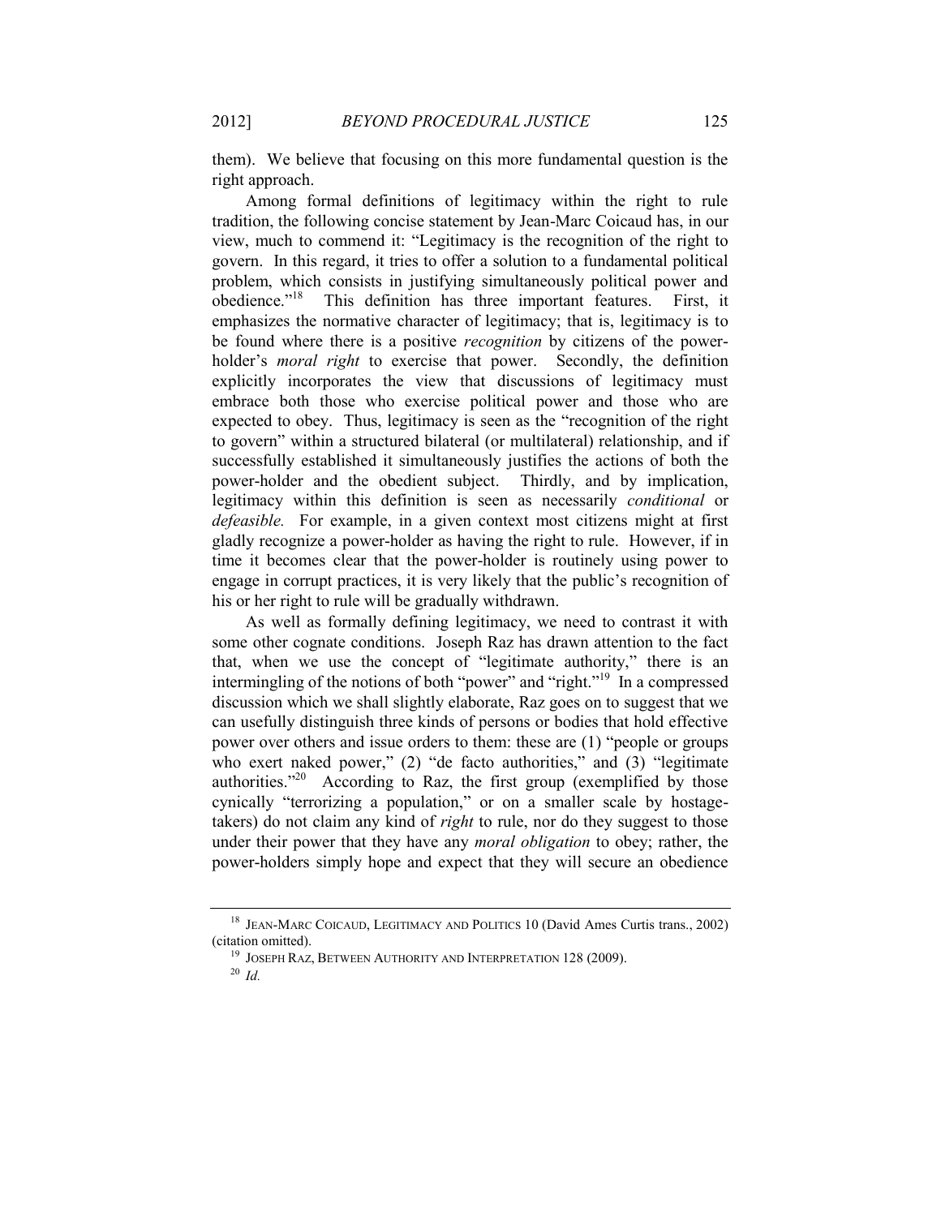them). We believe that focusing on this more fundamental question is the right approach.

Among formal definitions of legitimacy within the right to rule tradition, the following concise statement by Jean-Marc Coicaud has, in our view, much to commend it: "Legitimacy is the recognition of the right to govern. In this regard, it tries to offer a solution to a fundamental political problem, which consists in justifying simultaneously political power and obedience."[18] This definition has three important features. First, it emphasizes the normative character of legitimacy; that is, legitimacy is to be found where there is a positive *recognition* by citizens of the power-holder's *moral right* to exercise that power. Secondly, the definition explicitly incorporates the view that discussions of legitimacy must embrace both those who exercise political power and those who are expected to obey. Thus, legitimacy is seen as the "recognition of the right to govern" within a structured bilateral (or multilateral) relationship, and if successfully established it simultaneously justifies the actions of both the power-holder and the obedient subject. Thirdly, and by implication, legitimacy within this definition is seen as necessarily *conditional* or *defeasible.* For example, in a given context most citizens might at first gladly recognize a power-holder as having the right to rule. However, if in time it becomes clear that the power-holder is routinely using power to engage in corrupt practices, it is very likely that the public's recognition of his or her right to rule will be gradually withdrawn.

As well as formally defining legitimacy, we need to contrast it with some other cognate conditions. Joseph Raz has drawn attention to the fact that, when we use the concept of "legitimate authority," there is an intermingling of the notions of both "power" and "right."[19] In a compressed discussion which we shall slightly elaborate, Raz goes on to suggest that we can usefully distinguish three kinds of persons or bodies that hold effective power over others and issue orders to them: these are (1) "people or groups who exert naked power," (2) "de facto authorities," and (3) "legitimate authorities."[20] According to Raz, the first group (exemplified by those cynically "terrorizing a population," or on a smaller scale by hostage-takers) do not claim any kind of *right* to rule, nor do they suggest to those under their power that they have any *moral obligation* to obey; rather, the power-holders simply hope and expect that they will secure an obedience

---

[18] JEAN-MARC COICAUD, LEGITIMACY AND POLITICS 10 (David Ames Curtis trans., 2002) (citation omitted).

[19] JOSEPH RAZ, BETWEEN AUTHORITY AND INTERPRETATION 128 (2009).

[20] *Id.*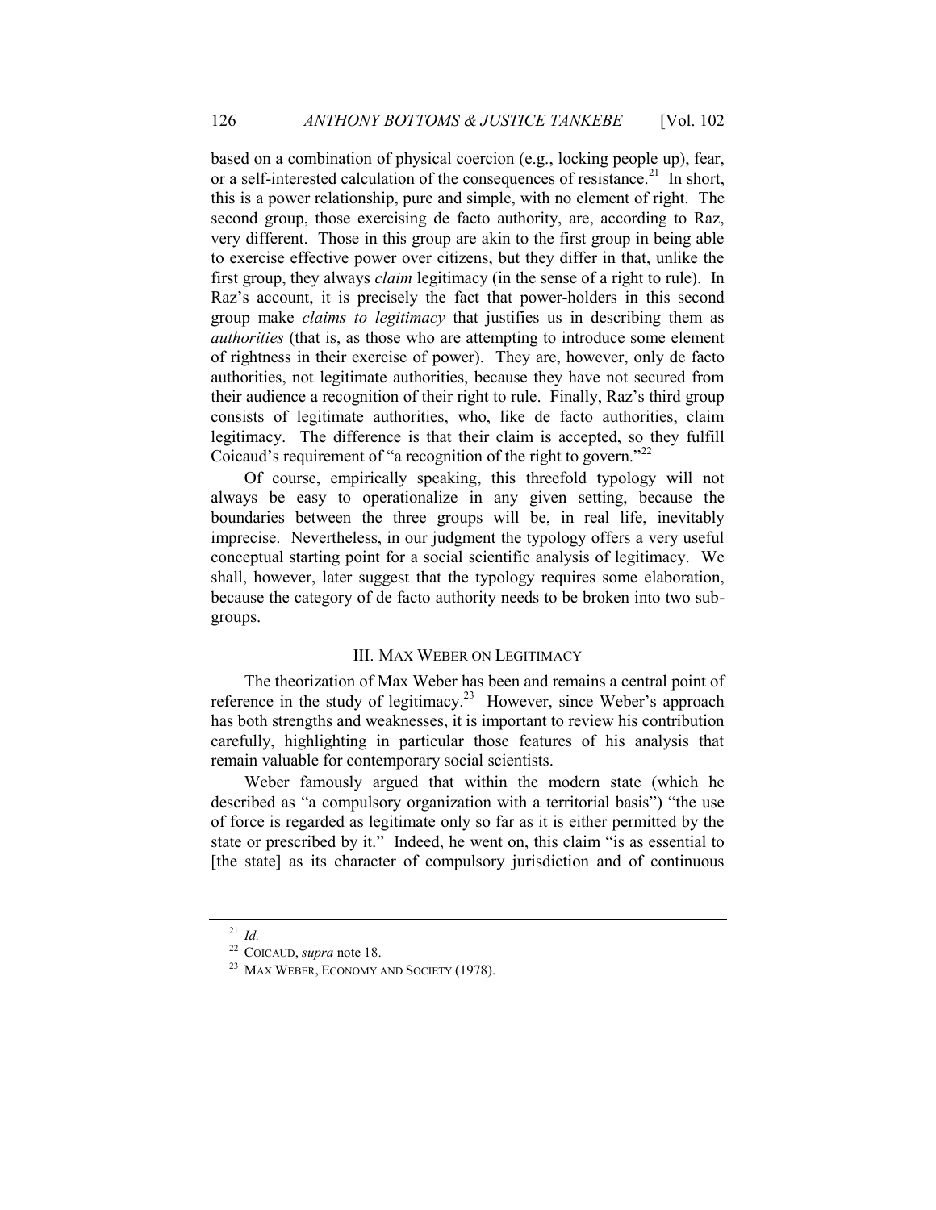based on a combination of physical coercion (e.g., locking people up), fear, or a self-interested calculation of the consequences of resistance.[21] In short, this is a power relationship, pure and simple, with no element of right. The second group, those exercising de facto authority, are, according to Raz, very different. Those in this group are akin to the first group in being able to exercise effective power over citizens, but they differ in that, unlike the first group, they always *claim* legitimacy (in the sense of a right to rule). In Raz's account, it is precisely the fact that power-holders in this second group make *claims to legitimacy* that justifies us in describing them as *authorities* (that is, as those who are attempting to introduce some element of rightness in their exercise of power). They are, however, only de facto authorities, not legitimate authorities, because they have not secured from their audience a recognition of their right to rule. Finally, Raz's third group consists of legitimate authorities, who, like de facto authorities, claim legitimacy. The difference is that their claim is accepted, so they fulfill Coicaud's requirement of "a recognition of the right to govern."[22]

Of course, empirically speaking, this threefold typology will not always be easy to operationalize in any given setting, because the boundaries between the three groups will be, in real life, inevitably imprecise. Nevertheless, in our judgment the typology offers a very useful conceptual starting point for a social scientific analysis of legitimacy. We shall, however, later suggest that the typology requires some elaboration, because the category of de facto authority needs to be broken into two sub-groups.

## III. MAX WEBER ON LEGITIMACY

The theorization of Max Weber has been and remains a central point of reference in the study of legitimacy.[23] However, since Weber's approach has both strengths and weaknesses, it is important to review his contribution carefully, highlighting in particular those features of his analysis that remain valuable for contemporary social scientists.

Weber famously argued that within the modern state (which he described as "a compulsory organization with a territorial basis") "the use of force is regarded as legitimate only so far as it is either permitted by the state or prescribed by it." Indeed, he went on, this claim "is as essential to [the state] as its character of compulsory jurisdiction and of continuous

---

[21] *Id.*

[22] COICAUD, *supra* note 18.

[23] MAX WEBER, ECONOMY AND SOCIETY (1978).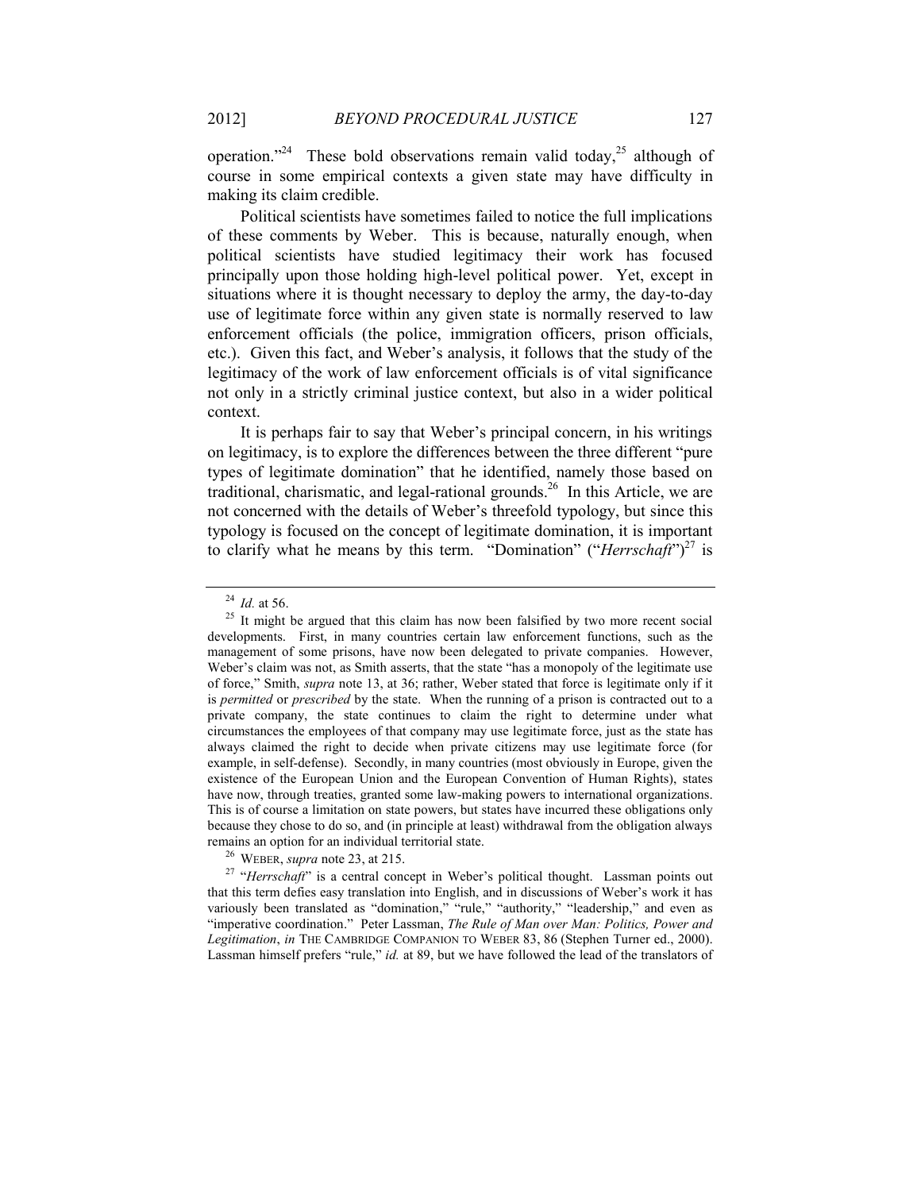operation."[24] These bold observations remain valid today,[25] although of course in some empirical contexts a given state may have difficulty in making its claim credible.

Political scientists have sometimes failed to notice the full implications of these comments by Weber. This is because, naturally enough, when political scientists have studied legitimacy their work has focused principally upon those holding high-level political power. Yet, except in situations where it is thought necessary to deploy the army, the day-to-day use of legitimate force within any given state is normally reserved to law enforcement officials (the police, immigration officers, prison officials, etc.). Given this fact, and Weber's analysis, it follows that the study of the legitimacy of the work of law enforcement officials is of vital significance not only in a strictly criminal justice context, but also in a wider political context.

It is perhaps fair to say that Weber's principal concern, in his writings on legitimacy, is to explore the differences between the three different "pure types of legitimate domination" that he identified, namely those based on traditional, charismatic, and legal-rational grounds.[26] In this Article, we are not concerned with the details of Weber's threefold typology, but since this typology is focused on the concept of legitimate domination, it is important to clarify what he means by this term. "Domination" ("*Herrschaft*")[27] is

---

[24] *Id.* at 56.

[25] It might be argued that this claim has now been falsified by two more recent social developments. First, in many countries certain law enforcement functions, such as the management of some prisons, have now been delegated to private companies. However, Weber's claim was not, as Smith asserts, that the state "has a monopoly of the legitimate use of force," Smith, *supra* note 13, at 36; rather, Weber stated that force is legitimate only if it is *permitted* or *prescribed* by the state. When the running of a prison is contracted out to a private company, the state continues to claim the right to determine under what circumstances the employees of that company may use legitimate force, just as the state has always claimed the right to decide when private citizens may use legitimate force (for example, in self-defense). Secondly, in many countries (most obviously in Europe, given the existence of the European Union and the European Convention of Human Rights), states have now, through treaties, granted some law-making powers to international organizations. This is of course a limitation on state powers, but states have incurred these obligations only because they chose to do so, and (in principle at least) withdrawal from the obligation always remains an option for an individual territorial state.

[26] WEBER, *supra* note 23, at 215.

[27] "*Herrschaft*" is a central concept in Weber's political thought. Lassman points out that this term defies easy translation into English, and in discussions of Weber's work it has variously been translated as "domination," "rule," "authority," "leadership," and even as "imperative coordination." Peter Lassman, *The Rule of Man over Man: Politics, Power and Legitimation*, *in* THE CAMBRIDGE COMPANION TO WEBER 83, 86 (Stephen Turner ed., 2000). Lassman himself prefers "rule," *id.* at 89, but we have followed the lead of the translators of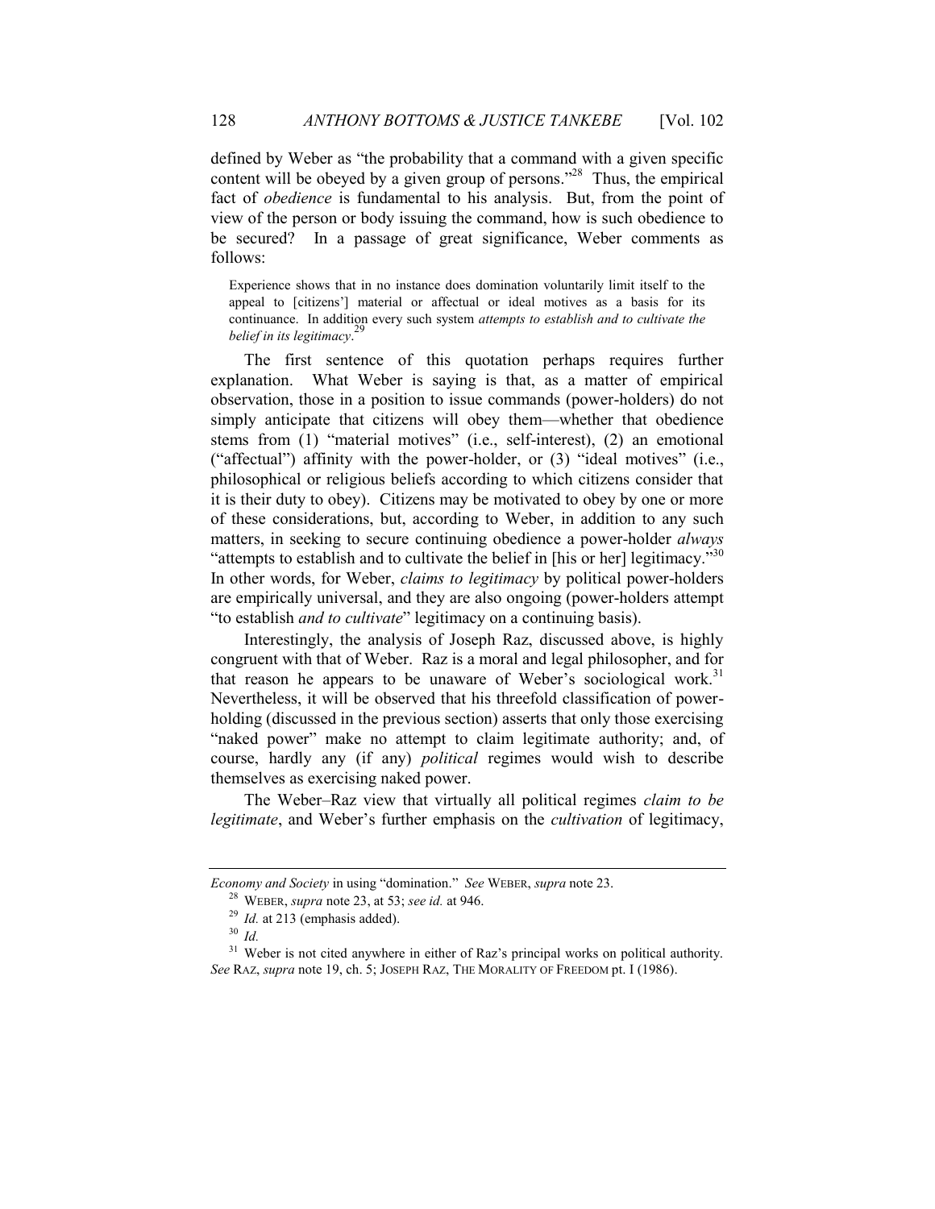defined by Weber as "the probability that a command with a given specific content will be obeyed by a given group of persons."[28] Thus, the empirical fact of *obedience* is fundamental to his analysis. But, from the point of view of the person or body issuing the command, how is such obedience to be secured? In a passage of great significance, Weber comments as follows:

> Experience shows that in no instance does domination voluntarily limit itself to the appeal to [citizens'] material or affectual or ideal motives as a basis for its continuance. In addition every such system *attempts to establish and to cultivate the belief in its legitimacy*.[29]

The first sentence of this quotation perhaps requires further explanation. What Weber is saying is that, as a matter of empirical observation, those in a position to issue commands (power-holders) do not simply anticipate that citizens will obey them—whether that obedience stems from (1) "material motives" (i.e., self-interest), (2) an emotional ("affectual") affinity with the power-holder, or (3) "ideal motives" (i.e., philosophical or religious beliefs according to which citizens consider that it is their duty to obey). Citizens may be motivated to obey by one or more of these considerations, but, according to Weber, in addition to any such matters, in seeking to secure continuing obedience a power-holder *always* "attempts to establish and to cultivate the belief in [his or her] legitimacy."[30] In other words, for Weber, *claims to legitimacy* by political power-holders are empirically universal, and they are also ongoing (power-holders attempt "to establish *and to cultivate*" legitimacy on a continuing basis).

Interestingly, the analysis of Joseph Raz, discussed above, is highly congruent with that of Weber. Raz is a moral and legal philosopher, and for that reason he appears to be unaware of Weber's sociological work.[31] Nevertheless, it will be observed that his threefold classification of power-holding (discussed in the previous section) asserts that only those exercising "naked power" make no attempt to claim legitimate authority; and, of course, hardly any (if any) *political* regimes would wish to describe themselves as exercising naked power.

The Weber–Raz view that virtually all political regimes *claim to be legitimate*, and Weber's further emphasis on the *cultivation* of legitimacy,

---

*Economy and Society* in using "domination." *See* WEBER, *supra* note 23.

[28] WEBER, *supra* note 23, at 53; *see id.* at 946.

[29] *Id.* at 213 (emphasis added).

[30] *Id.*

[31] Weber is not cited anywhere in either of Raz's principal works on political authority. *See* RAZ, *supra* note 19, ch. 5; JOSEPH RAZ, THE MORALITY OF FREEDOM pt. I (1986).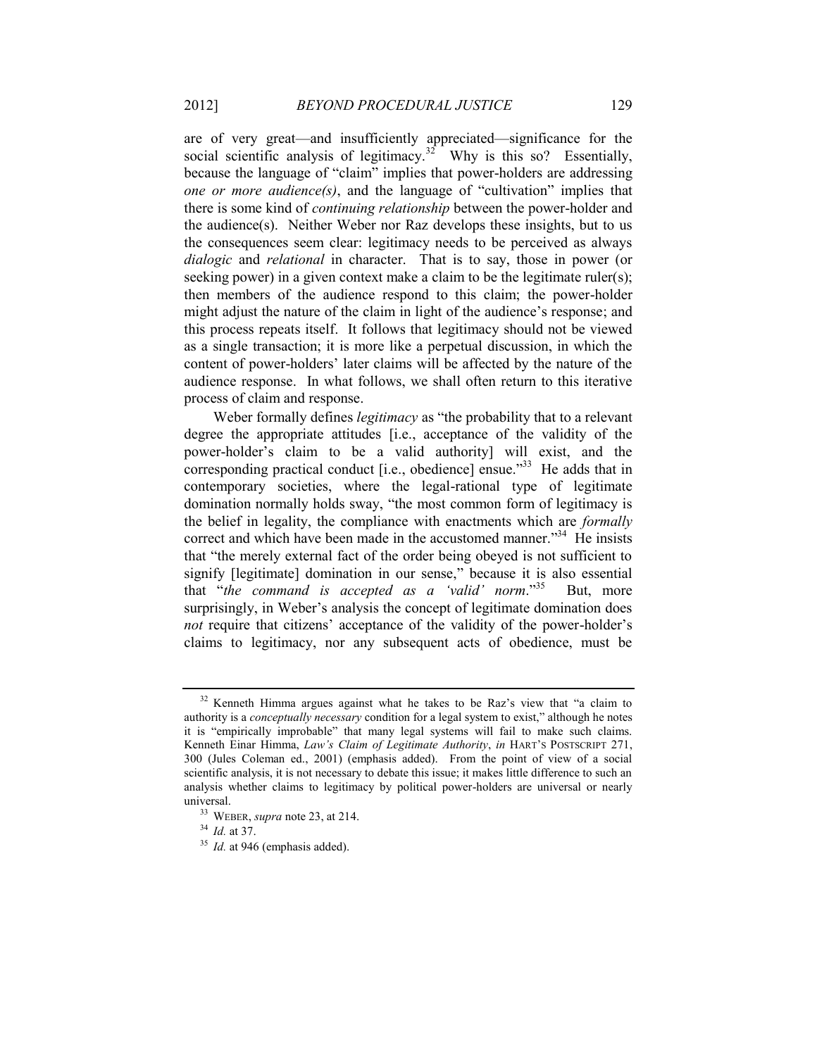are of very great—and insufficiently appreciated—significance for the social scientific analysis of legitimacy.[32] Why is this so? Essentially, because the language of "claim" implies that power-holders are addressing *one or more audience(s)*, and the language of "cultivation" implies that there is some kind of *continuing relationship* between the power-holder and the audience(s). Neither Weber nor Raz develops these insights, but to us the consequences seem clear: legitimacy needs to be perceived as always *dialogic* and *relational* in character. That is to say, those in power (or seeking power) in a given context make a claim to be the legitimate ruler(s); then members of the audience respond to this claim; the power-holder might adjust the nature of the claim in light of the audience's response; and this process repeats itself. It follows that legitimacy should not be viewed as a single transaction; it is more like a perpetual discussion, in which the content of power-holders' later claims will be affected by the nature of the audience response. In what follows, we shall often return to this iterative process of claim and response.

Weber formally defines *legitimacy* as "the probability that to a relevant degree the appropriate attitudes [i.e., acceptance of the validity of the power-holder's claim to be a valid authority] will exist, and the corresponding practical conduct [i.e., obedience] ensue."[33] He adds that in contemporary societies, where the legal-rational type of legitimate domination normally holds sway, "the most common form of legitimacy is the belief in legality, the compliance with enactments which are *formally* correct and which have been made in the accustomed manner."[34] He insists that "the merely external fact of the order being obeyed is not sufficient to signify [legitimate] domination in our sense," because it is also essential that "*the command is accepted as a 'valid' norm*."[35] But, more surprisingly, in Weber's analysis the concept of legitimate domination does *not* require that citizens' acceptance of the validity of the power-holder's claims to legitimacy, nor any subsequent acts of obedience, must be

---

[32] Kenneth Himma argues against what he takes to be Raz's view that "a claim to authority is a *conceptually necessary* condition for a legal system to exist," although he notes it is "empirically improbable" that many legal systems will fail to make such claims. Kenneth Einar Himma, *Law's Claim of Legitimate Authority*, *in* HART'S POSTSCRIPT 271, 300 (Jules Coleman ed., 2001) (emphasis added). From the point of view of a social scientific analysis, it is not necessary to debate this issue; it makes little difference to such an analysis whether claims to legitimacy by political power-holders are universal or nearly universal.

[33] WEBER, *supra* note 23, at 214.

[34] *Id.* at 37.

[35] *Id.* at 946 (emphasis added).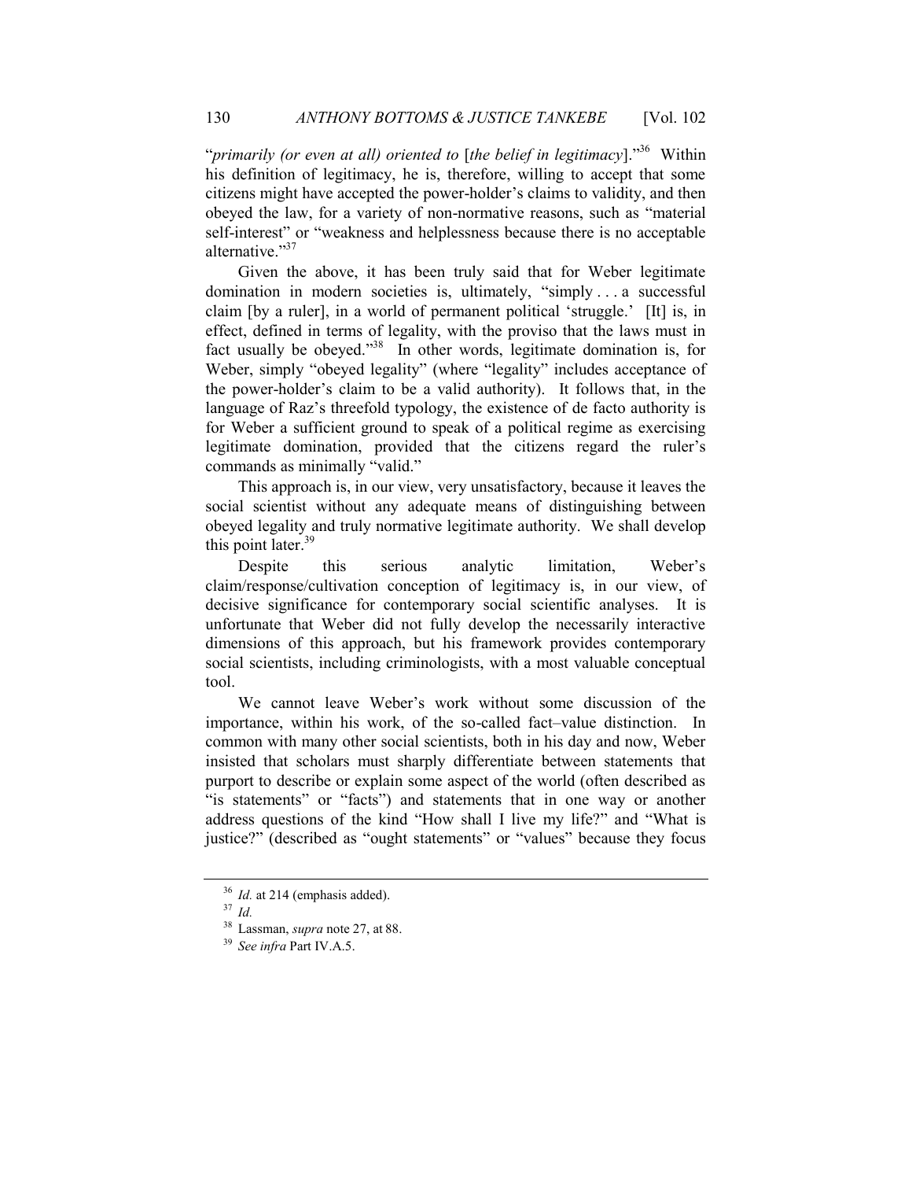"*primarily (or even at all) oriented to* [*the belief in legitimacy*]."[36] Within his definition of legitimacy, he is, therefore, willing to accept that some citizens might have accepted the power-holder's claims to validity, and then obeyed the law, for a variety of non-normative reasons, such as "material self-interest" or "weakness and helplessness because there is no acceptable alternative."[37]

Given the above, it has been truly said that for Weber legitimate domination in modern societies is, ultimately, "simply . . . a successful claim [by a ruler], in a world of permanent political 'struggle.' [It] is, in effect, defined in terms of legality, with the proviso that the laws must in fact usually be obeyed."[38] In other words, legitimate domination is, for Weber, simply "obeyed legality" (where "legality" includes acceptance of the power-holder's claim to be a valid authority). It follows that, in the language of Raz's threefold typology, the existence of de facto authority is for Weber a sufficient ground to speak of a political regime as exercising legitimate domination, provided that the citizens regard the ruler's commands as minimally "valid."

This approach is, in our view, very unsatisfactory, because it leaves the social scientist without any adequate means of distinguishing between obeyed legality and truly normative legitimate authority. We shall develop this point later.[39]

Despite this serious analytic limitation, Weber's claim/response/cultivation conception of legitimacy is, in our view, of decisive significance for contemporary social scientific analyses. It is unfortunate that Weber did not fully develop the necessarily interactive dimensions of this approach, but his framework provides contemporary social scientists, including criminologists, with a most valuable conceptual tool.

We cannot leave Weber's work without some discussion of the importance, within his work, of the so-called fact–value distinction. In common with many other social scientists, both in his day and now, Weber insisted that scholars must sharply differentiate between statements that purport to describe or explain some aspect of the world (often described as "is statements" or "facts") and statements that in one way or another address questions of the kind "How shall I live my life?" and "What is justice?" (described as "ought statements" or "values" because they focus

---

[36] *Id.* at 214 (emphasis added).

[37] *Id.*

[38] Lassman, *supra* note 27, at 88.

[39] *See infra* Part IV.A.5.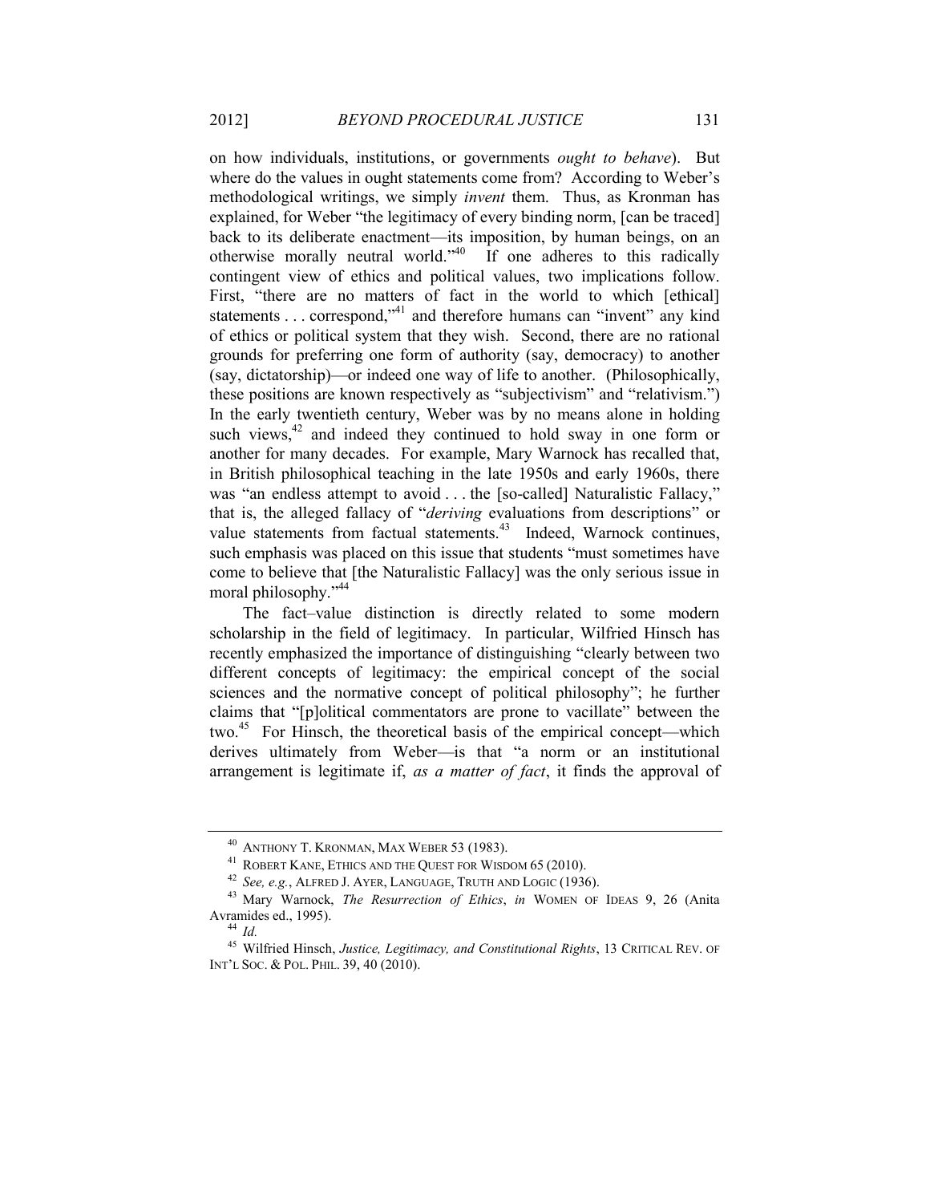on how individuals, institutions, or governments *ought to behave*). But where do the values in ought statements come from? According to Weber's methodological writings, we simply *invent* them. Thus, as Kronman has explained, for Weber "the legitimacy of every binding norm, [can be traced] back to its deliberate enactment—its imposition, by human beings, on an otherwise morally neutral world."[40] If one adheres to this radically contingent view of ethics and political values, two implications follow. First, "there are no matters of fact in the world to which [ethical] statements . . . correspond,"[41] and therefore humans can "invent" any kind of ethics or political system that they wish. Second, there are no rational grounds for preferring one form of authority (say, democracy) to another (say, dictatorship)—or indeed one way of life to another. (Philosophically, these positions are known respectively as "subjectivism" and "relativism.") In the early twentieth century, Weber was by no means alone in holding such views,[42] and indeed they continued to hold sway in one form or another for many decades. For example, Mary Warnock has recalled that, in British philosophical teaching in the late 1950s and early 1960s, there was "an endless attempt to avoid . . . the [so-called] Naturalistic Fallacy," that is, the alleged fallacy of "*deriving* evaluations from descriptions" or value statements from factual statements.[43] Indeed, Warnock continues, such emphasis was placed on this issue that students "must sometimes have come to believe that [the Naturalistic Fallacy] was the only serious issue in moral philosophy."[44]

The fact–value distinction is directly related to some modern scholarship in the field of legitimacy. In particular, Wilfried Hinsch has recently emphasized the importance of distinguishing "clearly between two different concepts of legitimacy: the empirical concept of the social sciences and the normative concept of political philosophy"; he further claims that "[p]olitical commentators are prone to vacillate" between the two.[45] For Hinsch, the theoretical basis of the empirical concept—which derives ultimately from Weber—is that "a norm or an institutional arrangement is legitimate if, *as a matter of fact*, it finds the approval of

---

[40] ANTHONY T. KRONMAN, MAX WEBER 53 (1983).

[41] ROBERT KANE, ETHICS AND THE QUEST FOR WISDOM 65 (2010).

[42] *See, e.g.*, ALFRED J. AYER, LANGUAGE, TRUTH AND LOGIC (1936).

[43] Mary Warnock, *The Resurrection of Ethics*, *in* WOMEN OF IDEAS 9, 26 (Anita Avramides ed., 1995).

[44] *Id.*

[45] Wilfried Hinsch, *Justice, Legitimacy, and Constitutional Rights*, 13 CRITICAL REV. OF INT'L SOC. & POL. PHIL. 39, 40 (2010).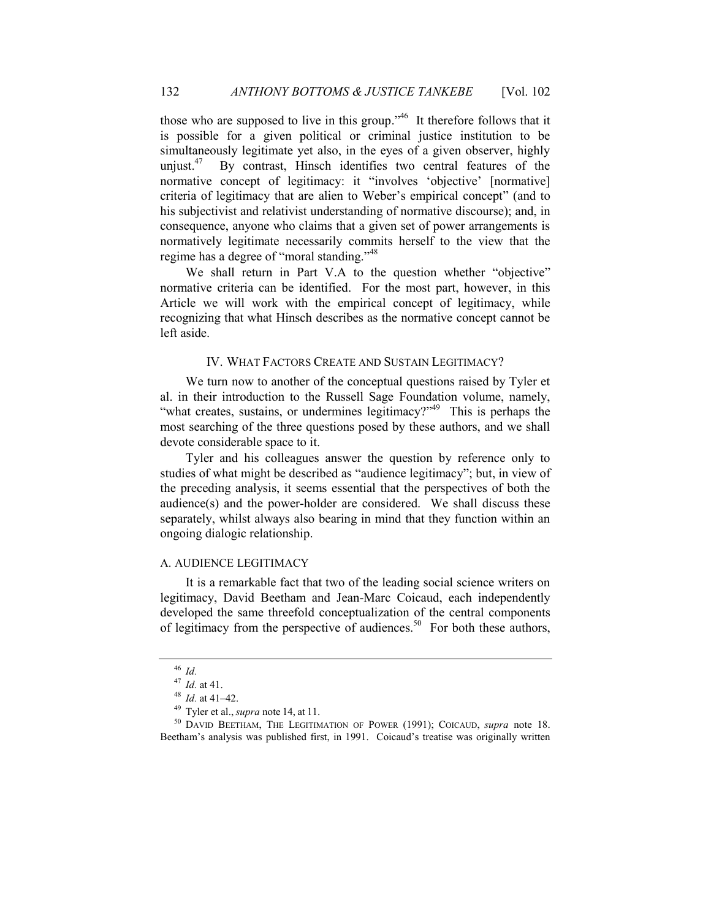those who are supposed to live in this group."[46] It therefore follows that it is possible for a given political or criminal justice institution to be simultaneously legitimate yet also, in the eyes of a given observer, highly unjust.[47] By contrast, Hinsch identifies two central features of the normative concept of legitimacy: it "involves 'objective' [normative] criteria of legitimacy that are alien to Weber's empirical concept" (and to his subjectivist and relativist understanding of normative discourse); and, in consequence, anyone who claims that a given set of power arrangements is normatively legitimate necessarily commits herself to the view that the regime has a degree of "moral standing."[48]

We shall return in Part V.A to the question whether "objective" normative criteria can be identified. For the most part, however, in this Article we will work with the empirical concept of legitimacy, while recognizing that what Hinsch describes as the normative concept cannot be left aside.

## IV. WHAT FACTORS CREATE AND SUSTAIN LEGITIMACY?

We turn now to another of the conceptual questions raised by Tyler et al. in their introduction to the Russell Sage Foundation volume, namely, "what creates, sustains, or undermines legitimacy?"[49] This is perhaps the most searching of the three questions posed by these authors, and we shall devote considerable space to it.

Tyler and his colleagues answer the question by reference only to studies of what might be described as "audience legitimacy"; but, in view of the preceding analysis, it seems essential that the perspectives of both the audience(s) and the power-holder are considered. We shall discuss these separately, whilst always also bearing in mind that they function within an ongoing dialogic relationship.

### A. AUDIENCE LEGITIMACY

It is a remarkable fact that two of the leading social science writers on legitimacy, David Beetham and Jean-Marc Coicaud, each independently developed the same threefold conceptualization of the central components of legitimacy from the perspective of audiences.[50] For both these authors,

---

[46] *Id.*

[47] *Id.* at 41.

[48] *Id.* at 41–42.

[49] Tyler et al., *supra* note 14, at 11.

[50] DAVID BEETHAM, THE LEGITIMATION OF POWER (1991); COICAUD, *supra* note 18. Beetham's analysis was published first, in 1991. Coicaud's treatise was originally written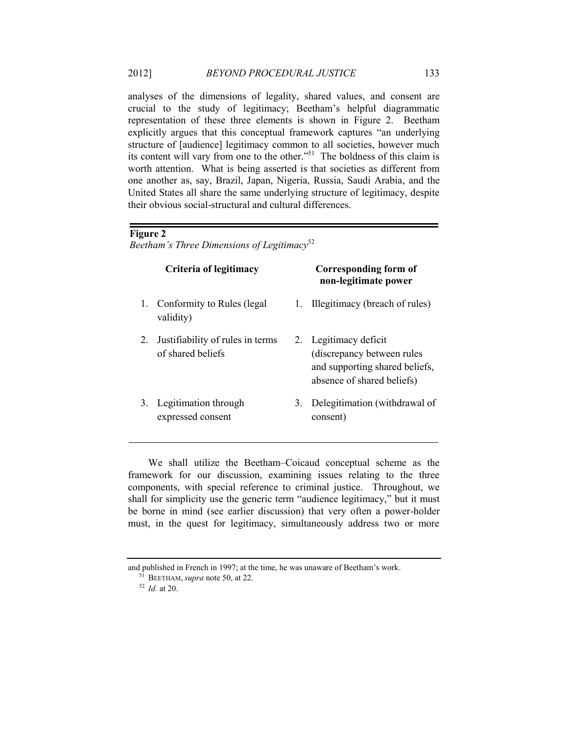analyses of the dimensions of legality, shared values, and consent are crucial to the study of legitimacy; Beetham's helpful diagrammatic representation of these three elements is shown in Figure 2. Beetham explicitly argues that this conceptual framework captures "an underlying structure of [audience] legitimacy common to all societies, however much its content will vary from one to the other."[51] The boldness of this claim is worth attention. What is being asserted is that societies as different from one another as, say, Brazil, Japan, Nigeria, Russia, Saudi Arabia, and the United States all share the same underlying structure of legitimacy, despite their obvious social-structural and cultural differences.

**Figure 2**
*Beetham's Three Dimensions of Legitimacy*[52]

| Criteria of legitimacy | Corresponding form of non-legitimate power |
|---|---|
| 1. Conformity to Rules (legal validity) | 1. Illegitimacy (breach of rules) |
| 2. Justifiability of rules in terms of shared beliefs | 2. Legitimacy deficit (discrepancy between rules and supporting shared beliefs, absence of shared beliefs) |
| 3. Legitimation through expressed consent | 3. Delegitimation (withdrawal of consent) |

We shall utilize the Beetham–Coicaud conceptual scheme as the framework for our discussion, examining issues relating to the three components, with special reference to criminal justice. Throughout, we shall for simplicity use the generic term "audience legitimacy," but it must be borne in mind (see earlier discussion) that very often a power-holder must, in the quest for legitimacy, simultaneously address two or more

---

and published in French in 1997; at the time, he was unaware of Beetham's work.

[51] BEETHAM, *supra* note 50, at 22.

[52] *Id.* at 20.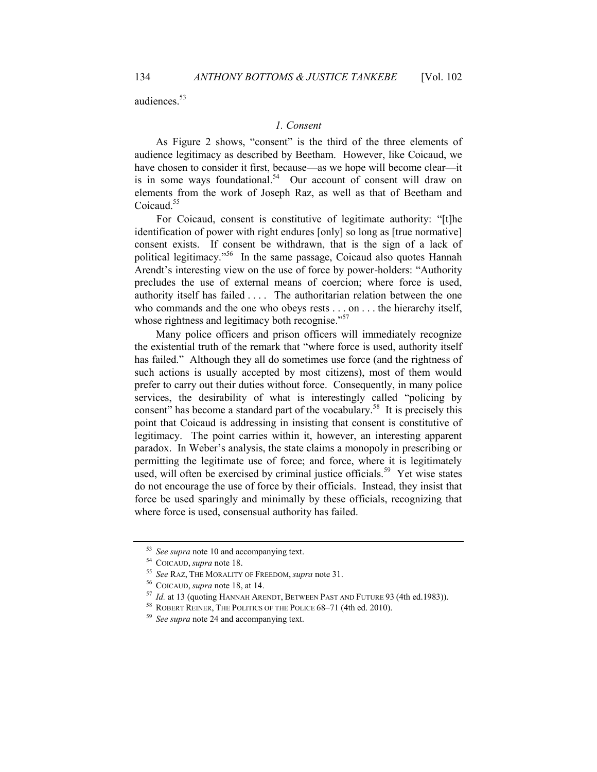audiences.[53]

### *1. Consent*

As Figure 2 shows, "consent" is the third of the three elements of audience legitimacy as described by Beetham. However, like Coicaud, we have chosen to consider it first, because—as we hope will become clear—it is in some ways foundational.[54] Our account of consent will draw on elements from the work of Joseph Raz, as well as that of Beetham and Coicaud.[55]

For Coicaud, consent is constitutive of legitimate authority: "[t]he identification of power with right endures [only] so long as [true normative] consent exists. If consent be withdrawn, that is the sign of a lack of political legitimacy."[56] In the same passage, Coicaud also quotes Hannah Arendt's interesting view on the use of force by power-holders: "Authority precludes the use of external means of coercion; where force is used, authority itself has failed . . . . The authoritarian relation between the one who commands and the one who obeys rests . . . on . . . the hierarchy itself, whose rightness and legitimacy both recognise."[57]

Many police officers and prison officers will immediately recognize the existential truth of the remark that "where force is used, authority itself has failed." Although they all do sometimes use force (and the rightness of such actions is usually accepted by most citizens), most of them would prefer to carry out their duties without force. Consequently, in many police services, the desirability of what is interestingly called "policing by consent" has become a standard part of the vocabulary.[58] It is precisely this point that Coicaud is addressing in insisting that consent is constitutive of legitimacy. The point carries within it, however, an interesting apparent paradox. In Weber's analysis, the state claims a monopoly in prescribing or permitting the legitimate use of force; and force, where it is legitimately used, will often be exercised by criminal justice officials.[59] Yet wise states do not encourage the use of force by their officials. Instead, they insist that force be used sparingly and minimally by these officials, recognizing that where force is used, consensual authority has failed.

---

[53] *See supra* note 10 and accompanying text.

[54] COICAUD, *supra* note 18.

[55] *See* RAZ, THE MORALITY OF FREEDOM, *supra* note 31.

[56] COICAUD, *supra* note 18, at 14.

[57] *Id.* at 13 (quoting HANNAH ARENDT, BETWEEN PAST AND FUTURE 93 (4th ed.1983)).

[58] ROBERT REINER, THE POLITICS OF THE POLICE 68–71 (4th ed. 2010).

[59] *See supra* note 24 and accompanying text.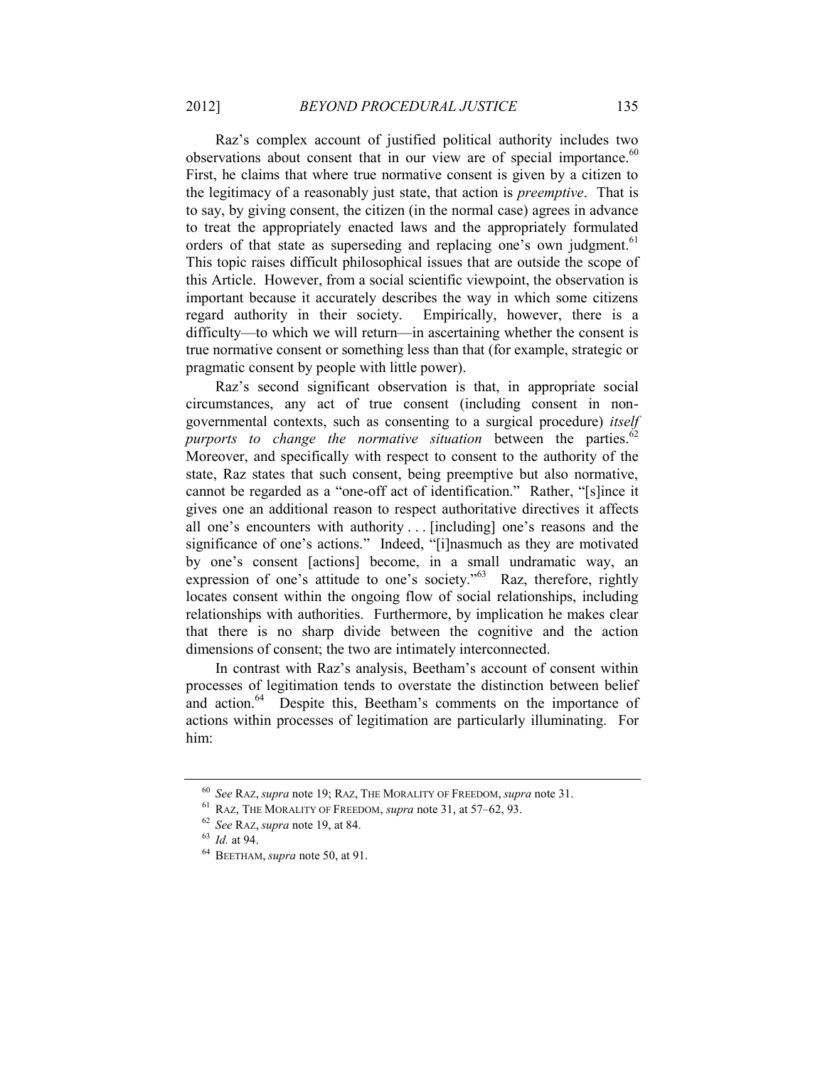Raz's complex account of justified political authority includes two observations about consent that in our view are of special importance.[60] First, he claims that where true normative consent is given by a citizen to the legitimacy of a reasonably just state, that action is *preemptive*. That is to say, by giving consent, the citizen (in the normal case) agrees in advance to treat the appropriately enacted laws and the appropriately formulated orders of that state as superseding and replacing one's own judgment.[61] This topic raises difficult philosophical issues that are outside the scope of this Article. However, from a social scientific viewpoint, the observation is important because it accurately describes the way in which some citizens regard authority in their society. Empirically, however, there is a difficulty—to which we will return—in ascertaining whether the consent is true normative consent or something less than that (for example, strategic or pragmatic consent by people with little power).

Raz's second significant observation is that, in appropriate social circumstances, any act of true consent (including consent in non-governmental contexts, such as consenting to a surgical procedure) *itself purports to change the normative situation* between the parties.[62] Moreover, and specifically with respect to consent to the authority of the state, Raz states that such consent, being preemptive but also normative, cannot be regarded as a "one-off act of identification." Rather, "[s]ince it gives one an additional reason to respect authoritative directives it affects all one's encounters with authority . . . [including] one's reasons and the significance of one's actions." Indeed, "[i]nasmuch as they are motivated by one's consent [actions] become, in a small undramatic way, an expression of one's attitude to one's society."[63] Raz, therefore, rightly locates consent within the ongoing flow of social relationships, including relationships with authorities. Furthermore, by implication he makes clear that there is no sharp divide between the cognitive and the action dimensions of consent; the two are intimately interconnected.

In contrast with Raz's analysis, Beetham's account of consent within processes of legitimation tends to overstate the distinction between belief and action.[64] Despite this, Beetham's comments on the importance of actions within processes of legitimation are particularly illuminating. For him:

---

[60] *See* RAZ, *supra* note 19; RAZ, THE MORALITY OF FREEDOM, *supra* note 31.

[61] RAZ, THE MORALITY OF FREEDOM, *supra* note 31, at 57–62, 93.

[62] *See* RAZ, *supra* note 19, at 84.

[63] *Id.* at 94.

[64] BEETHAM, *supra* note 50, at 91.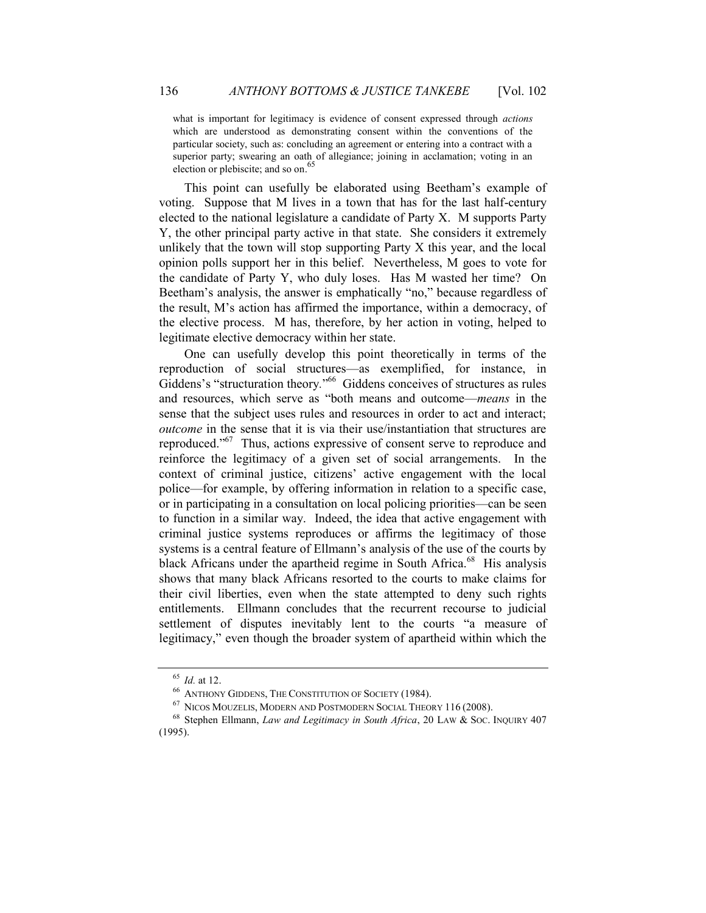> what is important for legitimacy is evidence of consent expressed through *actions* which are understood as demonstrating consent within the conventions of the particular society, such as: concluding an agreement or entering into a contract with a superior party; swearing an oath of allegiance; joining in acclamation; voting in an election or plebiscite; and so on.[65]

This point can usefully be elaborated using Beetham's example of voting. Suppose that M lives in a town that has for the last half-century elected to the national legislature a candidate of Party X. M supports Party Y, the other principal party active in that state. She considers it extremely unlikely that the town will stop supporting Party X this year, and the local opinion polls support her in this belief. Nevertheless, M goes to vote for the candidate of Party Y, who duly loses. Has M wasted her time? On Beetham's analysis, the answer is emphatically "no," because regardless of the result, M's action has affirmed the importance, within a democracy, of the elective process. M has, therefore, by her action in voting, helped to legitimate elective democracy within her state.

One can usefully develop this point theoretically in terms of the reproduction of social structures—as exemplified, for instance, in Giddens's "structuration theory."[66] Giddens conceives of structures as rules and resources, which serve as "both means and outcome—*means* in the sense that the subject uses rules and resources in order to act and interact; *outcome* in the sense that it is via their use/instantiation that structures are reproduced."[67] Thus, actions expressive of consent serve to reproduce and reinforce the legitimacy of a given set of social arrangements. In the context of criminal justice, citizens' active engagement with the local police—for example, by offering information in relation to a specific case, or in participating in a consultation on local policing priorities—can be seen to function in a similar way. Indeed, the idea that active engagement with criminal justice systems reproduces or affirms the legitimacy of those systems is a central feature of Ellmann's analysis of the use of the courts by black Africans under the apartheid regime in South Africa.[68] His analysis shows that many black Africans resorted to the courts to make claims for their civil liberties, even when the state attempted to deny such rights entitlements. Ellmann concludes that the recurrent recourse to judicial settlement of disputes inevitably lent to the courts "a measure of legitimacy," even though the broader system of apartheid within which the

---

[65] *Id.* at 12.

[66] ANTHONY GIDDENS, THE CONSTITUTION OF SOCIETY (1984).

[67] NICOS MOUZELIS, MODERN AND POSTMODERN SOCIAL THEORY 116 (2008).

[68] Stephen Ellmann, *Law and Legitimacy in South Africa*, 20 LAW & SOC. INQUIRY 407 (1995).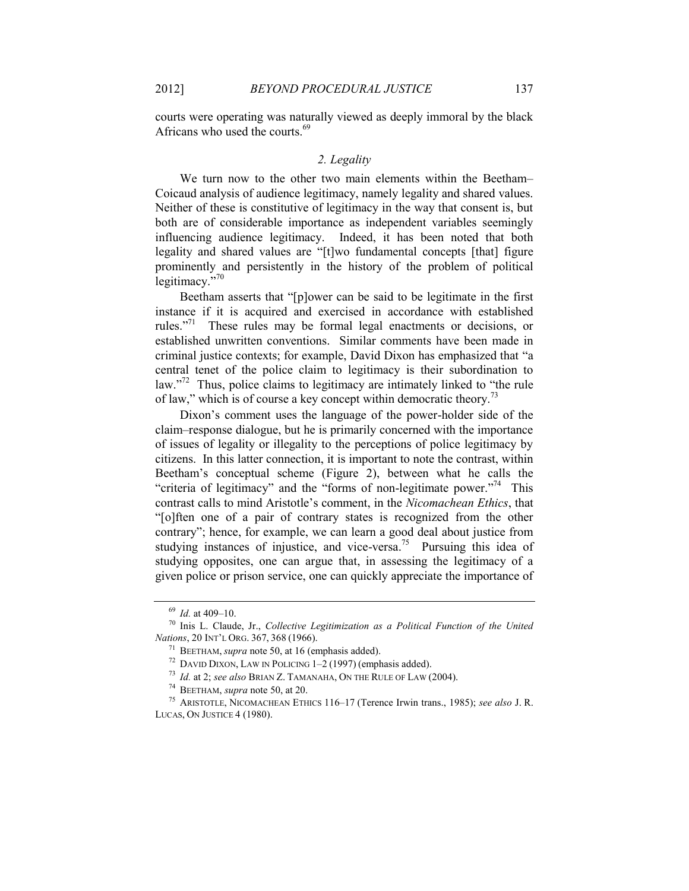courts were operating was naturally viewed as deeply immoral by the black Africans who used the courts.[69]

### *2. Legality*

We turn now to the other two main elements within the Beetham–Coicaud analysis of audience legitimacy, namely legality and shared values. Neither of these is constitutive of legitimacy in the way that consent is, but both are of considerable importance as independent variables seemingly influencing audience legitimacy. Indeed, it has been noted that both legality and shared values are "[t]wo fundamental concepts [that] figure prominently and persistently in the history of the problem of political legitimacy."[70]

Beetham asserts that "[p]ower can be said to be legitimate in the first instance if it is acquired and exercised in accordance with established rules."[71] These rules may be formal legal enactments or decisions, or established unwritten conventions. Similar comments have been made in criminal justice contexts; for example, David Dixon has emphasized that "a central tenet of the police claim to legitimacy is their subordination to law."[72] Thus, police claims to legitimacy are intimately linked to "the rule of law," which is of course a key concept within democratic theory.[73]

Dixon's comment uses the language of the power-holder side of the claim–response dialogue, but he is primarily concerned with the importance of issues of legality or illegality to the perceptions of police legitimacy by citizens. In this latter connection, it is important to note the contrast, within Beetham's conceptual scheme (Figure 2), between what he calls the "criteria of legitimacy" and the "forms of non-legitimate power."[74] This contrast calls to mind Aristotle's comment, in the *Nicomachean Ethics*, that "[o]ften one of a pair of contrary states is recognized from the other contrary"; hence, for example, we can learn a good deal about justice from studying instances of injustice, and vice-versa.[75] Pursuing this idea of studying opposites, one can argue that, in assessing the legitimacy of a given police or prison service, one can quickly appreciate the importance of

---

[69] *Id.* at 409–10.

[70] Inis L. Claude, Jr., *Collective Legitimization as a Political Function of the United Nations*, 20 INT'L ORG. 367, 368 (1966).

[71] BEETHAM, *supra* note 50, at 16 (emphasis added).

[72] DAVID DIXON, LAW IN POLICING 1–2 (1997) (emphasis added).

[73] *Id.* at 2; *see also* BRIAN Z. TAMANAHA, ON THE RULE OF LAW (2004).

[74] BEETHAM, *supra* note 50, at 20.

[75] ARISTOTLE, NICOMACHEAN ETHICS 116–17 (Terence Irwin trans., 1985); *see also* J. R. LUCAS, ON JUSTICE 4 (1980).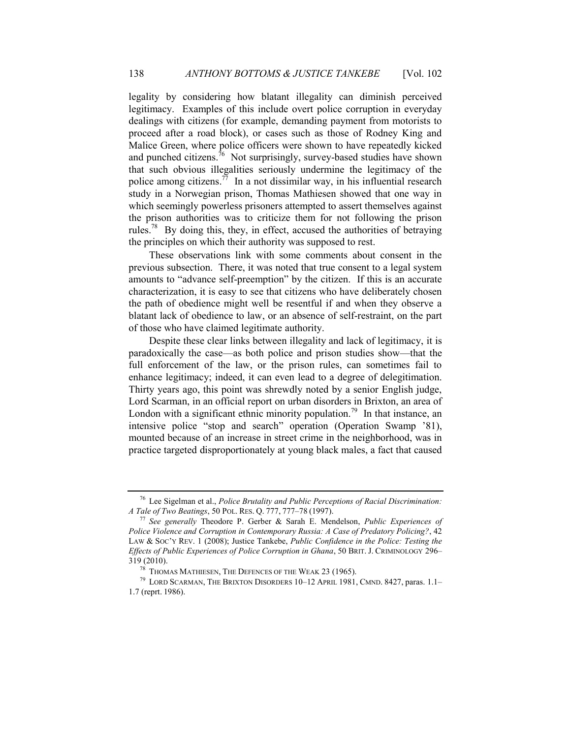legality by considering how blatant illegality can diminish perceived legitimacy. Examples of this include overt police corruption in everyday dealings with citizens (for example, demanding payment from motorists to proceed after a road block), or cases such as those of Rodney King and Malice Green, where police officers were shown to have repeatedly kicked and punched citizens.[76] Not surprisingly, survey-based studies have shown that such obvious illegalities seriously undermine the legitimacy of the police among citizens.[77] In a not dissimilar way, in his influential research study in a Norwegian prison, Thomas Mathiesen showed that one way in which seemingly powerless prisoners attempted to assert themselves against the prison authorities was to criticize them for not following the prison rules.[78] By doing this, they, in effect, accused the authorities of betraying the principles on which their authority was supposed to rest.

These observations link with some comments about consent in the previous subsection. There, it was noted that true consent to a legal system amounts to "advance self-preemption" by the citizen. If this is an accurate characterization, it is easy to see that citizens who have deliberately chosen the path of obedience might well be resentful if and when they observe a blatant lack of obedience to law, or an absence of self-restraint, on the part of those who have claimed legitimate authority.

Despite these clear links between illegality and lack of legitimacy, it is paradoxically the case—as both police and prison studies show—that the full enforcement of the law, or the prison rules, can sometimes fail to enhance legitimacy; indeed, it can even lead to a degree of delegitimation. Thirty years ago, this point was shrewdly noted by a senior English judge, Lord Scarman, in an official report on urban disorders in Brixton, an area of London with a significant ethnic minority population.[79] In that instance, an intensive police "stop and search" operation (Operation Swamp '81), mounted because of an increase in street crime in the neighborhood, was in practice targeted disproportionately at young black males, a fact that caused

---

[76] Lee Sigelman et al., *Police Brutality and Public Perceptions of Racial Discrimination: A Tale of Two Beatings*, 50 POL. RES. Q. 777, 777–78 (1997).

[77] *See generally* Theodore P. Gerber & Sarah E. Mendelson, *Public Experiences of Police Violence and Corruption in Contemporary Russia: A Case of Predatory Policing?*, 42 LAW & SOC'Y REV. 1 (2008); Justice Tankebe, *Public Confidence in the Police: Testing the Effects of Public Experiences of Police Corruption in Ghana*, 50 BRIT. J. CRIMINOLOGY 296–319 (2010).

[78] THOMAS MATHIESEN, THE DEFENCES OF THE WEAK 23 (1965).

[79] LORD SCARMAN, THE BRIXTON DISORDERS 10–12 APRIL 1981, CMND. 8427, paras. 1.1–1.7 (reprt. 1986).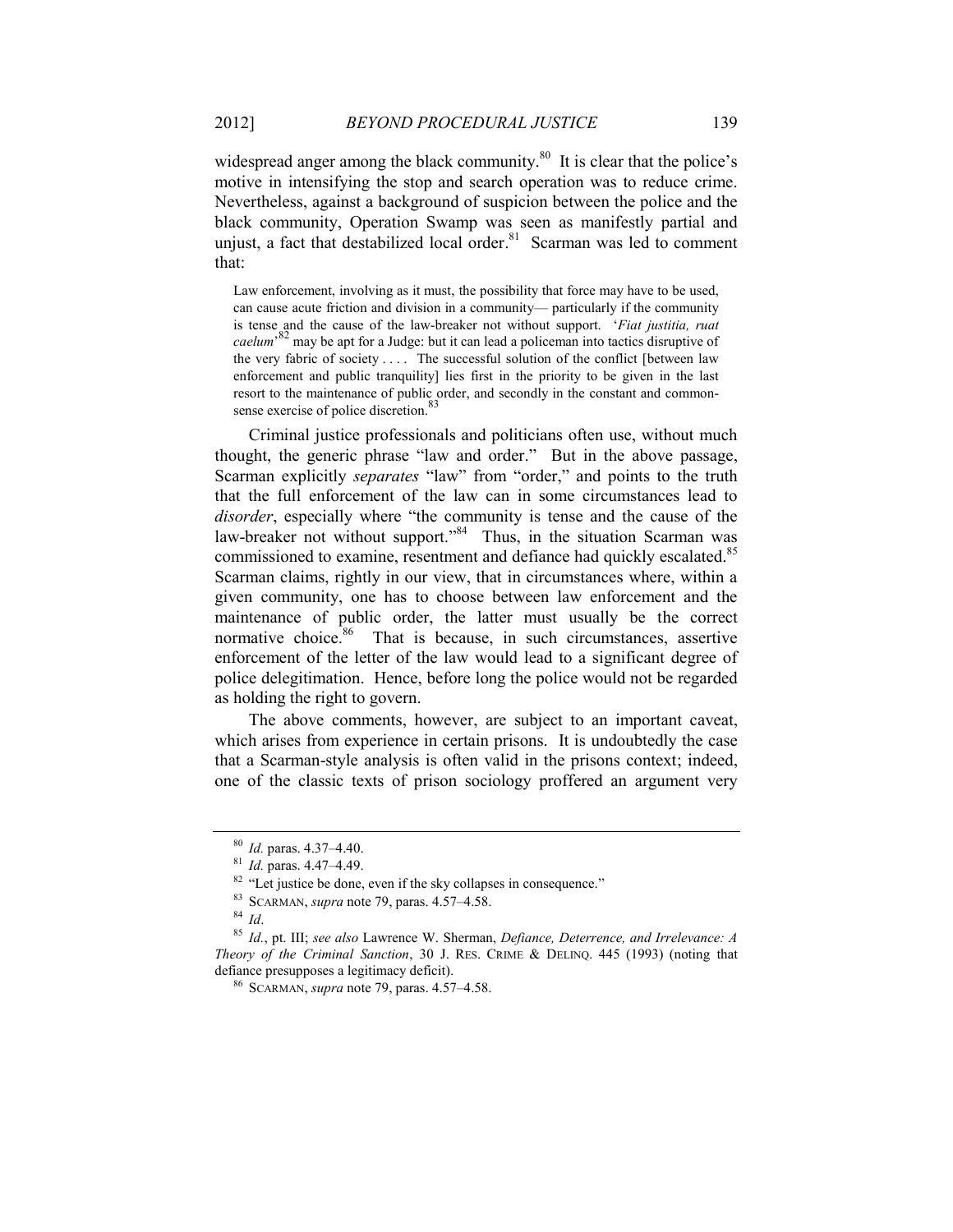widespread anger among the black community.[80] It is clear that the police's motive in intensifying the stop and search operation was to reduce crime. Nevertheless, against a background of suspicion between the police and the black community, Operation Swamp was seen as manifestly partial and unjust, a fact that destabilized local order.[81] Scarman was led to comment that:

> Law enforcement, involving as it must, the possibility that force may have to be used, can cause acute friction and division in a community— particularly if the community is tense and the cause of the law-breaker not without support. '*Fiat justitia, ruat caelum*'[82] may be apt for a Judge: but it can lead a policeman into tactics disruptive of the very fabric of society . . . . The successful solution of the conflict [between law enforcement and public tranquility] lies first in the priority to be given in the last resort to the maintenance of public order, and secondly in the constant and common-sense exercise of police discretion.[83]

Criminal justice professionals and politicians often use, without much thought, the generic phrase "law and order." But in the above passage, Scarman explicitly *separates* "law" from "order," and points to the truth that the full enforcement of the law can in some circumstances lead to *disorder*, especially where "the community is tense and the cause of the law-breaker not without support."[84] Thus, in the situation Scarman was commissioned to examine, resentment and defiance had quickly escalated.[85] Scarman claims, rightly in our view, that in circumstances where, within a given community, one has to choose between law enforcement and the maintenance of public order, the latter must usually be the correct normative choice.[86] That is because, in such circumstances, assertive enforcement of the letter of the law would lead to a significant degree of police delegitimation. Hence, before long the police would not be regarded as holding the right to govern.

The above comments, however, are subject to an important caveat, which arises from experience in certain prisons. It is undoubtedly the case that a Scarman-style analysis is often valid in the prisons context; indeed, one of the classic texts of prison sociology proffered an argument very

---

[80] *Id.* paras. 4.37–4.40.

[81] *Id.* paras. 4.47–4.49.

[82] "Let justice be done, even if the sky collapses in consequence."

[83] SCARMAN, *supra* note 79, paras. 4.57–4.58.

[84] *Id*.

[85] *Id.*, pt. III; *see also* Lawrence W. Sherman, *Defiance, Deterrence, and Irrelevance: A Theory of the Criminal Sanction*, 30 J. RES. CRIME & DELINQ. 445 (1993) (noting that defiance presupposes a legitimacy deficit).

[86] SCARMAN, *supra* note 79, paras. 4.57–4.58.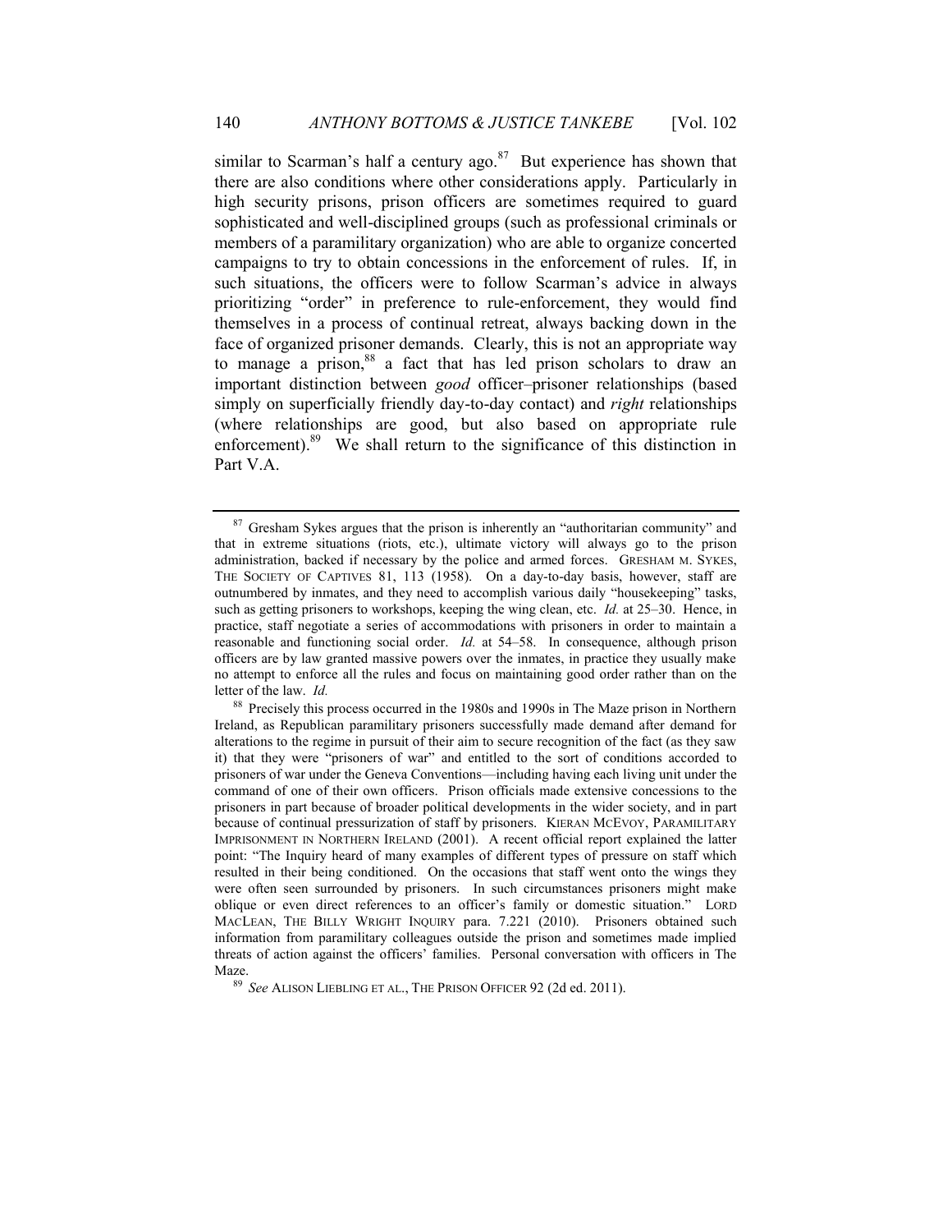similar to Scarman's half a century ago.[87] But experience has shown that there are also conditions where other considerations apply. Particularly in high security prisons, prison officers are sometimes required to guard sophisticated and well-disciplined groups (such as professional criminals or members of a paramilitary organization) who are able to organize concerted campaigns to try to obtain concessions in the enforcement of rules. If, in such situations, the officers were to follow Scarman's advice in always prioritizing "order" in preference to rule-enforcement, they would find themselves in a process of continual retreat, always backing down in the face of organized prisoner demands. Clearly, this is not an appropriate way to manage a prison,[88] a fact that has led prison scholars to draw an important distinction between *good* officer–prisoner relationships (based simply on superficially friendly day-to-day contact) and *right* relationships (where relationships are good, but also based on appropriate rule enforcement).[89] We shall return to the significance of this distinction in Part V.A.

---

[87] Gresham Sykes argues that the prison is inherently an "authoritarian community" and that in extreme situations (riots, etc.), ultimate victory will always go to the prison administration, backed if necessary by the police and armed forces. GRESHAM M. SYKES, THE SOCIETY OF CAPTIVES 81, 113 (1958). On a day-to-day basis, however, staff are outnumbered by inmates, and they need to accomplish various daily "housekeeping" tasks, such as getting prisoners to workshops, keeping the wing clean, etc. *Id.* at 25–30. Hence, in practice, staff negotiate a series of accommodations with prisoners in order to maintain a reasonable and functioning social order. *Id.* at 54–58. In consequence, although prison officers are by law granted massive powers over the inmates, in practice they usually make no attempt to enforce all the rules and focus on maintaining good order rather than on the letter of the law. *Id.*

[88] Precisely this process occurred in the 1980s and 1990s in The Maze prison in Northern Ireland, as Republican paramilitary prisoners successfully made demand after demand for alterations to the regime in pursuit of their aim to secure recognition of the fact (as they saw it) that they were "prisoners of war" and entitled to the sort of conditions accorded to prisoners of war under the Geneva Conventions—including having each living unit under the command of one of their own officers. Prison officials made extensive concessions to the prisoners in part because of broader political developments in the wider society, and in part because of continual pressurization of staff by prisoners. KIERAN MCEVOY, PARAMILITARY IMPRISONMENT IN NORTHERN IRELAND (2001). A recent official report explained the latter point: "The Inquiry heard of many examples of different types of pressure on staff which resulted in their being conditioned. On the occasions that staff went onto the wings they were often seen surrounded by prisoners. In such circumstances prisoners might make oblique or even direct references to an officer's family or domestic situation." LORD MACLEAN, THE BILLY WRIGHT INQUIRY para. 7.221 (2010). Prisoners obtained such information from paramilitary colleagues outside the prison and sometimes made implied threats of action against the officers' families. Personal conversation with officers in The Maze.

[89] *See* ALISON LIEBLING ET AL., THE PRISON OFFICER 92 (2d ed. 2011).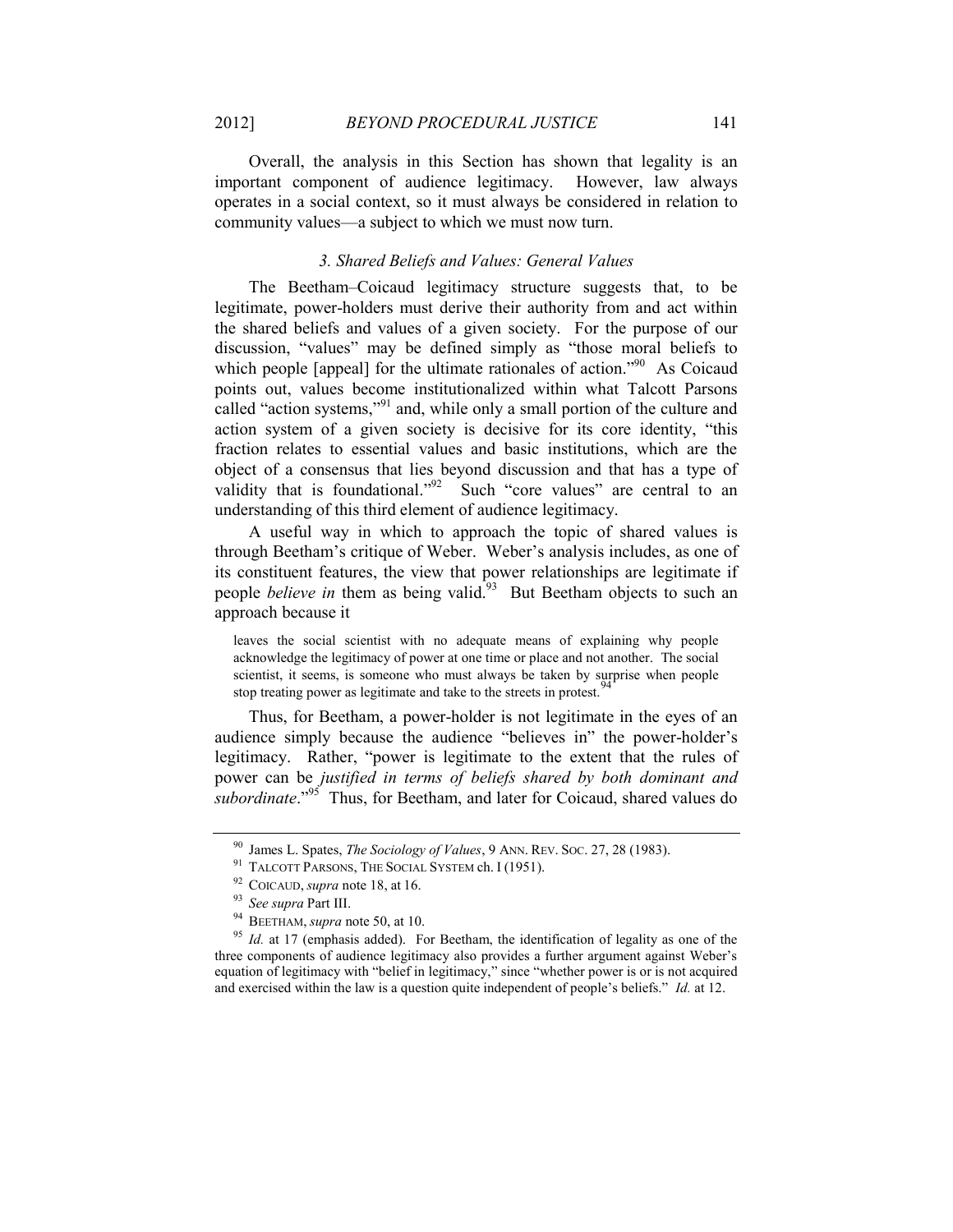Overall, the analysis in this Section has shown that legality is an important component of audience legitimacy. However, law always operates in a social context, so it must always be considered in relation to community values—a subject to which we must now turn.

### *3. Shared Beliefs and Values: General Values*

The Beetham–Coicaud legitimacy structure suggests that, to be legitimate, power-holders must derive their authority from and act within the shared beliefs and values of a given society. For the purpose of our discussion, "values" may be defined simply as "those moral beliefs to which people [appeal] for the ultimate rationales of action."[90] As Coicaud points out, values become institutionalized within what Talcott Parsons called "action systems,"[91] and, while only a small portion of the culture and action system of a given society is decisive for its core identity, "this fraction relates to essential values and basic institutions, which are the object of a consensus that lies beyond discussion and that has a type of validity that is foundational."[92] Such "core values" are central to an understanding of this third element of audience legitimacy.

A useful way in which to approach the topic of shared values is through Beetham's critique of Weber. Weber's analysis includes, as one of its constituent features, the view that power relationships are legitimate if people *believe in* them as being valid.[93] But Beetham objects to such an approach because it

> leaves the social scientist with no adequate means of explaining why people acknowledge the legitimacy of power at one time or place and not another. The social scientist, it seems, is someone who must always be taken by surprise when people stop treating power as legitimate and take to the streets in protest.[94]

Thus, for Beetham, a power-holder is not legitimate in the eyes of an audience simply because the audience "believes in" the power-holder's legitimacy. Rather, "power is legitimate to the extent that the rules of power can be *justified in terms of beliefs shared by both dominant and subordinate*."[95] Thus, for Beetham, and later for Coicaud, shared values do

---

[90] James L. Spates, *The Sociology of Values*, 9 ANN. REV. SOC. 27, 28 (1983).

[91] TALCOTT PARSONS, THE SOCIAL SYSTEM ch. I (1951).

[92] COICAUD, *supra* note 18, at 16.

[93] *See supra* Part III.

[94] BEETHAM, *supra* note 50, at 10.

[95] *Id.* at 17 (emphasis added). For Beetham, the identification of legality as one of the three components of audience legitimacy also provides a further argument against Weber's equation of legitimacy with "belief in legitimacy," since "whether power is or is not acquired and exercised within the law is a question quite independent of people's beliefs." *Id.* at 12.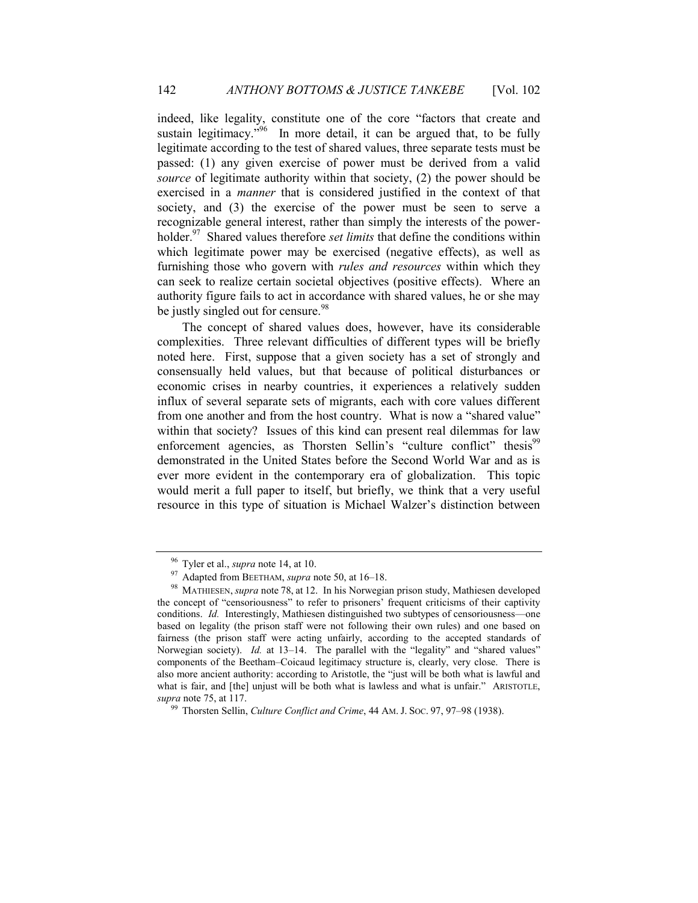indeed, like legality, constitute one of the core "factors that create and sustain legitimacy."[96] In more detail, it can be argued that, to be fully legitimate according to the test of shared values, three separate tests must be passed: (1) any given exercise of power must be derived from a valid *source* of legitimate authority within that society, (2) the power should be exercised in a *manner* that is considered justified in the context of that society, and (3) the exercise of the power must be seen to serve a recognizable general interest, rather than simply the interests of the power-holder.[97] Shared values therefore *set limits* that define the conditions within which legitimate power may be exercised (negative effects), as well as furnishing those who govern with *rules and resources* within which they can seek to realize certain societal objectives (positive effects). Where an authority figure fails to act in accordance with shared values, he or she may be justly singled out for censure.[98]

The concept of shared values does, however, have its considerable complexities. Three relevant difficulties of different types will be briefly noted here. First, suppose that a given society has a set of strongly and consensually held values, but that because of political disturbances or economic crises in nearby countries, it experiences a relatively sudden influx of several separate sets of migrants, each with core values different from one another and from the host country. What is now a "shared value" within that society? Issues of this kind can present real dilemmas for law enforcement agencies, as Thorsten Sellin's "culture conflict" thesis[99] demonstrated in the United States before the Second World War and as is ever more evident in the contemporary era of globalization. This topic would merit a full paper to itself, but briefly, we think that a very useful resource in this type of situation is Michael Walzer's distinction between

---

[96] Tyler et al., *supra* note 14, at 10.

[97] Adapted from BEETHAM, *supra* note 50, at 16–18.

[98] MATHIESEN, *supra* note 78, at 12. In his Norwegian prison study, Mathiesen developed the concept of "censoriousness" to refer to prisoners' frequent criticisms of their captivity conditions. *Id.* Interestingly, Mathiesen distinguished two subtypes of censoriousness—one based on legality (the prison staff were not following their own rules) and one based on fairness (the prison staff were acting unfairly, according to the accepted standards of Norwegian society). *Id.* at 13–14. The parallel with the "legality" and "shared values" components of the Beetham–Coicaud legitimacy structure is, clearly, very close. There is also more ancient authority: according to Aristotle, the "just will be both what is lawful and what is fair, and [the] unjust will be both what is lawless and what is unfair." ARISTOTLE, *supra* note 75, at 117.

[99] Thorsten Sellin, *Culture Conflict and Crime*, 44 AM. J. SOC. 97, 97–98 (1938).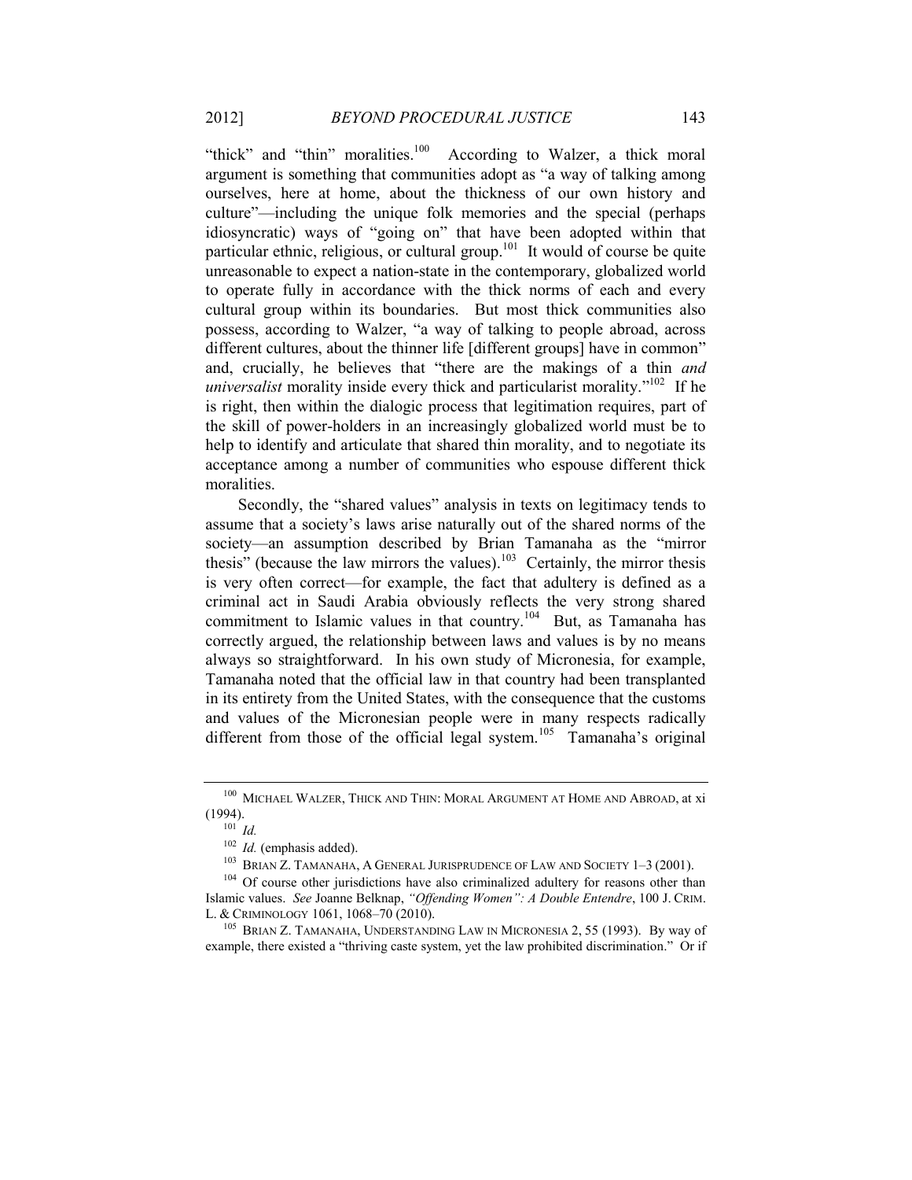"thick" and "thin" moralities.[100] According to Walzer, a thick moral argument is something that communities adopt as "a way of talking among ourselves, here at home, about the thickness of our own history and culture"—including the unique folk memories and the special (perhaps idiosyncratic) ways of "going on" that have been adopted within that particular ethnic, religious, or cultural group.[101] It would of course be quite unreasonable to expect a nation-state in the contemporary, globalized world to operate fully in accordance with the thick norms of each and every cultural group within its boundaries. But most thick communities also possess, according to Walzer, "a way of talking to people abroad, across different cultures, about the thinner life [different groups] have in common" and, crucially, he believes that "there are the makings of a thin *and universalist* morality inside every thick and particularist morality."[102] If he is right, then within the dialogic process that legitimation requires, part of the skill of power-holders in an increasingly globalized world must be to help to identify and articulate that shared thin morality, and to negotiate its acceptance among a number of communities who espouse different thick moralities.

Secondly, the "shared values" analysis in texts on legitimacy tends to assume that a society's laws arise naturally out of the shared norms of the society—an assumption described by Brian Tamanaha as the "mirror thesis" (because the law mirrors the values).[103] Certainly, the mirror thesis is very often correct—for example, the fact that adultery is defined as a criminal act in Saudi Arabia obviously reflects the very strong shared commitment to Islamic values in that country.[104] But, as Tamanaha has correctly argued, the relationship between laws and values is by no means always so straightforward. In his own study of Micronesia, for example, Tamanaha noted that the official law in that country had been transplanted in its entirety from the United States, with the consequence that the customs and values of the Micronesian people were in many respects radically different from those of the official legal system.[105] Tamanaha's original

---

[100] MICHAEL WALZER, THICK AND THIN: MORAL ARGUMENT AT HOME AND ABROAD, at xi (1994).

[101] *Id.*

[102] *Id.* (emphasis added).

[103] BRIAN Z. TAMANAHA, A GENERAL JURISPRUDENCE OF LAW AND SOCIETY 1–3 (2001).

[104] Of course other jurisdictions have also criminalized adultery for reasons other than Islamic values. *See* Joanne Belknap, *"Offending Women": A Double Entendre*, 100 J. CRIM. L. & CRIMINOLOGY 1061, 1068–70 (2010).

[105] BRIAN Z. TAMANAHA, UNDERSTANDING LAW IN MICRONESIA 2, 55 (1993). By way of example, there existed a "thriving caste system, yet the law prohibited discrimination." Or if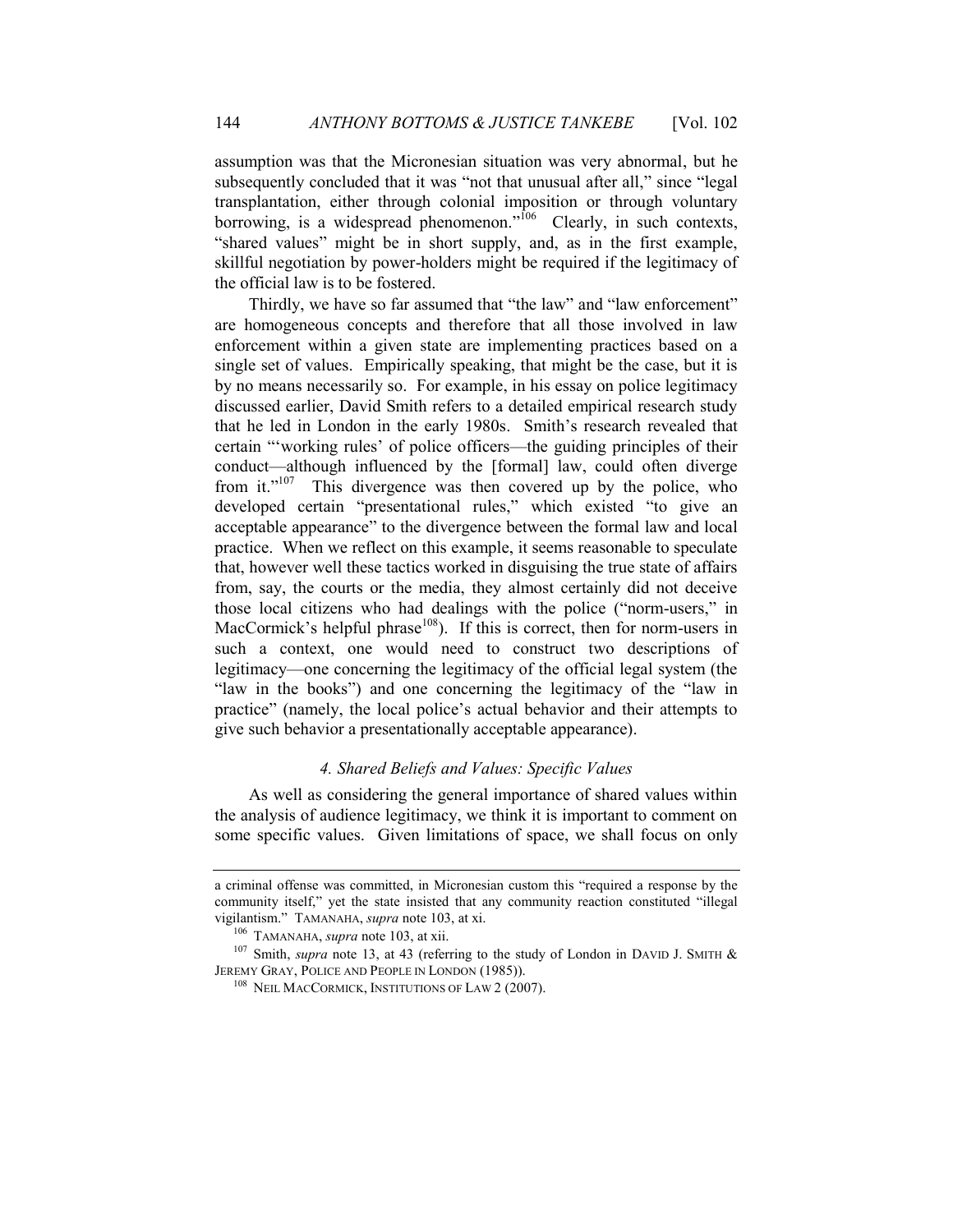assumption was that the Micronesian situation was very abnormal, but he subsequently concluded that it was "not that unusual after all," since "legal transplantation, either through colonial imposition or through voluntary borrowing, is a widespread phenomenon."[106] Clearly, in such contexts, "shared values" might be in short supply, and, as in the first example, skillful negotiation by power-holders might be required if the legitimacy of the official law is to be fostered.

Thirdly, we have so far assumed that "the law" and "law enforcement" are homogeneous concepts and therefore that all those involved in law enforcement within a given state are implementing practices based on a single set of values. Empirically speaking, that might be the case, but it is by no means necessarily so. For example, in his essay on police legitimacy discussed earlier, David Smith refers to a detailed empirical research study that he led in London in the early 1980s. Smith's research revealed that certain "'working rules' of police officers—the guiding principles of their conduct—although influenced by the [formal] law, could often diverge from it."[107] This divergence was then covered up by the police, who developed certain "presentational rules," which existed "to give an acceptable appearance" to the divergence between the formal law and local practice. When we reflect on this example, it seems reasonable to speculate that, however well these tactics worked in disguising the true state of affairs from, say, the courts or the media, they almost certainly did not deceive those local citizens who had dealings with the police ("norm-users," in MacCormick's helpful phrase[108]). If this is correct, then for norm-users in such a context, one would need to construct two descriptions of legitimacy—one concerning the legitimacy of the official legal system (the "law in the books") and one concerning the legitimacy of the "law in practice" (namely, the local police's actual behavior and their attempts to give such behavior a presentationally acceptable appearance).

#### *4. Shared Beliefs and Values: Specific Values*

As well as considering the general importance of shared values within the analysis of audience legitimacy, we think it is important to comment on some specific values. Given limitations of space, we shall focus on only

---

a criminal offense was committed, in Micronesian custom this "required a response by the community itself," yet the state insisted that any community reaction constituted "illegal vigilantism." TAMANAHA, *supra* note 103, at xi.

[106] TAMANAHA, *supra* note 103, at xii.

[107] Smith, *supra* note 13, at 43 (referring to the study of London in DAVID J. SMITH & JEREMY GRAY, POLICE AND PEOPLE IN LONDON (1985)).

[108] NEIL MACCORMICK, INSTITUTIONS OF LAW 2 (2007).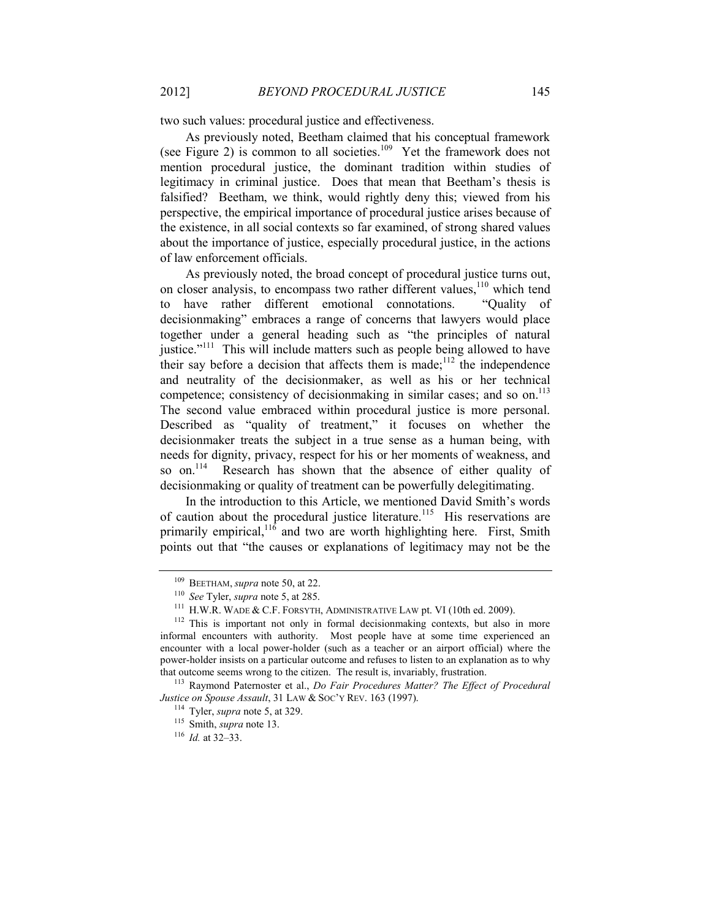two such values: procedural justice and effectiveness.

As previously noted, Beetham claimed that his conceptual framework (see Figure 2) is common to all societies.[109] Yet the framework does not mention procedural justice, the dominant tradition within studies of legitimacy in criminal justice. Does that mean that Beetham's thesis is falsified? Beetham, we think, would rightly deny this; viewed from his perspective, the empirical importance of procedural justice arises because of the existence, in all social contexts so far examined, of strong shared values about the importance of justice, especially procedural justice, in the actions of law enforcement officials.

As previously noted, the broad concept of procedural justice turns out, on closer analysis, to encompass two rather different values,[110] which tend to have rather different emotional connotations. "Quality of decisionmaking" embraces a range of concerns that lawyers would place together under a general heading such as "the principles of natural justice."[111] This will include matters such as people being allowed to have their say before a decision that affects them is made;[112] the independence and neutrality of the decisionmaker, as well as his or her technical competence; consistency of decisionmaking in similar cases; and so on.[113] The second value embraced within procedural justice is more personal. Described as "quality of treatment," it focuses on whether the decisionmaker treats the subject in a true sense as a human being, with needs for dignity, privacy, respect for his or her moments of weakness, and so on.[114] Research has shown that the absence of either quality of decisionmaking or quality of treatment can be powerfully delegitimating.

In the introduction to this Article, we mentioned David Smith's words of caution about the procedural justice literature.[115] His reservations are primarily empirical,[116] and two are worth highlighting here. First, Smith points out that "the causes or explanations of legitimacy may not be the

---

[109] BEETHAM, *supra* note 50, at 22.

[110] *See* Tyler, *supra* note 5, at 285.

[111] H.W.R. WADE & C.F. FORSYTH, ADMINISTRATIVE LAW pt. VI (10th ed. 2009).

[112] This is important not only in formal decisionmaking contexts, but also in more informal encounters with authority. Most people have at some time experienced an encounter with a local power-holder (such as a teacher or an airport official) where the power-holder insists on a particular outcome and refuses to listen to an explanation as to why that outcome seems wrong to the citizen. The result is, invariably, frustration.

[113] Raymond Paternoster et al., *Do Fair Procedures Matter? The Effect of Procedural Justice on Spouse Assault*, 31 LAW & SOC'Y REV. 163 (1997).

[114] Tyler, *supra* note 5, at 329.

[115] Smith, *supra* note 13.

[116] *Id.* at 32–33.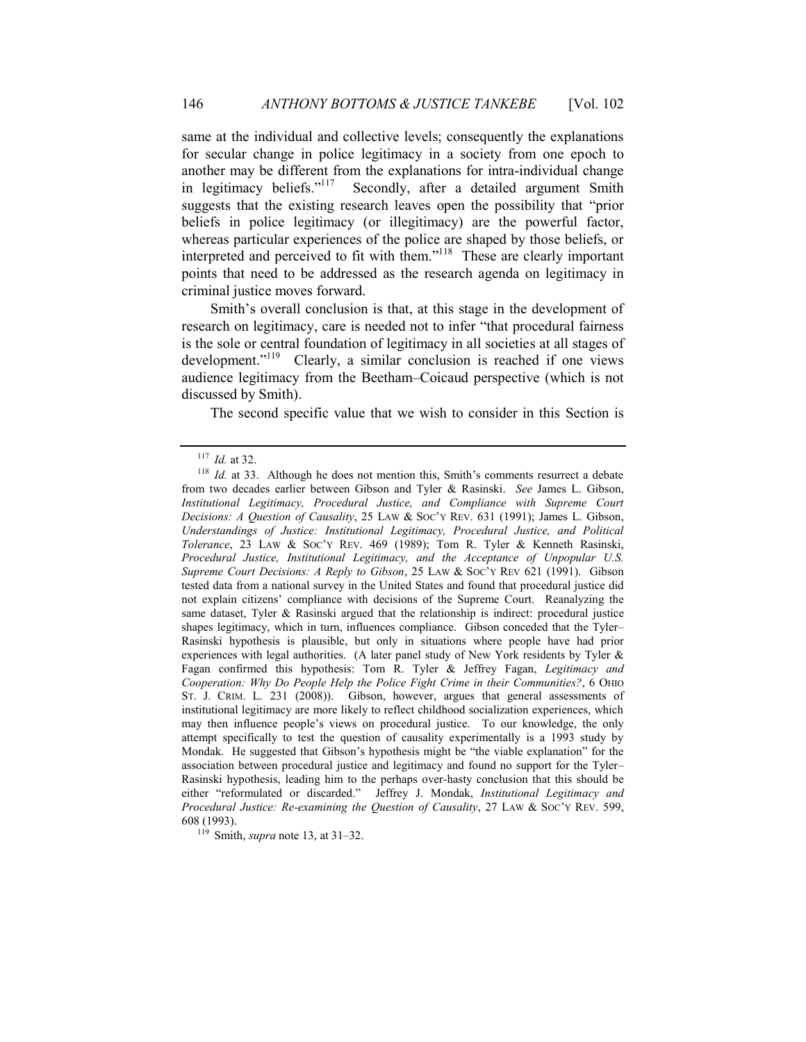same at the individual and collective levels; consequently the explanations for secular change in police legitimacy in a society from one epoch to another may be different from the explanations for intra-individual change in legitimacy beliefs."[117] Secondly, after a detailed argument Smith suggests that the existing research leaves open the possibility that "prior beliefs in police legitimacy (or illegitimacy) are the powerful factor, whereas particular experiences of the police are shaped by those beliefs, or interpreted and perceived to fit with them."[118] These are clearly important points that need to be addressed as the research agenda on legitimacy in criminal justice moves forward.

Smith's overall conclusion is that, at this stage in the development of research on legitimacy, care is needed not to infer "that procedural fairness is the sole or central foundation of legitimacy in all societies at all stages of development."[119] Clearly, a similar conclusion is reached if one views audience legitimacy from the Beetham–Coicaud perspective (which is not discussed by Smith).

The second specific value that we wish to consider in this Section is

---

[117] *Id.* at 32.

[118] *Id.* at 33. Although he does not mention this, Smith's comments resurrect a debate from two decades earlier between Gibson and Tyler & Rasinski. *See* James L. Gibson, *Institutional Legitimacy, Procedural Justice, and Compliance with Supreme Court Decisions: A Question of Causality*, 25 LAW & SOC'Y REV. 631 (1991); James L. Gibson, *Understandings of Justice: Institutional Legitimacy, Procedural Justice, and Political Tolerance*, 23 LAW & SOC'Y REV. 469 (1989); Tom R. Tyler & Kenneth Rasinski, *Procedural Justice, Institutional Legitimacy, and the Acceptance of Unpopular U.S. Supreme Court Decisions: A Reply to Gibson*, 25 LAW & SOC'Y REV 621 (1991). Gibson tested data from a national survey in the United States and found that procedural justice did not explain citizens' compliance with decisions of the Supreme Court. Reanalyzing the same dataset, Tyler & Rasinski argued that the relationship is indirect: procedural justice shapes legitimacy, which in turn, influences compliance. Gibson conceded that the Tyler–Rasinski hypothesis is plausible, but only in situations where people have had prior experiences with legal authorities. (A later panel study of New York residents by Tyler & Fagan confirmed this hypothesis: Tom R. Tyler & Jeffrey Fagan, *Legitimacy and Cooperation: Why Do People Help the Police Fight Crime in their Communities?*, 6 OHIO ST. J. CRIM. L. 231 (2008)). Gibson, however, argues that general assessments of institutional legitimacy are more likely to reflect childhood socialization experiences, which may then influence people's views on procedural justice. To our knowledge, the only attempt specifically to test the question of causality experimentally is a 1993 study by Mondak. He suggested that Gibson's hypothesis might be "the viable explanation" for the association between procedural justice and legitimacy and found no support for the Tyler–Rasinski hypothesis, leading him to the perhaps over-hasty conclusion that this should be either "reformulated or discarded." Jeffrey J. Mondak, *Institutional Legitimacy and Procedural Justice: Re-examining the Question of Causality*, 27 LAW & SOC'Y REV. 599, 608 (1993).

[119] Smith, *supra* note 13, at 31–32.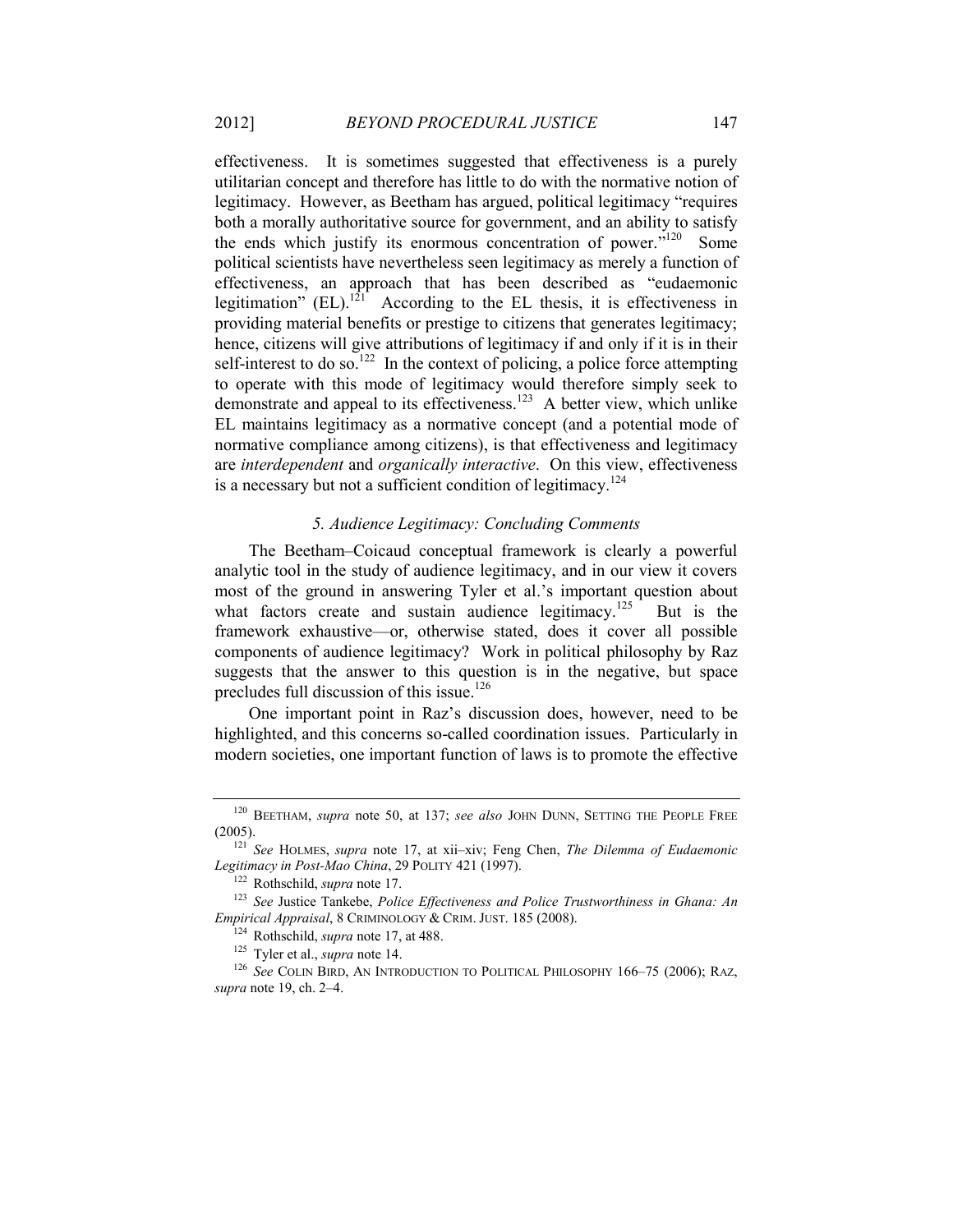effectiveness. It is sometimes suggested that effectiveness is a purely utilitarian concept and therefore has little to do with the normative notion of legitimacy. However, as Beetham has argued, political legitimacy "requires both a morally authoritative source for government, and an ability to satisfy the ends which justify its enormous concentration of power."[120] Some political scientists have nevertheless seen legitimacy as merely a function of effectiveness, an approach that has been described as "eudaemonic legitimation" (EL).[121] According to the EL thesis, it is effectiveness in providing material benefits or prestige to citizens that generates legitimacy; hence, citizens will give attributions of legitimacy if and only if it is in their self-interest to do so.[122] In the context of policing, a police force attempting to operate with this mode of legitimacy would therefore simply seek to demonstrate and appeal to its effectiveness.[123] A better view, which unlike EL maintains legitimacy as a normative concept (and a potential mode of normative compliance among citizens), is that effectiveness and legitimacy are *interdependent* and *organically interactive*. On this view, effectiveness is a necessary but not a sufficient condition of legitimacy.[124]

### *5. Audience Legitimacy: Concluding Comments*

The Beetham–Coicaud conceptual framework is clearly a powerful analytic tool in the study of audience legitimacy, and in our view it covers most of the ground in answering Tyler et al.'s important question about what factors create and sustain audience legitimacy.[125] But is the framework exhaustive—or, otherwise stated, does it cover all possible components of audience legitimacy? Work in political philosophy by Raz suggests that the answer to this question is in the negative, but space precludes full discussion of this issue.[126]

One important point in Raz's discussion does, however, need to be highlighted, and this concerns so-called coordination issues. Particularly in modern societies, one important function of laws is to promote the effective

---

[120] BEETHAM, *supra* note 50, at 137; *see also* JOHN DUNN, SETTING THE PEOPLE FREE (2005).

[121] *See* HOLMES, *supra* note 17, at xii–xiv; Feng Chen, *The Dilemma of Eudaemonic Legitimacy in Post-Mao China*, 29 POLITY 421 (1997).

[122] Rothschild, *supra* note 17.

[123] *See* Justice Tankebe, *Police Effectiveness and Police Trustworthiness in Ghana: An Empirical Appraisal*, 8 CRIMINOLOGY & CRIM. JUST. 185 (2008).

[124] Rothschild, *supra* note 17, at 488.

[125] Tyler et al., *supra* note 14.

[126] *See* COLIN BIRD, AN INTRODUCTION TO POLITICAL PHILOSOPHY 166–75 (2006); RAZ, *supra* note 19, ch. 2–4.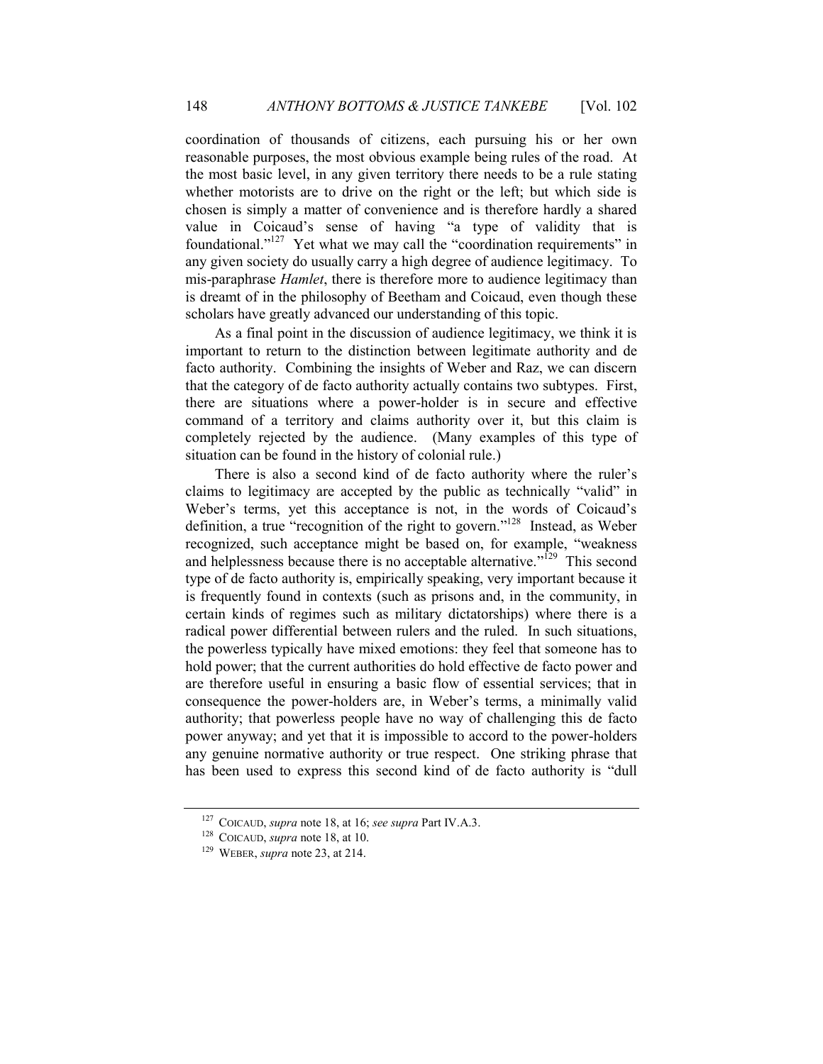coordination of thousands of citizens, each pursuing his or her own reasonable purposes, the most obvious example being rules of the road. At the most basic level, in any given territory there needs to be a rule stating whether motorists are to drive on the right or the left; but which side is chosen is simply a matter of convenience and is therefore hardly a shared value in Coicaud's sense of having "a type of validity that is foundational."[127] Yet what we may call the "coordination requirements" in any given society do usually carry a high degree of audience legitimacy. To mis-paraphrase *Hamlet*, there is therefore more to audience legitimacy than is dreamt of in the philosophy of Beetham and Coicaud, even though these scholars have greatly advanced our understanding of this topic.

As a final point in the discussion of audience legitimacy, we think it is important to return to the distinction between legitimate authority and de facto authority. Combining the insights of Weber and Raz, we can discern that the category of de facto authority actually contains two subtypes. First, there are situations where a power-holder is in secure and effective command of a territory and claims authority over it, but this claim is completely rejected by the audience. (Many examples of this type of situation can be found in the history of colonial rule.)

There is also a second kind of de facto authority where the ruler's claims to legitimacy are accepted by the public as technically "valid" in Weber's terms, yet this acceptance is not, in the words of Coicaud's definition, a true "recognition of the right to govern."[128] Instead, as Weber recognized, such acceptance might be based on, for example, "weakness and helplessness because there is no acceptable alternative."[129] This second type of de facto authority is, empirically speaking, very important because it is frequently found in contexts (such as prisons and, in the community, in certain kinds of regimes such as military dictatorships) where there is a radical power differential between rulers and the ruled. In such situations, the powerless typically have mixed emotions: they feel that someone has to hold power; that the current authorities do hold effective de facto power and are therefore useful in ensuring a basic flow of essential services; that in consequence the power-holders are, in Weber's terms, a minimally valid authority; that powerless people have no way of challenging this de facto power anyway; and yet that it is impossible to accord to the power-holders any genuine normative authority or true respect. One striking phrase that has been used to express this second kind of de facto authority is "dull

---

[127] COICAUD, *supra* note 18, at 16; *see supra* Part IV.A.3.

[128] COICAUD, *supra* note 18, at 10.

[129] WEBER, *supra* note 23, at 214.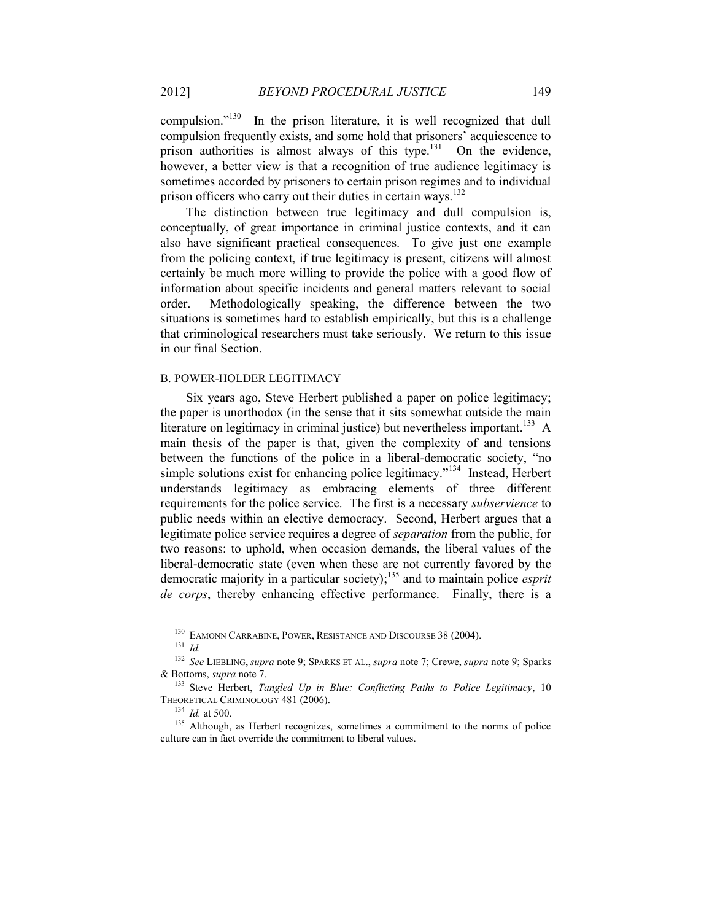compulsion."[130] In the prison literature, it is well recognized that dull compulsion frequently exists, and some hold that prisoners' acquiescence to prison authorities is almost always of this type.[131] On the evidence, however, a better view is that a recognition of true audience legitimacy is sometimes accorded by prisoners to certain prison regimes and to individual prison officers who carry out their duties in certain ways.[132]

The distinction between true legitimacy and dull compulsion is, conceptually, of great importance in criminal justice contexts, and it can also have significant practical consequences. To give just one example from the policing context, if true legitimacy is present, citizens will almost certainly be much more willing to provide the police with a good flow of information about specific incidents and general matters relevant to social order. Methodologically speaking, the difference between the two situations is sometimes hard to establish empirically, but this is a challenge that criminological researchers must take seriously. We return to this issue in our final Section.

### B. POWER-HOLDER LEGITIMACY

Six years ago, Steve Herbert published a paper on police legitimacy; the paper is unorthodox (in the sense that it sits somewhat outside the main literature on legitimacy in criminal justice) but nevertheless important.[133] A main thesis of the paper is that, given the complexity of and tensions between the functions of the police in a liberal-democratic society, "no simple solutions exist for enhancing police legitimacy."[134] Instead, Herbert understands legitimacy as embracing elements of three different requirements for the police service. The first is a necessary *subservience* to public needs within an elective democracy. Second, Herbert argues that a legitimate police service requires a degree of *separation* from the public, for two reasons: to uphold, when occasion demands, the liberal values of the liberal-democratic state (even when these are not currently favored by the democratic majority in a particular society);[135] and to maintain police *esprit de corps*, thereby enhancing effective performance. Finally, there is a

---

[130] EAMONN CARRABINE, POWER, RESISTANCE AND DISCOURSE 38 (2004).

[131] *Id.*

[132] *See* LIEBLING, *supra* note 9; SPARKS ET AL., *supra* note 7; Crewe, *supra* note 9; Sparks & Bottoms, *supra* note 7.

[133] Steve Herbert, *Tangled Up in Blue: Conflicting Paths to Police Legitimacy*, 10 THEORETICAL CRIMINOLOGY 481 (2006).

[134] *Id.* at 500.

[135] Although, as Herbert recognizes, sometimes a commitment to the norms of police culture can in fact override the commitment to liberal values.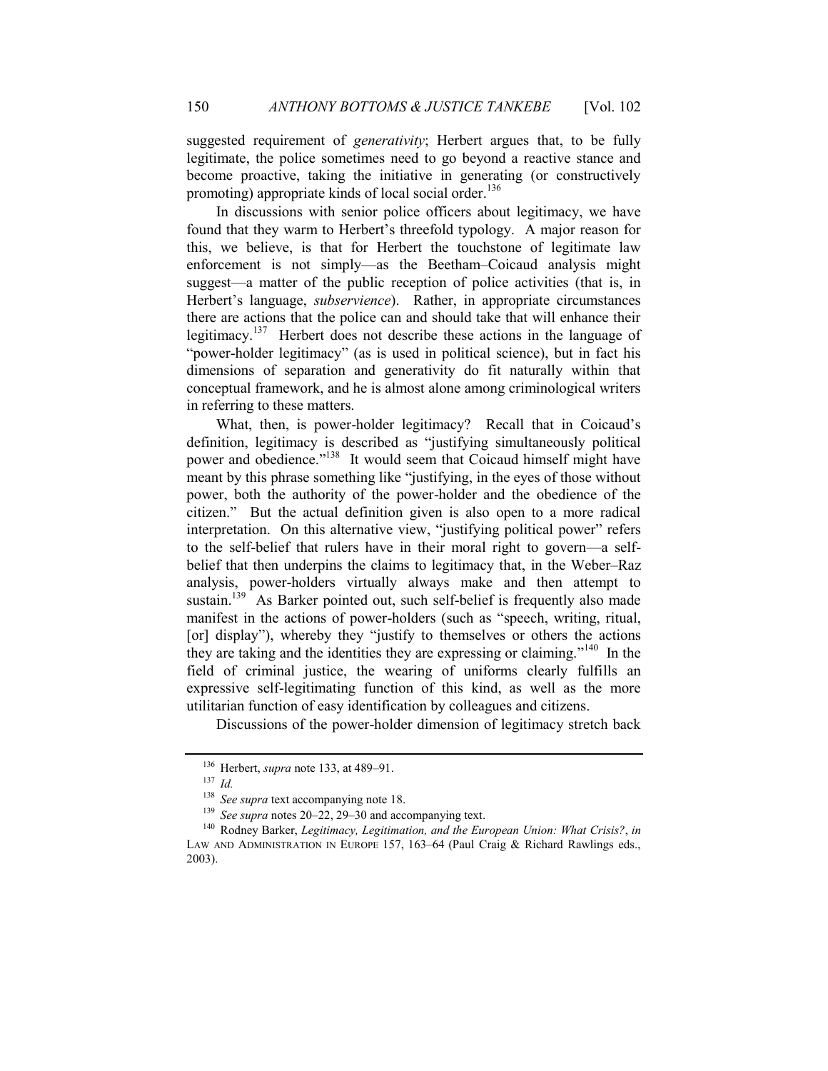suggested requirement of *generativity*; Herbert argues that, to be fully legitimate, the police sometimes need to go beyond a reactive stance and become proactive, taking the initiative in generating (or constructively promoting) appropriate kinds of local social order.[136]

In discussions with senior police officers about legitimacy, we have found that they warm to Herbert's threefold typology. A major reason for this, we believe, is that for Herbert the touchstone of legitimate law enforcement is not simply—as the Beetham–Coicaud analysis might suggest—a matter of the public reception of police activities (that is, in Herbert's language, *subservience*). Rather, in appropriate circumstances there are actions that the police can and should take that will enhance their legitimacy.[137] Herbert does not describe these actions in the language of "power-holder legitimacy" (as is used in political science), but in fact his dimensions of separation and generativity do fit naturally within that conceptual framework, and he is almost alone among criminological writers in referring to these matters.

What, then, is power-holder legitimacy? Recall that in Coicaud's definition, legitimacy is described as "justifying simultaneously political power and obedience."[138] It would seem that Coicaud himself might have meant by this phrase something like "justifying, in the eyes of those without power, both the authority of the power-holder and the obedience of the citizen." But the actual definition given is also open to a more radical interpretation. On this alternative view, "justifying political power" refers to the self-belief that rulers have in their moral right to govern—a self-belief that then underpins the claims to legitimacy that, in the Weber–Raz analysis, power-holders virtually always make and then attempt to sustain.[139] As Barker pointed out, such self-belief is frequently also made manifest in the actions of power-holders (such as "speech, writing, ritual, [or] display"), whereby they "justify to themselves or others the actions they are taking and the identities they are expressing or claiming."[140] In the field of criminal justice, the wearing of uniforms clearly fulfills an expressive self-legitimating function of this kind, as well as the more utilitarian function of easy identification by colleagues and citizens.

Discussions of the power-holder dimension of legitimacy stretch back

---

[136] Herbert, *supra* note 133, at 489–91.

[137] *Id.*

[138] *See supra* text accompanying note 18.

[139] *See supra* notes 20–22, 29–30 and accompanying text.

[140] Rodney Barker, *Legitimacy, Legitimation, and the European Union: What Crisis?*, *in* LAW AND ADMINISTRATION IN EUROPE 157, 163–64 (Paul Craig & Richard Rawlings eds., 2003).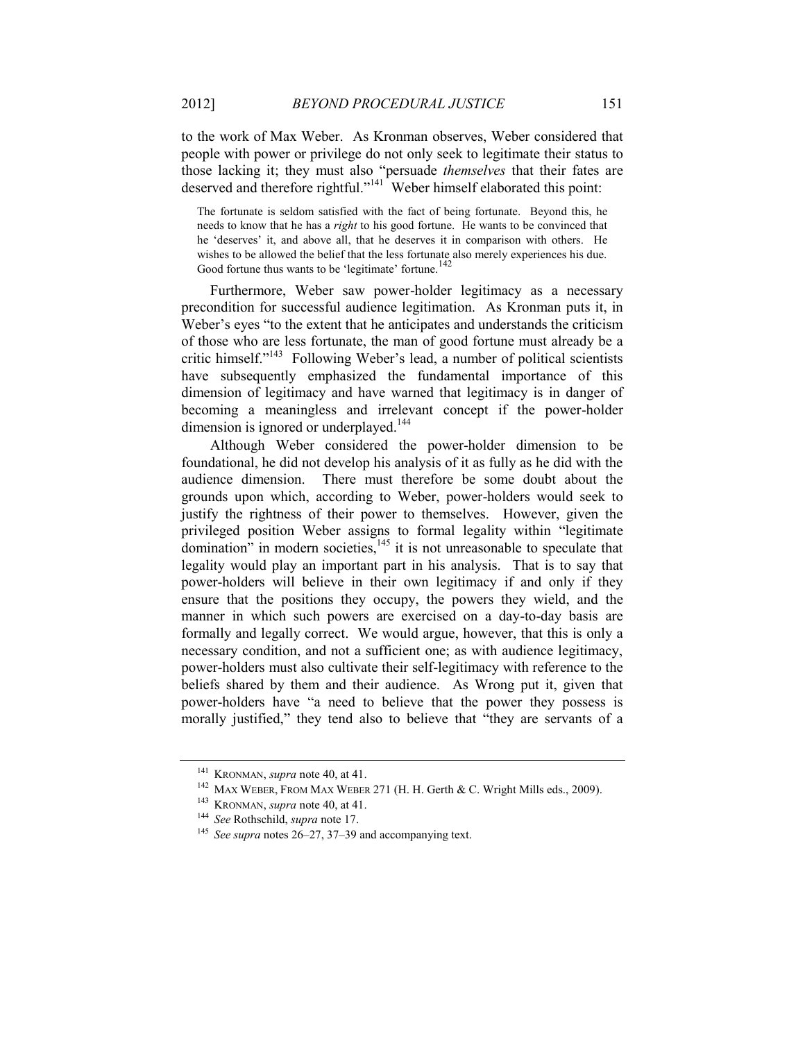to the work of Max Weber. As Kronman observes, Weber considered that people with power or privilege do not only seek to legitimate their status to those lacking it; they must also "persuade *themselves* that their fates are deserved and therefore rightful."[141] Weber himself elaborated this point:

> The fortunate is seldom satisfied with the fact of being fortunate. Beyond this, he needs to know that he has a *right* to his good fortune. He wants to be convinced that he 'deserves' it, and above all, that he deserves it in comparison with others. He wishes to be allowed the belief that the less fortunate also merely experiences his due. Good fortune thus wants to be 'legitimate' fortune.[142]

Furthermore, Weber saw power-holder legitimacy as a necessary precondition for successful audience legitimation. As Kronman puts it, in Weber's eyes "to the extent that he anticipates and understands the criticism of those who are less fortunate, the man of good fortune must already be a critic himself."[143] Following Weber's lead, a number of political scientists have subsequently emphasized the fundamental importance of this dimension of legitimacy and have warned that legitimacy is in danger of becoming a meaningless and irrelevant concept if the power-holder dimension is ignored or underplayed.[144]

Although Weber considered the power-holder dimension to be foundational, he did not develop his analysis of it as fully as he did with the audience dimension. There must therefore be some doubt about the grounds upon which, according to Weber, power-holders would seek to justify the rightness of their power to themselves. However, given the privileged position Weber assigns to formal legality within "legitimate domination" in modern societies,[145] it is not unreasonable to speculate that legality would play an important part in his analysis. That is to say that power-holders will believe in their own legitimacy if and only if they ensure that the positions they occupy, the powers they wield, and the manner in which such powers are exercised on a day-to-day basis are formally and legally correct. We would argue, however, that this is only a necessary condition, and not a sufficient one; as with audience legitimacy, power-holders must also cultivate their self-legitimacy with reference to the beliefs shared by them and their audience. As Wrong put it, given that power-holders have "a need to believe that the power they possess is morally justified," they tend also to believe that "they are servants of a

---

[141] KRONMAN, *supra* note 40, at 41.

[142] MAX WEBER, FROM MAX WEBER 271 (H. H. Gerth & C. Wright Mills eds., 2009).

[143] KRONMAN, *supra* note 40, at 41.

[144] *See* Rothschild, *supra* note 17.

[145] *See supra* notes 26–27, 37–39 and accompanying text.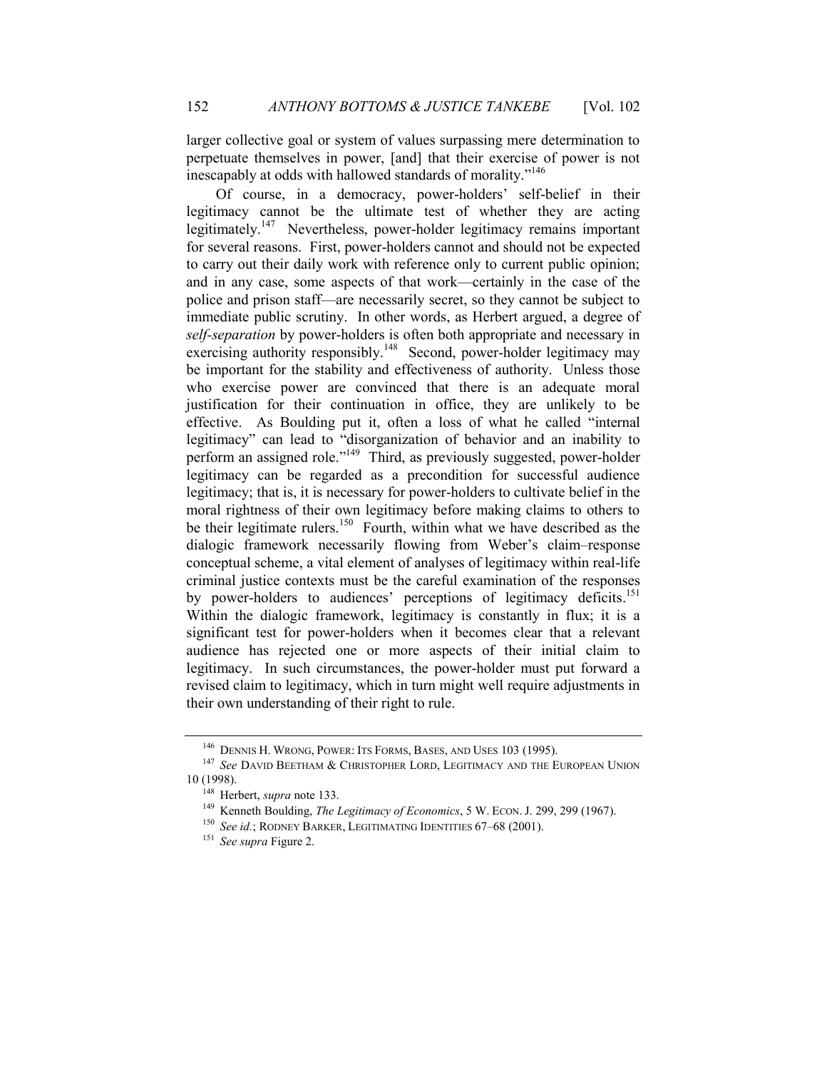larger collective goal or system of values surpassing mere determination to perpetuate themselves in power, [and] that their exercise of power is not inescapably at odds with hallowed standards of morality."[146]

Of course, in a democracy, power-holders' self-belief in their legitimacy cannot be the ultimate test of whether they are acting legitimately.[147] Nevertheless, power-holder legitimacy remains important for several reasons. First, power-holders cannot and should not be expected to carry out their daily work with reference only to current public opinion; and in any case, some aspects of that work—certainly in the case of the police and prison staff—are necessarily secret, so they cannot be subject to immediate public scrutiny. In other words, as Herbert argued, a degree of *self-separation* by power-holders is often both appropriate and necessary in exercising authority responsibly.[148] Second, power-holder legitimacy may be important for the stability and effectiveness of authority. Unless those who exercise power are convinced that there is an adequate moral justification for their continuation in office, they are unlikely to be effective. As Boulding put it, often a loss of what he called "internal legitimacy" can lead to "disorganization of behavior and an inability to perform an assigned role."[149] Third, as previously suggested, power-holder legitimacy can be regarded as a precondition for successful audience legitimacy; that is, it is necessary for power-holders to cultivate belief in the moral rightness of their own legitimacy before making claims to others to be their legitimate rulers.[150] Fourth, within what we have described as the dialogic framework necessarily flowing from Weber's claim–response conceptual scheme, a vital element of analyses of legitimacy within real-life criminal justice contexts must be the careful examination of the responses by power-holders to audiences' perceptions of legitimacy deficits.[151] Within the dialogic framework, legitimacy is constantly in flux; it is a significant test for power-holders when it becomes clear that a relevant audience has rejected one or more aspects of their initial claim to legitimacy. In such circumstances, the power-holder must put forward a revised claim to legitimacy, which in turn might well require adjustments in their own understanding of their right to rule.

---

[146] DENNIS H. WRONG, POWER: ITS FORMS, BASES, AND USES 103 (1995).

[147] *See* DAVID BEETHAM & CHRISTOPHER LORD, LEGITIMACY AND THE EUROPEAN UNION 10 (1998).

[148] Herbert, *supra* note 133.

[149] Kenneth Boulding, *The Legitimacy of Economics*, 5 W. ECON. J. 299, 299 (1967).

[150] *See id.*; RODNEY BARKER, LEGITIMATING IDENTITIES 67–68 (2001).

[151] *See supra* Figure 2.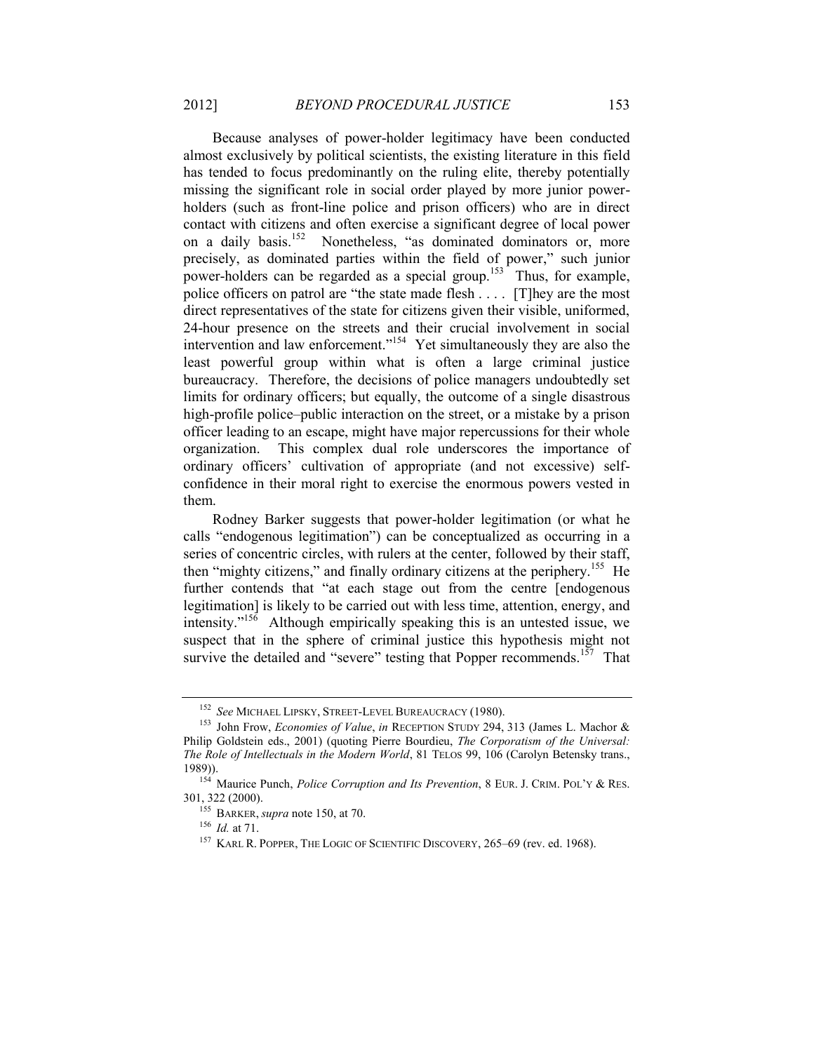Because analyses of power-holder legitimacy have been conducted almost exclusively by political scientists, the existing literature in this field has tended to focus predominantly on the ruling elite, thereby potentially missing the significant role in social order played by more junior power-holders (such as front-line police and prison officers) who are in direct contact with citizens and often exercise a significant degree of local power on a daily basis.[152] Nonetheless, "as dominated dominators or, more precisely, as dominated parties within the field of power," such junior power-holders can be regarded as a special group.[153] Thus, for example, police officers on patrol are "the state made flesh . . . . [T]hey are the most direct representatives of the state for citizens given their visible, uniformed, 24-hour presence on the streets and their crucial involvement in social intervention and law enforcement."[154] Yet simultaneously they are also the least powerful group within what is often a large criminal justice bureaucracy. Therefore, the decisions of police managers undoubtedly set limits for ordinary officers; but equally, the outcome of a single disastrous high-profile police–public interaction on the street, or a mistake by a prison officer leading to an escape, might have major repercussions for their whole organization. This complex dual role underscores the importance of ordinary officers' cultivation of appropriate (and not excessive) self-confidence in their moral right to exercise the enormous powers vested in them.

Rodney Barker suggests that power-holder legitimation (or what he calls "endogenous legitimation") can be conceptualized as occurring in a series of concentric circles, with rulers at the center, followed by their staff, then "mighty citizens," and finally ordinary citizens at the periphery.[155] He further contends that "at each stage out from the centre [endogenous legitimation] is likely to be carried out with less time, attention, energy, and intensity."[156] Although empirically speaking this is an untested issue, we suspect that in the sphere of criminal justice this hypothesis might not survive the detailed and "severe" testing that Popper recommends.[157] That

---

[152] *See* MICHAEL LIPSKY, STREET-LEVEL BUREAUCRACY (1980).

[153] John Frow, *Economies of Value*, *in* RECEPTION STUDY 294, 313 (James L. Machor & Philip Goldstein eds., 2001) (quoting Pierre Bourdieu, *The Corporatism of the Universal: The Role of Intellectuals in the Modern World*, 81 TELOS 99, 106 (Carolyn Betensky trans., 1989)).

[154] Maurice Punch, *Police Corruption and Its Prevention*, 8 EUR. J. CRIM. POL'Y & RES. 301, 322 (2000).

[155] BARKER, *supra* note 150, at 70.

[156] *Id.* at 71.

[157] KARL R. POPPER, THE LOGIC OF SCIENTIFIC DISCOVERY, 265–69 (rev. ed. 1968).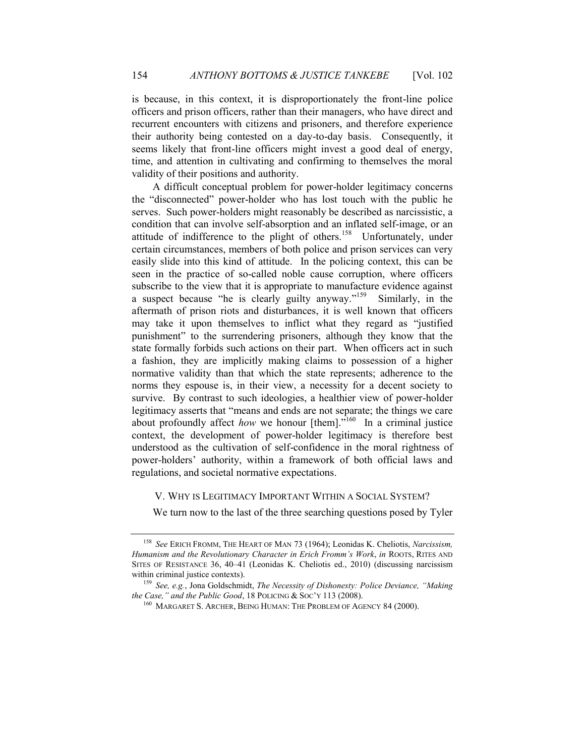is because, in this context, it is disproportionately the front-line police officers and prison officers, rather than their managers, who have direct and recurrent encounters with citizens and prisoners, and therefore experience their authority being contested on a day-to-day basis. Consequently, it seems likely that front-line officers might invest a good deal of energy, time, and attention in cultivating and confirming to themselves the moral validity of their positions and authority.

A difficult conceptual problem for power-holder legitimacy concerns the "disconnected" power-holder who has lost touch with the public he serves. Such power-holders might reasonably be described as narcissistic, a condition that can involve self-absorption and an inflated self-image, or an attitude of indifference to the plight of others.[158] Unfortunately, under certain circumstances, members of both police and prison services can very easily slide into this kind of attitude. In the policing context, this can be seen in the practice of so-called noble cause corruption, where officers subscribe to the view that it is appropriate to manufacture evidence against a suspect because "he is clearly guilty anyway."[159] Similarly, in the aftermath of prison riots and disturbances, it is well known that officers may take it upon themselves to inflict what they regard as "justified punishment" to the surrendering prisoners, although they know that the state formally forbids such actions on their part. When officers act in such a fashion, they are implicitly making claims to possession of a higher normative validity than that which the state represents; adherence to the norms they espouse is, in their view, a necessity for a decent society to survive. By contrast to such ideologies, a healthier view of power-holder legitimacy asserts that "means and ends are not separate; the things we care about profoundly affect *how* we honour [them]."[160] In a criminal justice context, the development of power-holder legitimacy is therefore best understood as the cultivation of self-confidence in the moral rightness of power-holders' authority, within a framework of both official laws and regulations, and societal normative expectations.

## V. Why is Legitimacy Important Within a Social System?

We turn now to the last of the three searching questions posed by Tyler

---

[158] *See* Erich Fromm, The Heart of Man 73 (1964); Leonidas K. Cheliotis, *Narcissism, Humanism and the Revolutionary Character in Erich Fromm's Work*, *in* Roots, Rites and Sites of Resistance 36, 40–41 (Leonidas K. Cheliotis ed., 2010) (discussing narcissism within criminal justice contexts).

[159] *See, e.g.*, Jona Goldschmidt, *The Necessity of Dishonesty: Police Deviance, "Making the Case," and the Public Good*, 18 Policing & Soc'y 113 (2008).

[160] Margaret S. Archer, Being Human: The Problem of Agency 84 (2000).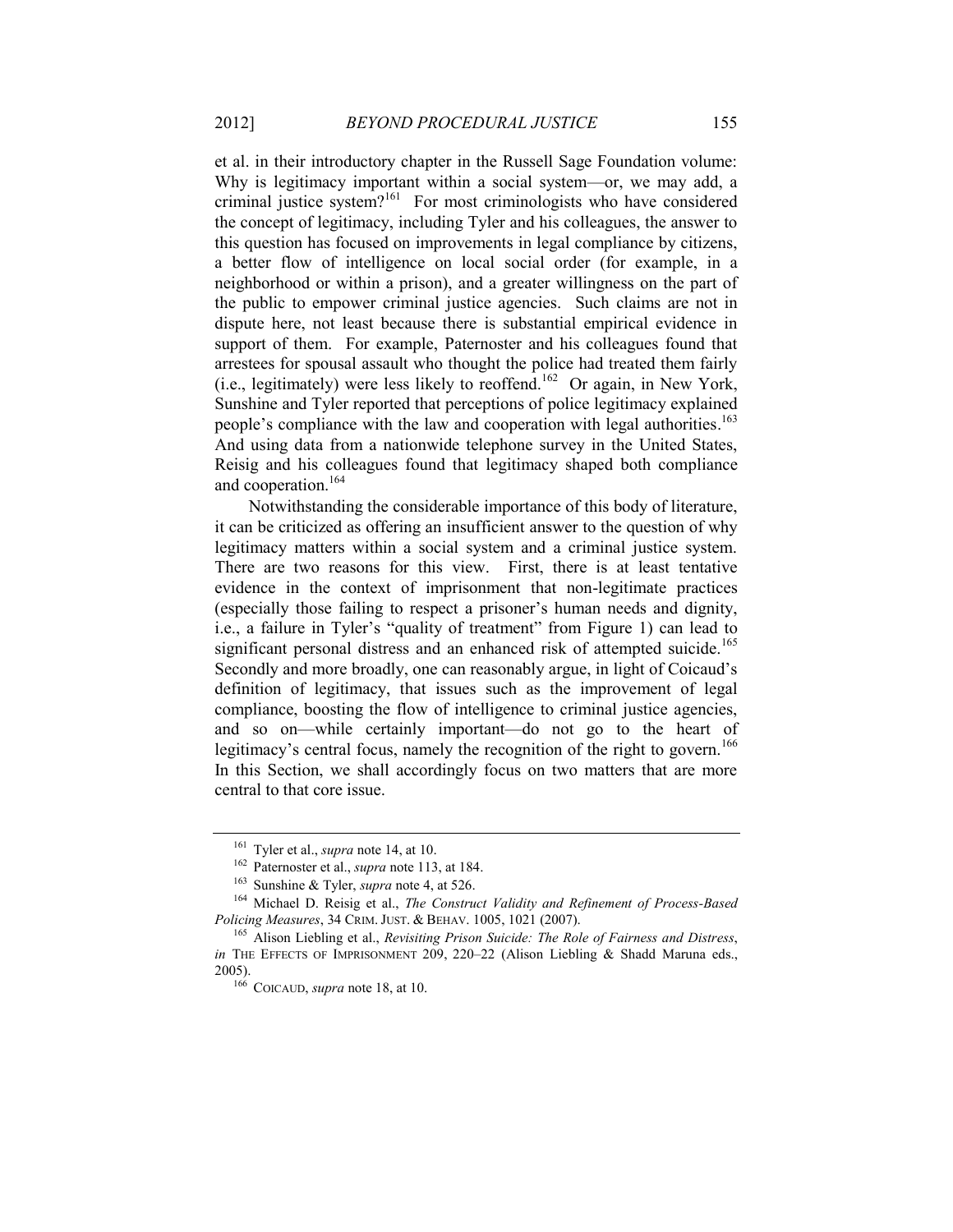et al. in their introductory chapter in the Russell Sage Foundation volume: Why is legitimacy important within a social system—or, we may add, a criminal justice system?[161] For most criminologists who have considered the concept of legitimacy, including Tyler and his colleagues, the answer to this question has focused on improvements in legal compliance by citizens, a better flow of intelligence on local social order (for example, in a neighborhood or within a prison), and a greater willingness on the part of the public to empower criminal justice agencies. Such claims are not in dispute here, not least because there is substantial empirical evidence in support of them. For example, Paternoster and his colleagues found that arrestees for spousal assault who thought the police had treated them fairly (i.e., legitimately) were less likely to reoffend.[162] Or again, in New York, Sunshine and Tyler reported that perceptions of police legitimacy explained people's compliance with the law and cooperation with legal authorities.[163] And using data from a nationwide telephone survey in the United States, Reisig and his colleagues found that legitimacy shaped both compliance and cooperation.[164]

Notwithstanding the considerable importance of this body of literature, it can be criticized as offering an insufficient answer to the question of why legitimacy matters within a social system and a criminal justice system. There are two reasons for this view. First, there is at least tentative evidence in the context of imprisonment that non-legitimate practices (especially those failing to respect a prisoner's human needs and dignity, i.e., a failure in Tyler's "quality of treatment" from Figure 1) can lead to significant personal distress and an enhanced risk of attempted suicide.[165] Secondly and more broadly, one can reasonably argue, in light of Coicaud's definition of legitimacy, that issues such as the improvement of legal compliance, boosting the flow of intelligence to criminal justice agencies, and so on—while certainly important—do not go to the heart of legitimacy's central focus, namely the recognition of the right to govern.[166] In this Section, we shall accordingly focus on two matters that are more central to that core issue.

---

[161] Tyler et al., *supra* note 14, at 10.

[162] Paternoster et al., *supra* note 113, at 184.

[163] Sunshine & Tyler, *supra* note 4, at 526.

[164] Michael D. Reisig et al., *The Construct Validity and Refinement of Process-Based Policing Measures*, 34 CRIM. JUST. & BEHAV. 1005, 1021 (2007).

[165] Alison Liebling et al., *Revisiting Prison Suicide: The Role of Fairness and Distress*, *in* THE EFFECTS OF IMPRISONMENT 209, 220–22 (Alison Liebling & Shadd Maruna eds., 2005).

[166] COICAUD, *supra* note 18, at 10.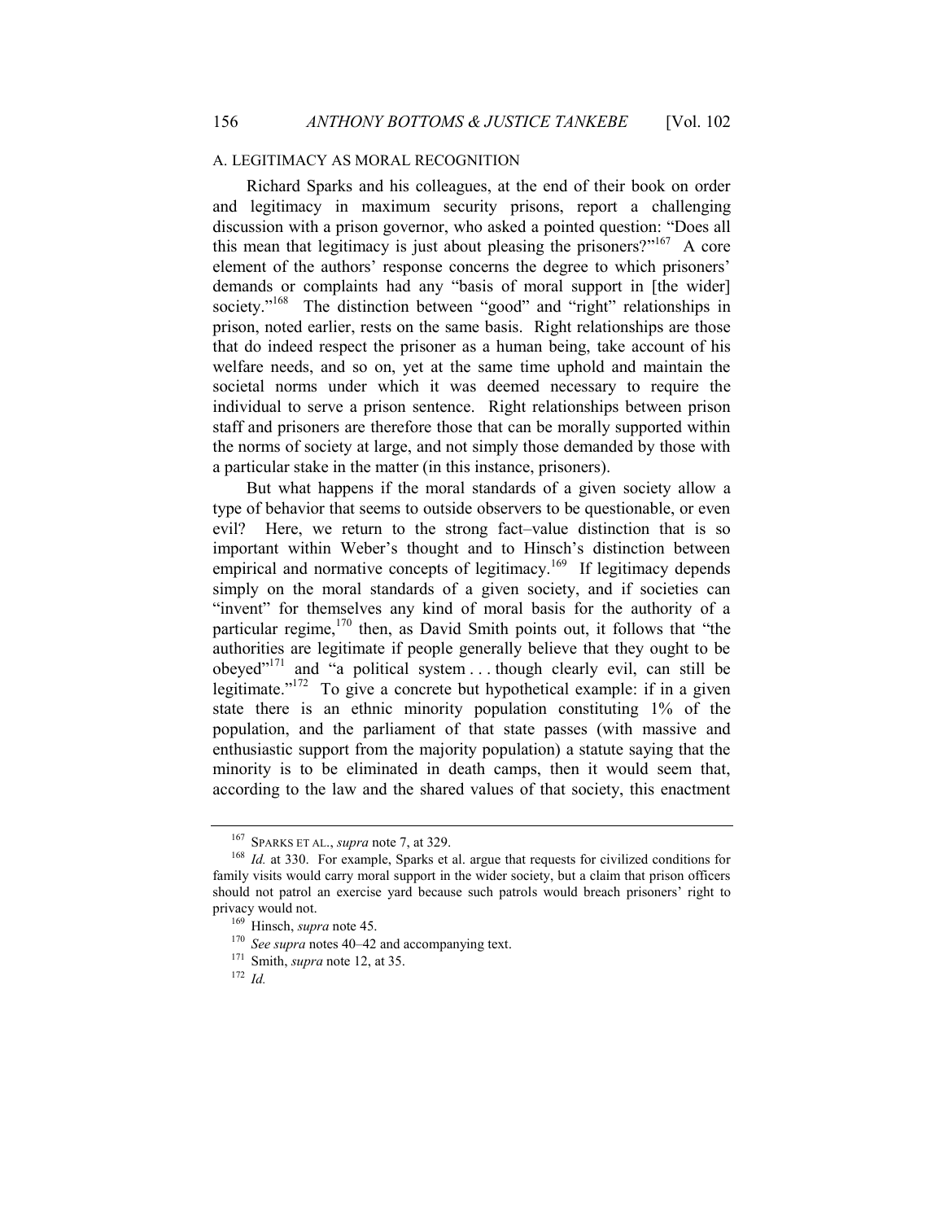### A. LEGITIMACY AS MORAL RECOGNITION

Richard Sparks and his colleagues, at the end of their book on order and legitimacy in maximum security prisons, report a challenging discussion with a prison governor, who asked a pointed question: "Does all this mean that legitimacy is just about pleasing the prisoners?"[167] A core element of the authors' response concerns the degree to which prisoners' demands or complaints had any "basis of moral support in [the wider] society."[168] The distinction between "good" and "right" relationships in prison, noted earlier, rests on the same basis. Right relationships are those that do indeed respect the prisoner as a human being, take account of his welfare needs, and so on, yet at the same time uphold and maintain the societal norms under which it was deemed necessary to require the individual to serve a prison sentence. Right relationships between prison staff and prisoners are therefore those that can be morally supported within the norms of society at large, and not simply those demanded by those with a particular stake in the matter (in this instance, prisoners).

But what happens if the moral standards of a given society allow a type of behavior that seems to outside observers to be questionable, or even evil? Here, we return to the strong fact–value distinction that is so important within Weber's thought and to Hinsch's distinction between empirical and normative concepts of legitimacy.[169] If legitimacy depends simply on the moral standards of a given society, and if societies can "invent" for themselves any kind of moral basis for the authority of a particular regime,[170] then, as David Smith points out, it follows that "the authorities are legitimate if people generally believe that they ought to be obeyed"[171] and "a political system . . . though clearly evil, can still be legitimate."[172] To give a concrete but hypothetical example: if in a given state there is an ethnic minority population constituting 1% of the population, and the parliament of that state passes (with massive and enthusiastic support from the majority population) a statute saying that the minority is to be eliminated in death camps, then it would seem that, according to the law and the shared values of that society, this enactment

---

[167] SPARKS ET AL., *supra* note 7, at 329.

[168] *Id.* at 330. For example, Sparks et al. argue that requests for civilized conditions for family visits would carry moral support in the wider society, but a claim that prison officers should not patrol an exercise yard because such patrols would breach prisoners' right to privacy would not.

[169] Hinsch, *supra* note 45.

[170] *See supra* notes 40–42 and accompanying text.

[171] Smith, *supra* note 12, at 35.

[172] *Id.*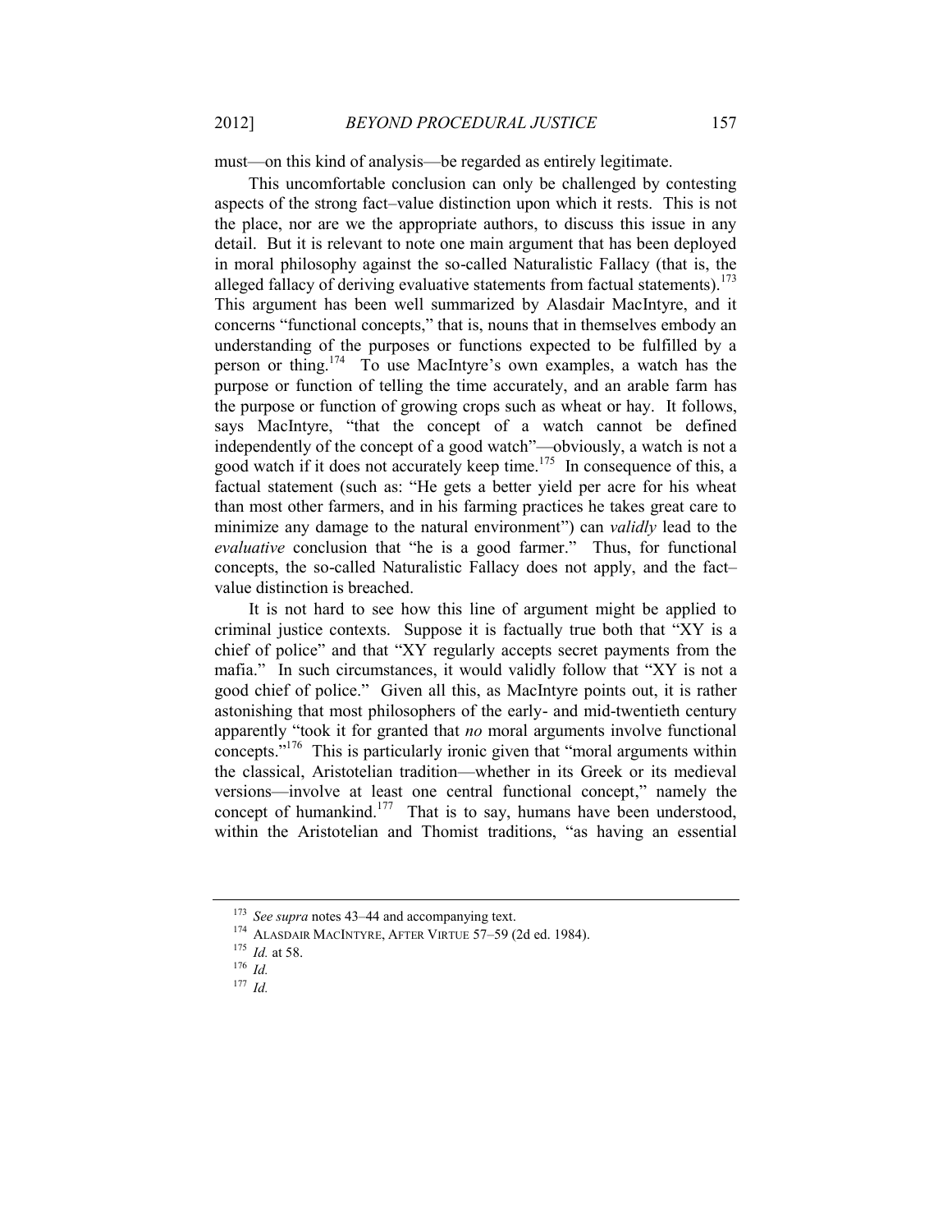must—on this kind of analysis—be regarded as entirely legitimate.

This uncomfortable conclusion can only be challenged by contesting aspects of the strong fact–value distinction upon which it rests. This is not the place, nor are we the appropriate authors, to discuss this issue in any detail. But it is relevant to note one main argument that has been deployed in moral philosophy against the so-called Naturalistic Fallacy (that is, the alleged fallacy of deriving evaluative statements from factual statements).[173] This argument has been well summarized by Alasdair MacIntyre, and it concerns "functional concepts," that is, nouns that in themselves embody an understanding of the purposes or functions expected to be fulfilled by a person or thing.[174] To use MacIntyre's own examples, a watch has the purpose or function of telling the time accurately, and an arable farm has the purpose or function of growing crops such as wheat or hay. It follows, says MacIntyre, "that the concept of a watch cannot be defined independently of the concept of a good watch"—obviously, a watch is not a good watch if it does not accurately keep time.[175] In consequence of this, a factual statement (such as: "He gets a better yield per acre for his wheat than most other farmers, and in his farming practices he takes great care to minimize any damage to the natural environment") can *validly* lead to the *evaluative* conclusion that "he is a good farmer." Thus, for functional concepts, the so-called Naturalistic Fallacy does not apply, and the fact–value distinction is breached.

It is not hard to see how this line of argument might be applied to criminal justice contexts. Suppose it is factually true both that "XY is a chief of police" and that "XY regularly accepts secret payments from the mafia." In such circumstances, it would validly follow that "XY is not a good chief of police." Given all this, as MacIntyre points out, it is rather astonishing that most philosophers of the early- and mid-twentieth century apparently "took it for granted that *no* moral arguments involve functional concepts."[176] This is particularly ironic given that "moral arguments within the classical, Aristotelian tradition—whether in its Greek or its medieval versions—involve at least one central functional concept," namely the concept of humankind.[177] That is to say, humans have been understood, within the Aristotelian and Thomist traditions, "as having an essential

---

[173] *See supra* notes 43–44 and accompanying text.

[174] ALASDAIR MACINTYRE, AFTER VIRTUE 57–59 (2d ed. 1984).

[175] *Id.* at 58.

[176] *Id.*

[177] *Id.*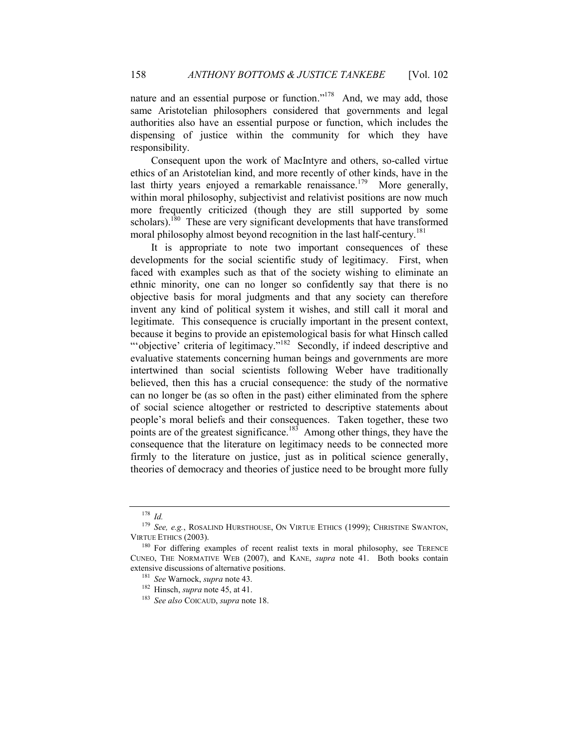nature and an essential purpose or function."[178] And, we may add, those same Aristotelian philosophers considered that governments and legal authorities also have an essential purpose or function, which includes the dispensing of justice within the community for which they have responsibility.

Consequent upon the work of MacIntyre and others, so-called virtue ethics of an Aristotelian kind, and more recently of other kinds, have in the last thirty years enjoyed a remarkable renaissance.[179] More generally, within moral philosophy, subjectivist and relativist positions are now much more frequently criticized (though they are still supported by some scholars).[180] These are very significant developments that have transformed moral philosophy almost beyond recognition in the last half-century.[181]

It is appropriate to note two important consequences of these developments for the social scientific study of legitimacy. First, when faced with examples such as that of the society wishing to eliminate an ethnic minority, one can no longer so confidently say that there is no objective basis for moral judgments and that any society can therefore invent any kind of political system it wishes, and still call it moral and legitimate. This consequence is crucially important in the present context, because it begins to provide an epistemological basis for what Hinsch called "'objective' criteria of legitimacy."[182] Secondly, if indeed descriptive and evaluative statements concerning human beings and governments are more intertwined than social scientists following Weber have traditionally believed, then this has a crucial consequence: the study of the normative can no longer be (as so often in the past) either eliminated from the sphere of social science altogether or restricted to descriptive statements about people's moral beliefs and their consequences. Taken together, these two points are of the greatest significance.[183] Among other things, they have the consequence that the literature on legitimacy needs to be connected more firmly to the literature on justice, just as in political science generally, theories of democracy and theories of justice need to be brought more fully

---

[178] *Id.*

[179] *See, e.g.*, ROSALIND HURSTHOUSE, ON VIRTUE ETHICS (1999); CHRISTINE SWANTON, VIRTUE ETHICS (2003).

[180] For differing examples of recent realist texts in moral philosophy, see TERENCE CUNEO, THE NORMATIVE WEB (2007), and KANE, *supra* note 41. Both books contain extensive discussions of alternative positions.

[181] *See* Warnock, *supra* note 43.

[182] Hinsch, *supra* note 45, at 41.

[183] *See also* COICAUD, *supra* note 18.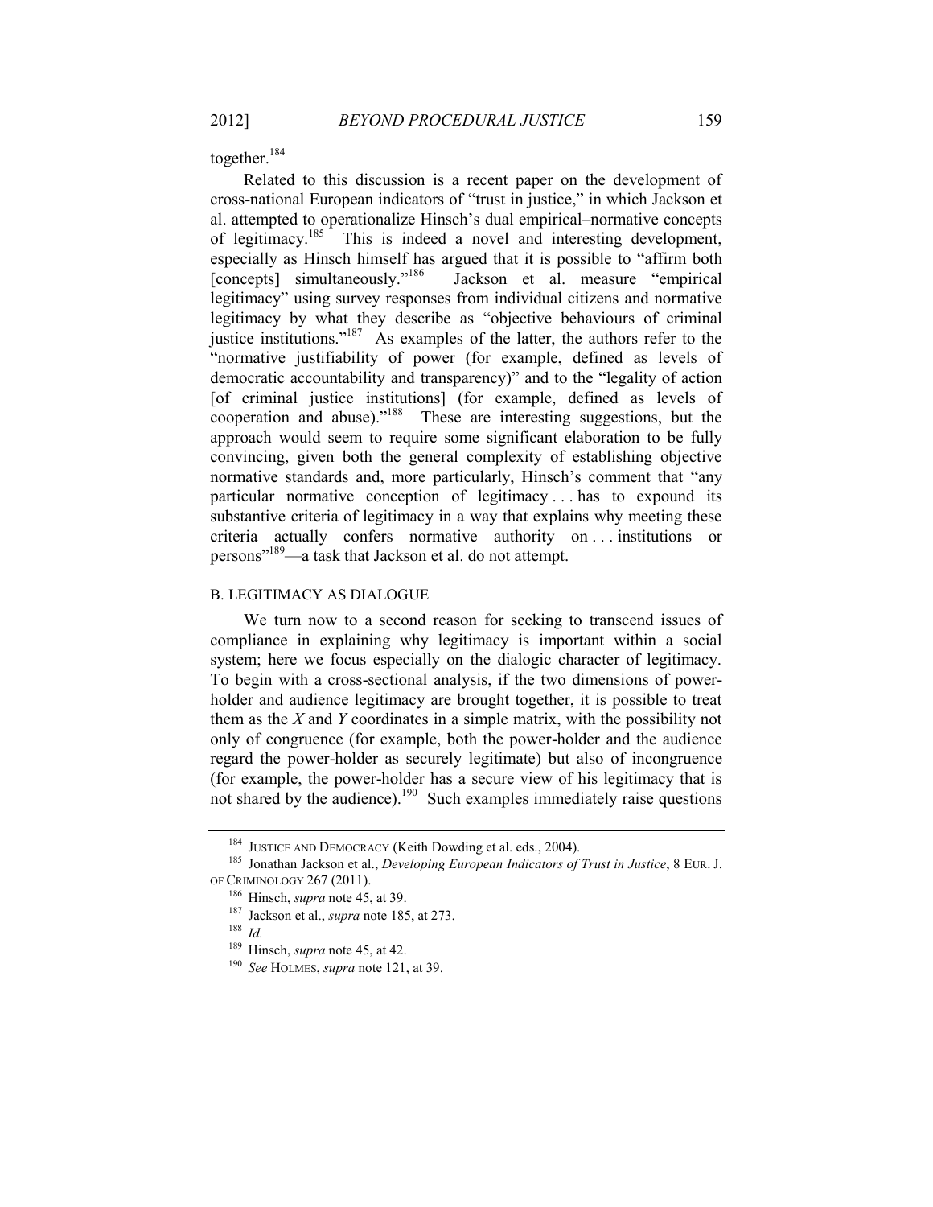together.[184]

Related to this discussion is a recent paper on the development of cross-national European indicators of "trust in justice," in which Jackson et al. attempted to operationalize Hinsch's dual empirical–normative concepts of legitimacy.[185] This is indeed a novel and interesting development, especially as Hinsch himself has argued that it is possible to "affirm both [concepts] simultaneously."[186] Jackson et al. measure "empirical legitimacy" using survey responses from individual citizens and normative legitimacy by what they describe as "objective behaviours of criminal justice institutions."[187] As examples of the latter, the authors refer to the "normative justifiability of power (for example, defined as levels of democratic accountability and transparency)" and to the "legality of action [of criminal justice institutions] (for example, defined as levels of cooperation and abuse)."[188] These are interesting suggestions, but the approach would seem to require some significant elaboration to be fully convincing, given both the general complexity of establishing objective normative standards and, more particularly, Hinsch's comment that "any particular normative conception of legitimacy . . . has to expound its substantive criteria of legitimacy in a way that explains why meeting these criteria actually confers normative authority on . . . institutions or persons"[189]—a task that Jackson et al. do not attempt.

## B. LEGITIMACY AS DIALOGUE

We turn now to a second reason for seeking to transcend issues of compliance in explaining why legitimacy is important within a social system; here we focus especially on the dialogic character of legitimacy. To begin with a cross-sectional analysis, if the two dimensions of power-holder and audience legitimacy are brought together, it is possible to treat them as the *X* and *Y* coordinates in a simple matrix, with the possibility not only of congruence (for example, both the power-holder and the audience regard the power-holder as securely legitimate) but also of incongruence (for example, the power-holder has a secure view of his legitimacy that is not shared by the audience).[190] Such examples immediately raise questions

---

[184] JUSTICE AND DEMOCRACY (Keith Dowding et al. eds., 2004).

[185] Jonathan Jackson et al., *Developing European Indicators of Trust in Justice*, 8 EUR. J. OF CRIMINOLOGY 267 (2011).

[186] Hinsch, *supra* note 45, at 39.

[187] Jackson et al., *supra* note 185, at 273.

[188] *Id.*

[189] Hinsch, *supra* note 45, at 42.

[190] *See* HOLMES, *supra* note 121, at 39.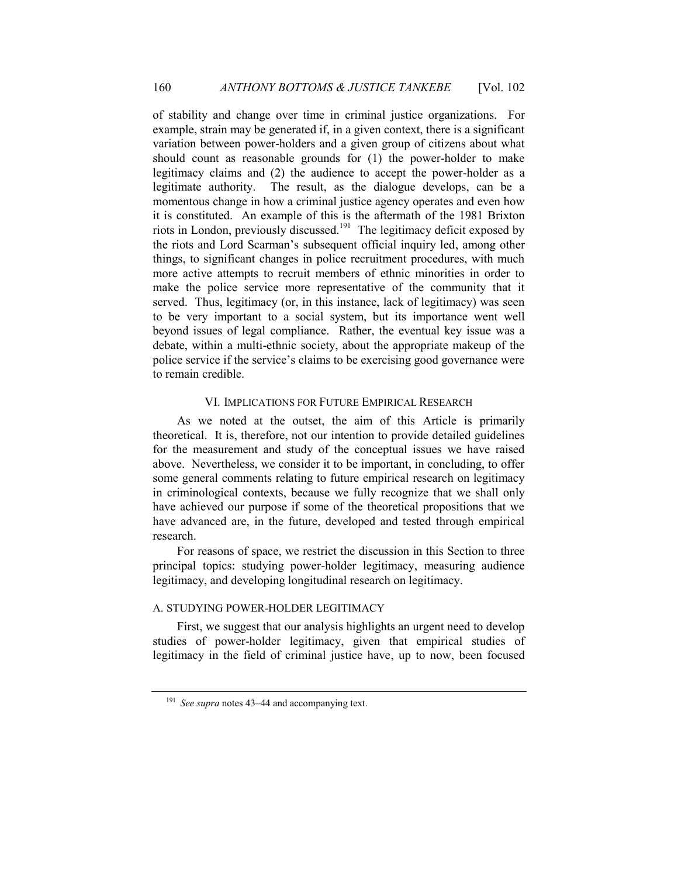of stability and change over time in criminal justice organizations. For example, strain may be generated if, in a given context, there is a significant variation between power-holders and a given group of citizens about what should count as reasonable grounds for (1) the power-holder to make legitimacy claims and (2) the audience to accept the power-holder as a legitimate authority. The result, as the dialogue develops, can be a momentous change in how a criminal justice agency operates and even how it is constituted. An example of this is the aftermath of the 1981 Brixton riots in London, previously discussed.[191] The legitimacy deficit exposed by the riots and Lord Scarman's subsequent official inquiry led, among other things, to significant changes in police recruitment procedures, with much more active attempts to recruit members of ethnic minorities in order to make the police service more representative of the community that it served. Thus, legitimacy (or, in this instance, lack of legitimacy) was seen to be very important to a social system, but its importance went well beyond issues of legal compliance. Rather, the eventual key issue was a debate, within a multi-ethnic society, about the appropriate makeup of the police service if the service's claims to be exercising good governance were to remain credible.

## VI. Implications for Future Empirical Research

As we noted at the outset, the aim of this Article is primarily theoretical. It is, therefore, not our intention to provide detailed guidelines for the measurement and study of the conceptual issues we have raised above. Nevertheless, we consider it to be important, in concluding, to offer some general comments relating to future empirical research on legitimacy in criminological contexts, because we fully recognize that we shall only have achieved our purpose if some of the theoretical propositions that we have advanced are, in the future, developed and tested through empirical research.

For reasons of space, we restrict the discussion in this Section to three principal topics: studying power-holder legitimacy, measuring audience legitimacy, and developing longitudinal research on legitimacy.

### A. Studying Power-Holder Legitimacy

First, we suggest that our analysis highlights an urgent need to develop studies of power-holder legitimacy, given that empirical studies of legitimacy in the field of criminal justice have, up to now, been focused

[191] *See supra* notes 43–44 and accompanying text.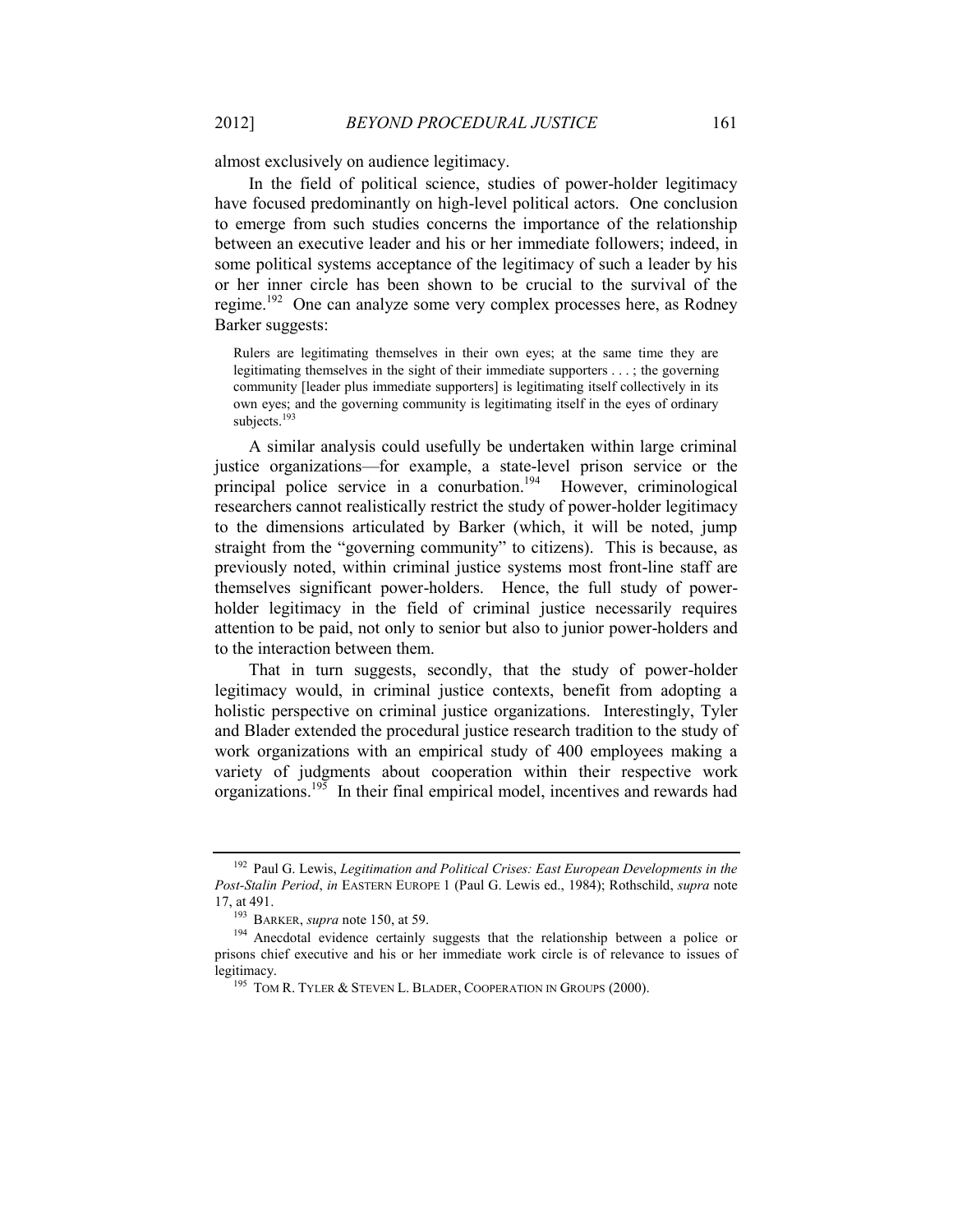almost exclusively on audience legitimacy.

In the field of political science, studies of power-holder legitimacy have focused predominantly on high-level political actors. One conclusion to emerge from such studies concerns the importance of the relationship between an executive leader and his or her immediate followers; indeed, in some political systems acceptance of the legitimacy of such a leader by his or her inner circle has been shown to be crucial to the survival of the regime.[192] One can analyze some very complex processes here, as Rodney Barker suggests:

> Rulers are legitimating themselves in their own eyes; at the same time they are legitimating themselves in the sight of their immediate supporters . . . ; the governing community [leader plus immediate supporters] is legitimating itself collectively in its own eyes; and the governing community is legitimating itself in the eyes of ordinary subjects.[193]

A similar analysis could usefully be undertaken within large criminal justice organizations—for example, a state-level prison service or the principal police service in a conurbation.[194] However, criminological researchers cannot realistically restrict the study of power-holder legitimacy to the dimensions articulated by Barker (which, it will be noted, jump straight from the "governing community" to citizens). This is because, as previously noted, within criminal justice systems most front-line staff are themselves significant power-holders. Hence, the full study of power-holder legitimacy in the field of criminal justice necessarily requires attention to be paid, not only to senior but also to junior power-holders and to the interaction between them.

That in turn suggests, secondly, that the study of power-holder legitimacy would, in criminal justice contexts, benefit from adopting a holistic perspective on criminal justice organizations. Interestingly, Tyler and Blader extended the procedural justice research tradition to the study of work organizations with an empirical study of 400 employees making a variety of judgments about cooperation within their respective work organizations.[195] In their final empirical model, incentives and rewards had

---

[192] Paul G. Lewis, *Legitimation and Political Crises: East European Developments in the Post-Stalin Period*, *in* EASTERN EUROPE 1 (Paul G. Lewis ed., 1984); Rothschild, *supra* note 17, at 491.

[193] BARKER, *supra* note 150, at 59.

[194] Anecdotal evidence certainly suggests that the relationship between a police or prisons chief executive and his or her immediate work circle is of relevance to issues of legitimacy.

[195] TOM R. TYLER & STEVEN L. BLADER, COOPERATION IN GROUPS (2000).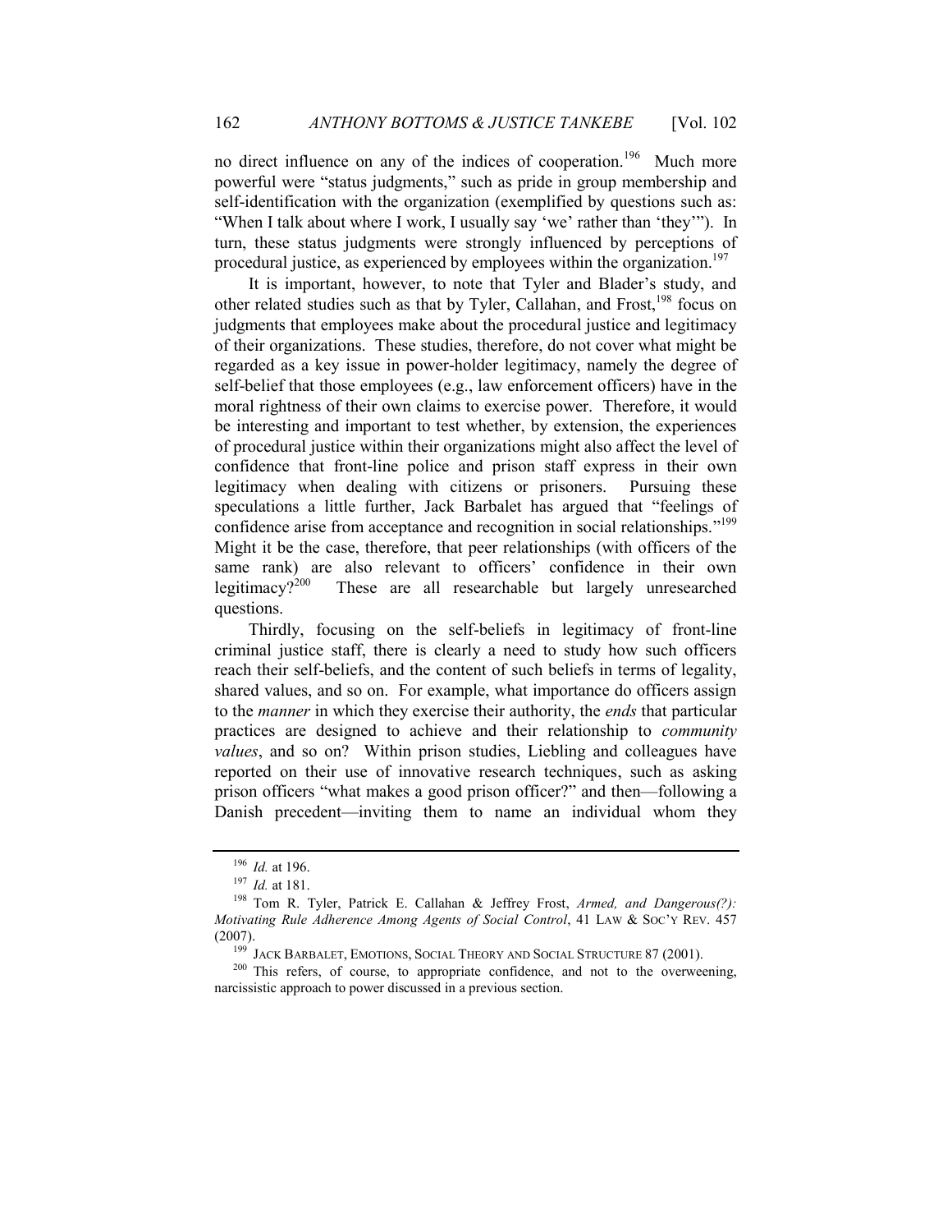no direct influence on any of the indices of cooperation.[196] Much more powerful were "status judgments," such as pride in group membership and self-identification with the organization (exemplified by questions such as: "When I talk about where I work, I usually say 'we' rather than 'they'"). In turn, these status judgments were strongly influenced by perceptions of procedural justice, as experienced by employees within the organization.[197]

It is important, however, to note that Tyler and Blader's study, and other related studies such as that by Tyler, Callahan, and Frost,[198] focus on judgments that employees make about the procedural justice and legitimacy of their organizations. These studies, therefore, do not cover what might be regarded as a key issue in power-holder legitimacy, namely the degree of self-belief that those employees (e.g., law enforcement officers) have in the moral rightness of their own claims to exercise power. Therefore, it would be interesting and important to test whether, by extension, the experiences of procedural justice within their organizations might also affect the level of confidence that front-line police and prison staff express in their own legitimacy when dealing with citizens or prisoners. Pursuing these speculations a little further, Jack Barbalet has argued that "feelings of confidence arise from acceptance and recognition in social relationships."[199] Might it be the case, therefore, that peer relationships (with officers of the same rank) are also relevant to officers' confidence in their own legitimacy?[200] These are all researchable but largely unresearched questions.

Thirdly, focusing on the self-beliefs in legitimacy of front-line criminal justice staff, there is clearly a need to study how such officers reach their self-beliefs, and the content of such beliefs in terms of legality, shared values, and so on. For example, what importance do officers assign to the *manner* in which they exercise their authority, the *ends* that particular practices are designed to achieve and their relationship to *community values*, and so on? Within prison studies, Liebling and colleagues have reported on their use of innovative research techniques, such as asking prison officers "what makes a good prison officer?" and then—following a Danish precedent—inviting them to name an individual whom they

---

[196] *Id.* at 196.

[197] *Id.* at 181.

[198] Tom R. Tyler, Patrick E. Callahan & Jeffrey Frost, *Armed, and Dangerous(?): Motivating Rule Adherence Among Agents of Social Control*, 41 LAW & SOC'Y REV. 457 (2007).

[199] JACK BARBALET, EMOTIONS, SOCIAL THEORY AND SOCIAL STRUCTURE 87 (2001).

[200] This refers, of course, to appropriate confidence, and not to the overweening, narcissistic approach to power discussed in a previous section.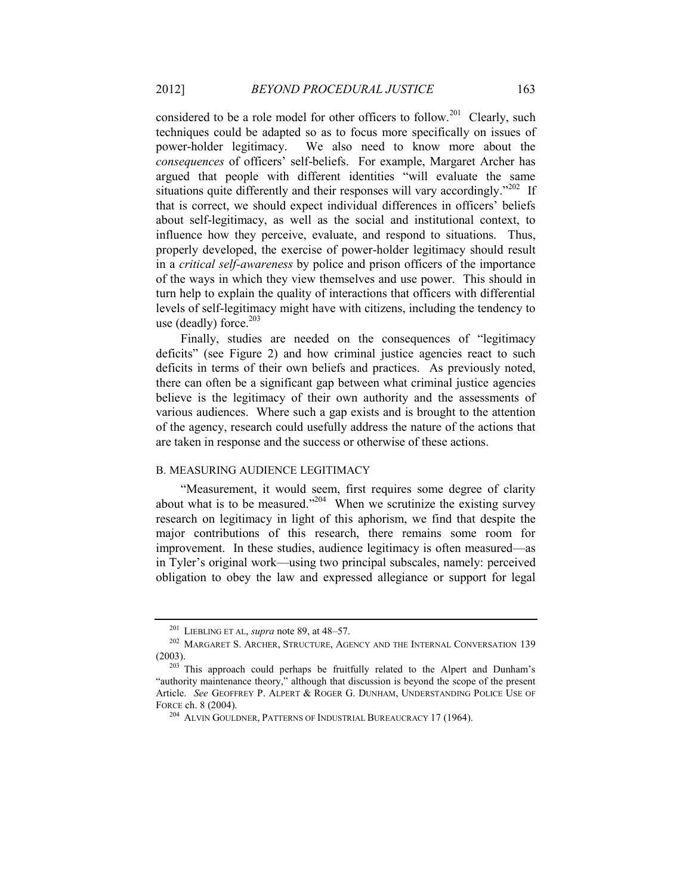considered to be a role model for other officers to follow.[201] Clearly, such techniques could be adapted so as to focus more specifically on issues of power-holder legitimacy. We also need to know more about the *consequences* of officers' self-beliefs. For example, Margaret Archer has argued that people with different identities "will evaluate the same situations quite differently and their responses will vary accordingly."[202] If that is correct, we should expect individual differences in officers' beliefs about self-legitimacy, as well as the social and institutional context, to influence how they perceive, evaluate, and respond to situations. Thus, properly developed, the exercise of power-holder legitimacy should result in a *critical self-awareness* by police and prison officers of the importance of the ways in which they view themselves and use power. This should in turn help to explain the quality of interactions that officers with differential levels of self-legitimacy might have with citizens, including the tendency to use (deadly) force.[203]

Finally, studies are needed on the consequences of "legitimacy deficits" (see Figure 2) and how criminal justice agencies react to such deficits in terms of their own beliefs and practices. As previously noted, there can often be a significant gap between what criminal justice agencies believe is the legitimacy of their own authority and the assessments of various audiences. Where such a gap exists and is brought to the attention of the agency, research could usefully address the nature of the actions that are taken in response and the success or otherwise of these actions.

### B. MEASURING AUDIENCE LEGITIMACY

"Measurement, it would seem, first requires some degree of clarity about what is to be measured."[204] When we scrutinize the existing survey research on legitimacy in light of this aphorism, we find that despite the major contributions of this research, there remains some room for improvement. In these studies, audience legitimacy is often measured—as in Tyler's original work—using two principal subscales, namely: perceived obligation to obey the law and expressed allegiance or support for legal

---

[201] LIEBLING ET AL, *supra* note 89, at 48–57.

[202] MARGARET S. ARCHER, STRUCTURE, AGENCY AND THE INTERNAL CONVERSATION 139 (2003).

[203] This approach could perhaps be fruitfully related to the Alpert and Dunham's "authority maintenance theory," although that discussion is beyond the scope of the present Article. *See* GEOFFREY P. ALPERT & ROGER G. DUNHAM, UNDERSTANDING POLICE USE OF FORCE ch. 8 (2004).

[204] ALVIN GOULDNER, PATTERNS OF INDUSTRIAL BUREAUCRACY 17 (1964).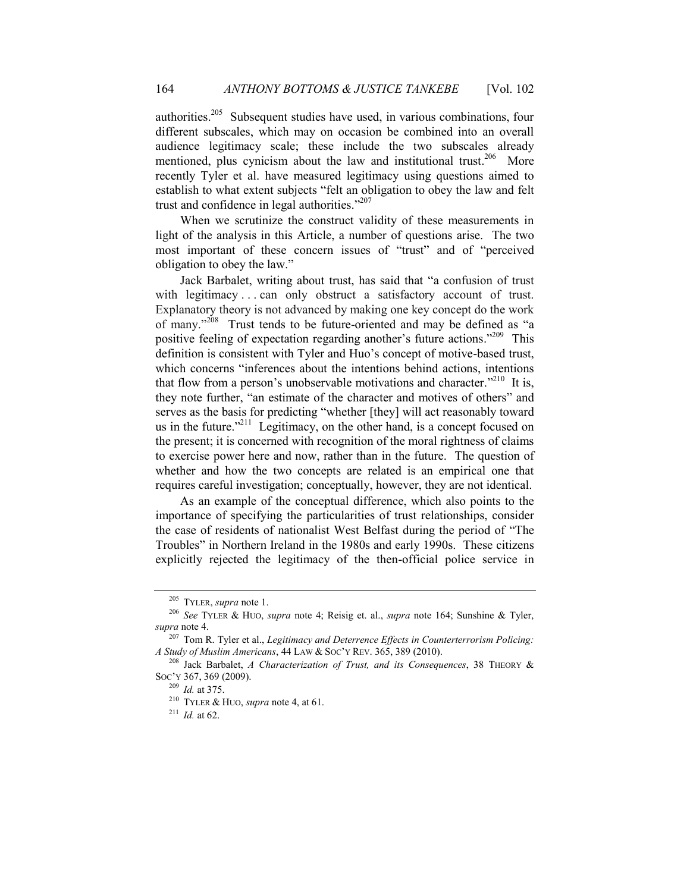authorities.[205] Subsequent studies have used, in various combinations, four different subscales, which may on occasion be combined into an overall audience legitimacy scale; these include the two subscales already mentioned, plus cynicism about the law and institutional trust.[206] More recently Tyler et al. have measured legitimacy using questions aimed to establish to what extent subjects "felt an obligation to obey the law and felt trust and confidence in legal authorities."[207]

When we scrutinize the construct validity of these measurements in light of the analysis in this Article, a number of questions arise. The two most important of these concern issues of "trust" and of "perceived obligation to obey the law."

Jack Barbalet, writing about trust, has said that "a confusion of trust with legitimacy . . . can only obstruct a satisfactory account of trust. Explanatory theory is not advanced by making one key concept do the work of many."[208] Trust tends to be future-oriented and may be defined as "a positive feeling of expectation regarding another's future actions."[209] This definition is consistent with Tyler and Huo's concept of motive-based trust, which concerns "inferences about the intentions behind actions, intentions that flow from a person's unobservable motivations and character."[210] It is, they note further, "an estimate of the character and motives of others" and serves as the basis for predicting "whether [they] will act reasonably toward us in the future."[211] Legitimacy, on the other hand, is a concept focused on the present; it is concerned with recognition of the moral rightness of claims to exercise power here and now, rather than in the future. The question of whether and how the two concepts are related is an empirical one that requires careful investigation; conceptually, however, they are not identical.

As an example of the conceptual difference, which also points to the importance of specifying the particularities of trust relationships, consider the case of residents of nationalist West Belfast during the period of "The Troubles" in Northern Ireland in the 1980s and early 1990s. These citizens explicitly rejected the legitimacy of the then-official police service in

---

[205] TYLER, *supra* note 1.

[206] *See* TYLER & HUO, *supra* note 4; Reisig et. al., *supra* note 164; Sunshine & Tyler, *supra* note 4.

[207] Tom R. Tyler et al., *Legitimacy and Deterrence Effects in Counterterrorism Policing: A Study of Muslim Americans*, 44 LAW & SOC'Y REV. 365, 389 (2010).

[208] Jack Barbalet, *A Characterization of Trust, and its Consequences*, 38 THEORY & SOC'Y 367, 369 (2009).

[209] *Id.* at 375.

[210] TYLER & HUO, *supra* note 4, at 61.

[211] *Id.* at 62.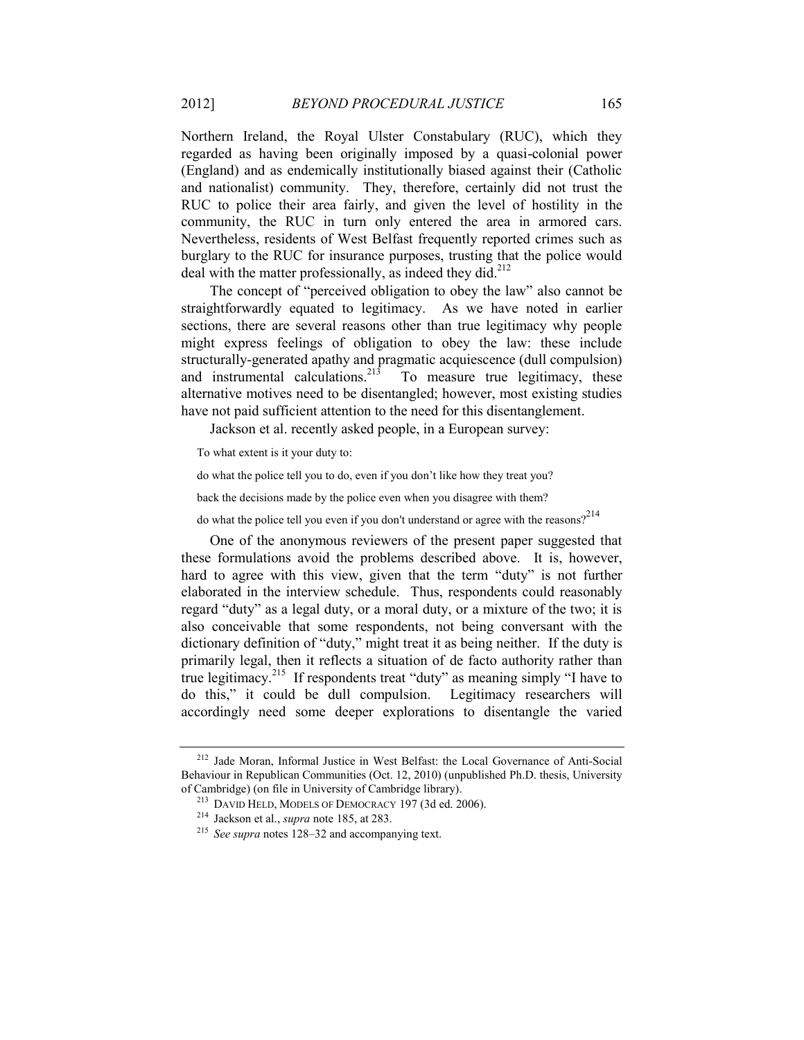Northern Ireland, the Royal Ulster Constabulary (RUC), which they regarded as having been originally imposed by a quasi-colonial power (England) and as endemically institutionally biased against their (Catholic and nationalist) community. They, therefore, certainly did not trust the RUC to police their area fairly, and given the level of hostility in the community, the RUC in turn only entered the area in armored cars. Nevertheless, residents of West Belfast frequently reported crimes such as burglary to the RUC for insurance purposes, trusting that the police would deal with the matter professionally, as indeed they did.[212]

The concept of "perceived obligation to obey the law" also cannot be straightforwardly equated to legitimacy. As we have noted in earlier sections, there are several reasons other than true legitimacy why people might express feelings of obligation to obey the law: these include structurally-generated apathy and pragmatic acquiescence (dull compulsion) and instrumental calculations.[213] To measure true legitimacy, these alternative motives need to be disentangled; however, most existing studies have not paid sufficient attention to the need for this disentanglement.

Jackson et al. recently asked people, in a European survey:

> To what extent is it your duty to:
>
> do what the police tell you to do, even if you don't like how they treat you?
>
> back the decisions made by the police even when you disagree with them?
>
> do what the police tell you even if you don't understand or agree with the reasons?[214]

One of the anonymous reviewers of the present paper suggested that these formulations avoid the problems described above. It is, however, hard to agree with this view, given that the term "duty" is not further elaborated in the interview schedule. Thus, respondents could reasonably regard "duty" as a legal duty, or a moral duty, or a mixture of the two; it is also conceivable that some respondents, not being conversant with the dictionary definition of "duty," might treat it as being neither. If the duty is primarily legal, then it reflects a situation of de facto authority rather than true legitimacy.[215] If respondents treat "duty" as meaning simply "I have to do this," it could be dull compulsion. Legitimacy researchers will accordingly need some deeper explorations to disentangle the varied

---

[212] Jade Moran, Informal Justice in West Belfast: the Local Governance of Anti-Social Behaviour in Republican Communities (Oct. 12, 2010) (unpublished Ph.D. thesis, University of Cambridge) (on file in University of Cambridge library).

[213] DAVID HELD, MODELS OF DEMOCRACY 197 (3d ed. 2006).

[214] Jackson et al., *supra* note 185, at 283.

[215] *See supra* notes 128–32 and accompanying text.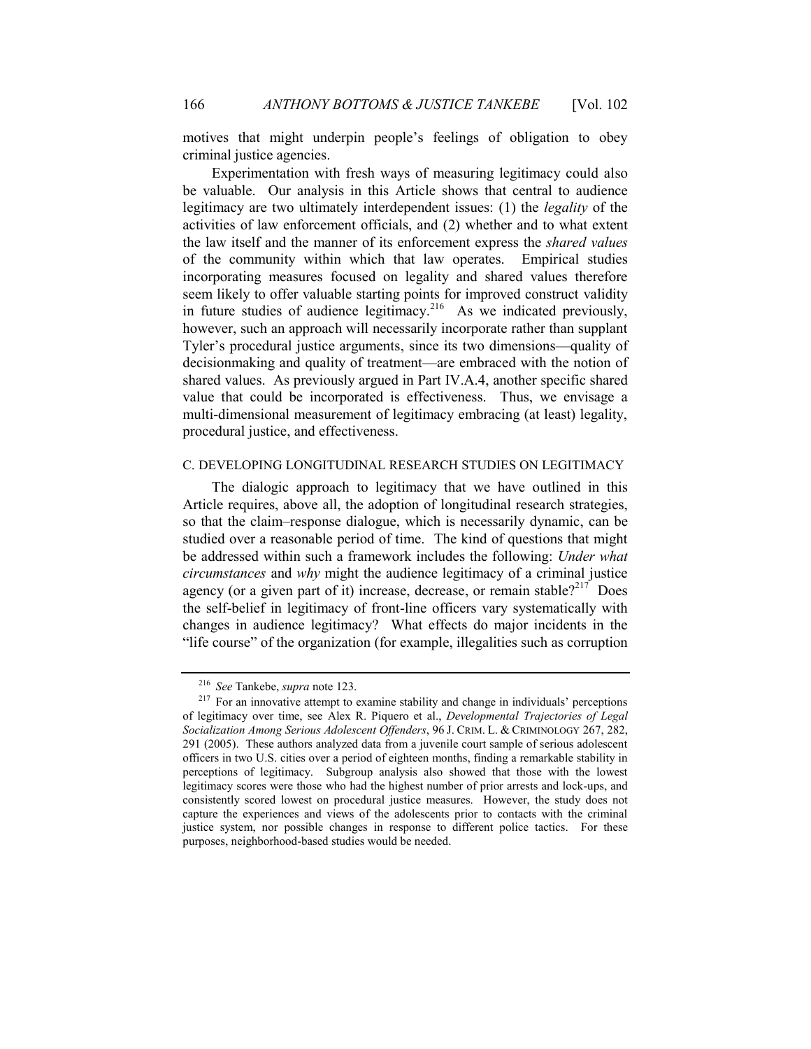motives that might underpin people's feelings of obligation to obey criminal justice agencies.

Experimentation with fresh ways of measuring legitimacy could also be valuable. Our analysis in this Article shows that central to audience legitimacy are two ultimately interdependent issues: (1) the *legality* of the activities of law enforcement officials, and (2) whether and to what extent the law itself and the manner of its enforcement express the *shared values* of the community within which that law operates. Empirical studies incorporating measures focused on legality and shared values therefore seem likely to offer valuable starting points for improved construct validity in future studies of audience legitimacy.[216] As we indicated previously, however, such an approach will necessarily incorporate rather than supplant Tyler's procedural justice arguments, since its two dimensions—quality of decisionmaking and quality of treatment—are embraced with the notion of shared values. As previously argued in Part IV.A.4, another specific shared value that could be incorporated is effectiveness. Thus, we envisage a multi-dimensional measurement of legitimacy embracing (at least) legality, procedural justice, and effectiveness.

### C. DEVELOPING LONGITUDINAL RESEARCH STUDIES ON LEGITIMACY

The dialogic approach to legitimacy that we have outlined in this Article requires, above all, the adoption of longitudinal research strategies, so that the claim–response dialogue, which is necessarily dynamic, can be studied over a reasonable period of time. The kind of questions that might be addressed within such a framework includes the following: *Under what circumstances* and *why* might the audience legitimacy of a criminal justice agency (or a given part of it) increase, decrease, or remain stable?[217] Does the self-belief in legitimacy of front-line officers vary systematically with changes in audience legitimacy? What effects do major incidents in the "life course" of the organization (for example, illegalities such as corruption

---

[216] *See* Tankebe, *supra* note 123.

[217] For an innovative attempt to examine stability and change in individuals' perceptions of legitimacy over time, see Alex R. Piquero et al., *Developmental Trajectories of Legal Socialization Among Serious Adolescent Offenders*, 96 J. CRIM. L. & CRIMINOLOGY 267, 282, 291 (2005). These authors analyzed data from a juvenile court sample of serious adolescent officers in two U.S. cities over a period of eighteen months, finding a remarkable stability in perceptions of legitimacy. Subgroup analysis also showed that those with the lowest legitimacy scores were those who had the highest number of prior arrests and lock-ups, and consistently scored lowest on procedural justice measures. However, the study does not capture the experiences and views of the adolescents prior to contacts with the criminal justice system, nor possible changes in response to different police tactics. For these purposes, neighborhood-based studies would be needed.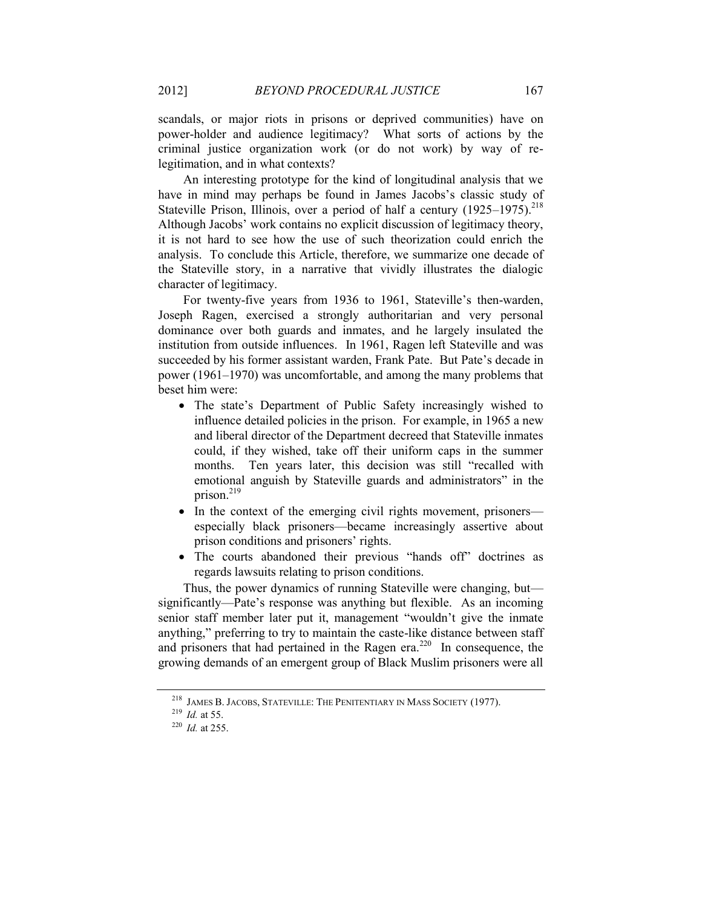scandals, or major riots in prisons or deprived communities) have on power-holder and audience legitimacy? What sorts of actions by the criminal justice organization work (or do not work) by way of re-legitimation, and in what contexts?

An interesting prototype for the kind of longitudinal analysis that we have in mind may perhaps be found in James Jacobs's classic study of Stateville Prison, Illinois, over a period of half a century (1925–1975).[218] Although Jacobs' work contains no explicit discussion of legitimacy theory, it is not hard to see how the use of such theorization could enrich the analysis. To conclude this Article, therefore, we summarize one decade of the Stateville story, in a narrative that vividly illustrates the dialogic character of legitimacy.

For twenty-five years from 1936 to 1961, Stateville's then-warden, Joseph Ragen, exercised a strongly authoritarian and very personal dominance over both guards and inmates, and he largely insulated the institution from outside influences. In 1961, Ragen left Stateville and was succeeded by his former assistant warden, Frank Pate. But Pate's decade in power (1961–1970) was uncomfortable, and among the many problems that beset him were:

- The state's Department of Public Safety increasingly wished to influence detailed policies in the prison. For example, in 1965 a new and liberal director of the Department decreed that Stateville inmates could, if they wished, take off their uniform caps in the summer months. Ten years later, this decision was still "recalled with emotional anguish by Stateville guards and administrators" in the prison.[219]
- In the context of the emerging civil rights movement, prisoners—especially black prisoners—became increasingly assertive about prison conditions and prisoners' rights.
- The courts abandoned their previous "hands off" doctrines as regards lawsuits relating to prison conditions.

Thus, the power dynamics of running Stateville were changing, but—significantly—Pate's response was anything but flexible. As an incoming senior staff member later put it, management "wouldn't give the inmate anything," preferring to try to maintain the caste-like distance between staff and prisoners that had pertained in the Ragen era.[220] In consequence, the growing demands of an emergent group of Black Muslim prisoners were all

[218] JAMES B. JACOBS, STATEVILLE: THE PENITENTIARY IN MASS SOCIETY (1977).

[219] *Id.* at 55.

[220] *Id.* at 255.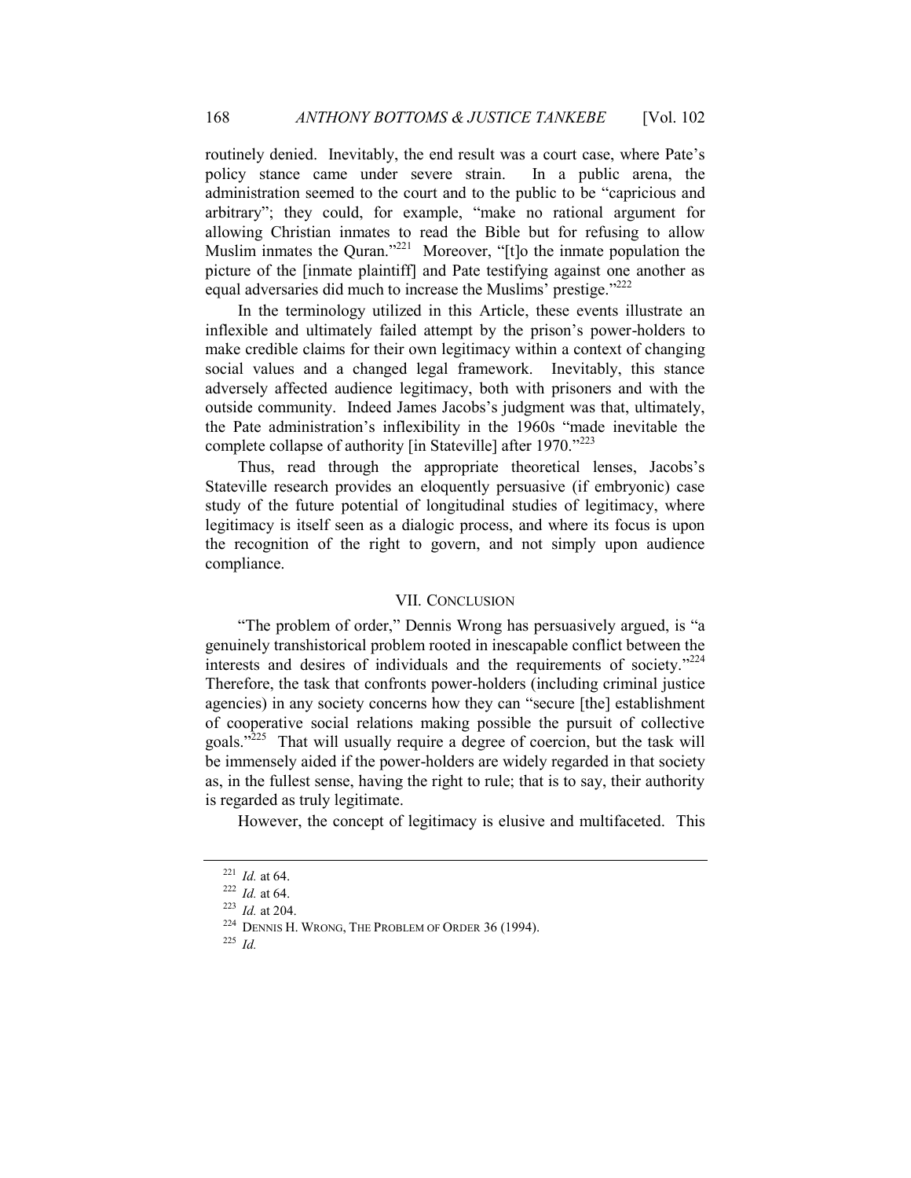routinely denied. Inevitably, the end result was a court case, where Pate's policy stance came under severe strain. In a public arena, the administration seemed to the court and to the public to be "capricious and arbitrary"; they could, for example, "make no rational argument for allowing Christian inmates to read the Bible but for refusing to allow Muslim inmates the Quran."[221] Moreover, "[t]o the inmate population the picture of the [inmate plaintiff] and Pate testifying against one another as equal adversaries did much to increase the Muslims' prestige."[222]

In the terminology utilized in this Article, these events illustrate an inflexible and ultimately failed attempt by the prison's power-holders to make credible claims for their own legitimacy within a context of changing social values and a changed legal framework. Inevitably, this stance adversely affected audience legitimacy, both with prisoners and with the outside community. Indeed James Jacobs's judgment was that, ultimately, the Pate administration's inflexibility in the 1960s "made inevitable the complete collapse of authority [in Stateville] after 1970."[223]

Thus, read through the appropriate theoretical lenses, Jacobs's Stateville research provides an eloquently persuasive (if embryonic) case study of the future potential of longitudinal studies of legitimacy, where legitimacy is itself seen as a dialogic process, and where its focus is upon the recognition of the right to govern, and not simply upon audience compliance.

## VII. Conclusion

"The problem of order," Dennis Wrong has persuasively argued, is "a genuinely transhistorical problem rooted in inescapable conflict between the interests and desires of individuals and the requirements of society."[224] Therefore, the task that confronts power-holders (including criminal justice agencies) in any society concerns how they can "secure [the] establishment of cooperative social relations making possible the pursuit of collective goals."[225] That will usually require a degree of coercion, but the task will be immensely aided if the power-holders are widely regarded in that society as, in the fullest sense, having the right to rule; that is to say, their authority is regarded as truly legitimate.

However, the concept of legitimacy is elusive and multifaceted. This

---

[221] *Id.* at 64.

[222] *Id.* at 64.

[223] *Id.* at 204.

[224] Dennis H. Wrong, The Problem of Order 36 (1994).

[225] *Id.*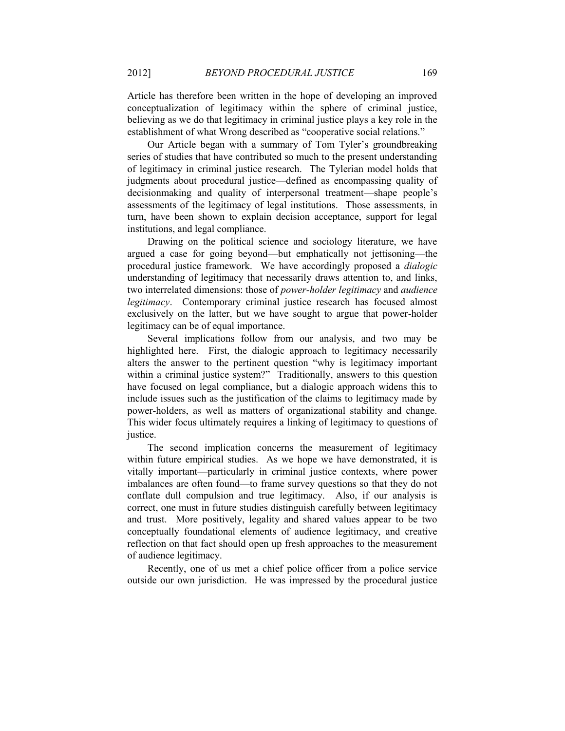Article has therefore been written in the hope of developing an improved conceptualization of legitimacy within the sphere of criminal justice, believing as we do that legitimacy in criminal justice plays a key role in the establishment of what Wrong described as "cooperative social relations."

Our Article began with a summary of Tom Tyler's groundbreaking series of studies that have contributed so much to the present understanding of legitimacy in criminal justice research. The Tylerian model holds that judgments about procedural justice—defined as encompassing quality of decisionmaking and quality of interpersonal treatment—shape people's assessments of the legitimacy of legal institutions. Those assessments, in turn, have been shown to explain decision acceptance, support for legal institutions, and legal compliance.

Drawing on the political science and sociology literature, we have argued a case for going beyond—but emphatically not jettisoning—the procedural justice framework. We have accordingly proposed a *dialogic* understanding of legitimacy that necessarily draws attention to, and links, two interrelated dimensions: those of *power-holder legitimacy* and *audience legitimacy*. Contemporary criminal justice research has focused almost exclusively on the latter, but we have sought to argue that power-holder legitimacy can be of equal importance.

Several implications follow from our analysis, and two may be highlighted here. First, the dialogic approach to legitimacy necessarily alters the answer to the pertinent question "why is legitimacy important within a criminal justice system?" Traditionally, answers to this question have focused on legal compliance, but a dialogic approach widens this to include issues such as the justification of the claims to legitimacy made by power-holders, as well as matters of organizational stability and change. This wider focus ultimately requires a linking of legitimacy to questions of justice.

The second implication concerns the measurement of legitimacy within future empirical studies. As we hope we have demonstrated, it is vitally important—particularly in criminal justice contexts, where power imbalances are often found—to frame survey questions so that they do not conflate dull compulsion and true legitimacy. Also, if our analysis is correct, one must in future studies distinguish carefully between legitimacy and trust. More positively, legality and shared values appear to be two conceptually foundational elements of audience legitimacy, and creative reflection on that fact should open up fresh approaches to the measurement of audience legitimacy.

Recently, one of us met a chief police officer from a police service outside our own jurisdiction. He was impressed by the procedural justice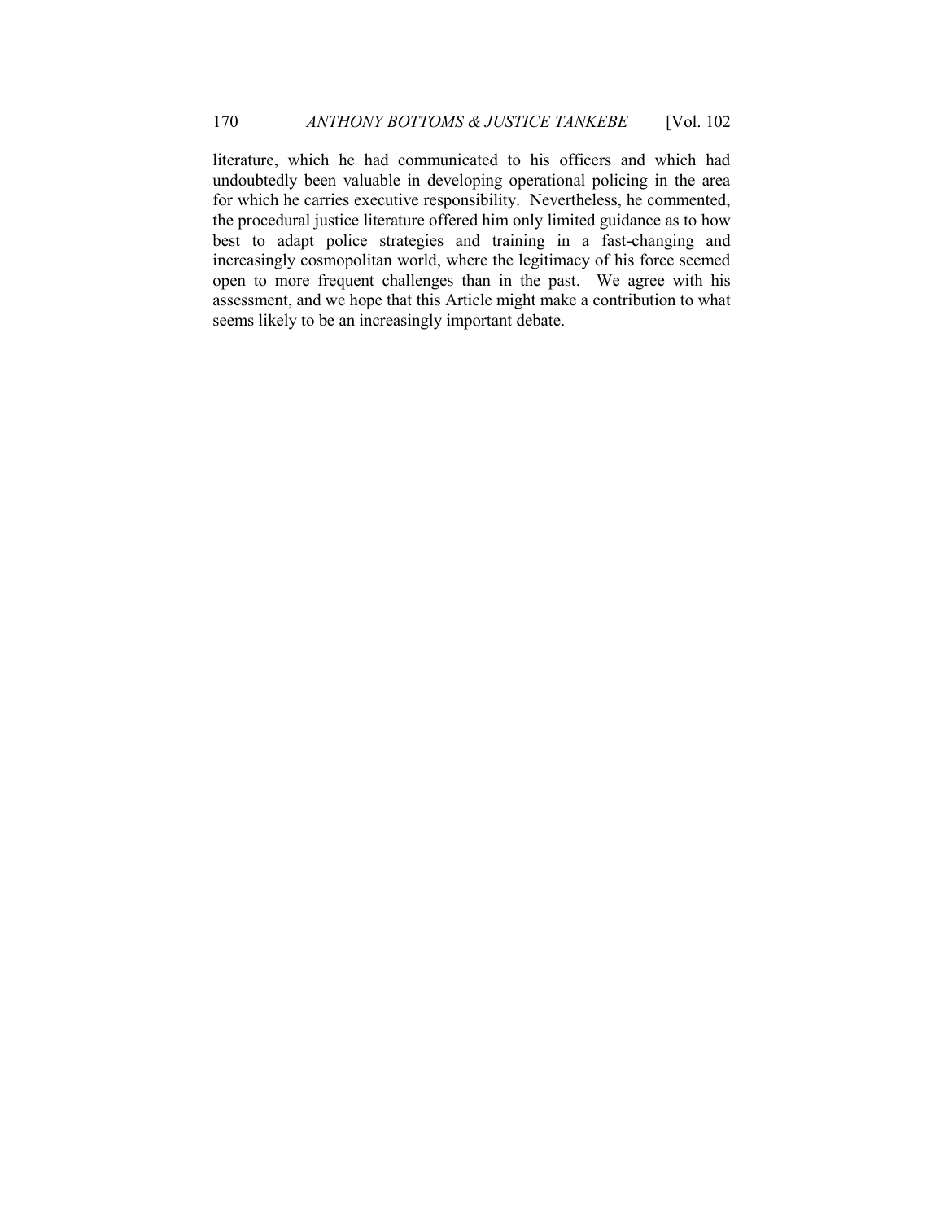literature, which he had communicated to his officers and which had undoubtedly been valuable in developing operational policing in the area for which he carries executive responsibility. Nevertheless, he commented, the procedural justice literature offered him only limited guidance as to how best to adapt police strategies and training in a fast-changing and increasingly cosmopolitan world, where the legitimacy of his force seemed open to more frequent challenges than in the past. We agree with his assessment, and we hope that this Article might make a contribution to what seems likely to be an increasingly important debate.